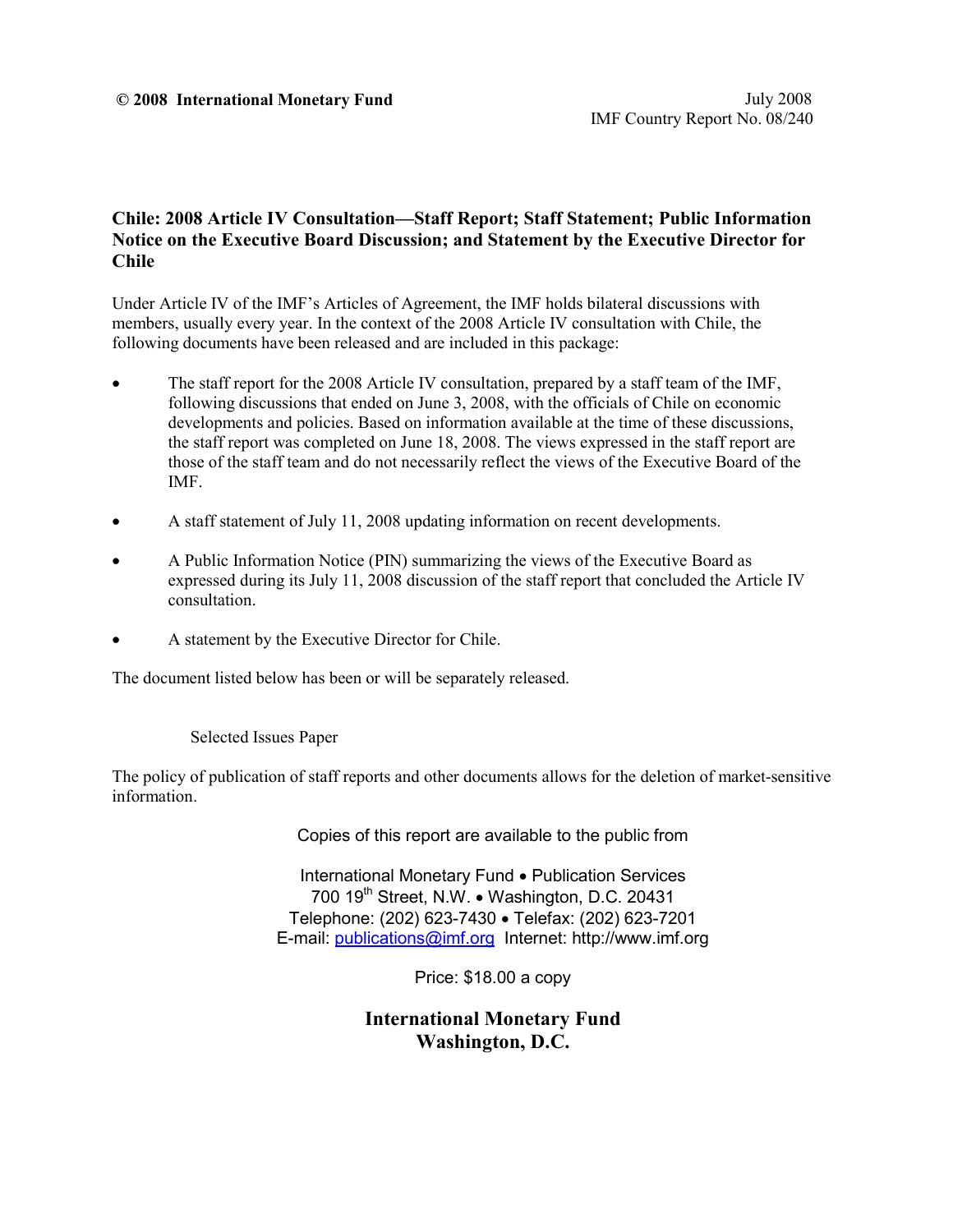**© 2008 International Monetary Fund**

July 2008
IMF Country Report No. 08/240

## Chile: 2008 Article IV Consultation—Staff Report; Staff Statement; Public Information Notice on the Executive Board Discussion; and Statement by the Executive Director for Chile

Under Article IV of the IMF's Articles of Agreement, the IMF holds bilateral discussions with members, usually every year. In the context of the 2008 Article IV consultation with Chile, the following documents have been released and are included in this package:

- The staff report for the 2008 Article IV consultation, prepared by a staff team of the IMF, following discussions that ended on June 3, 2008, with the officials of Chile on economic developments and policies. Based on information available at the time of these discussions, the staff report was completed on June 18, 2008. The views expressed in the staff report are those of the staff team and do not necessarily reflect the views of the Executive Board of the IMF.
- A staff statement of July 11, 2008 updating information on recent developments.
- A Public Information Notice (PIN) summarizing the views of the Executive Board as expressed during its July 11, 2008 discussion of the staff report that concluded the Article IV consultation.
- A statement by the Executive Director for Chile.

The document listed below has been or will be separately released.

Selected Issues Paper

The policy of publication of staff reports and other documents allows for the deletion of market-sensitive information.

Copies of this report are available to the public from

International Monetary Fund • Publication Services
700 19th Street, N.W. • Washington, D.C. 20431
Telephone: (202) 623-7430 • Telefax: (202) 623-7201
E-mail: publications@imf.org Internet: http://www.imf.org

Price: $18.00 a copy

**International Monetary Fund**
**Washington, D.C.**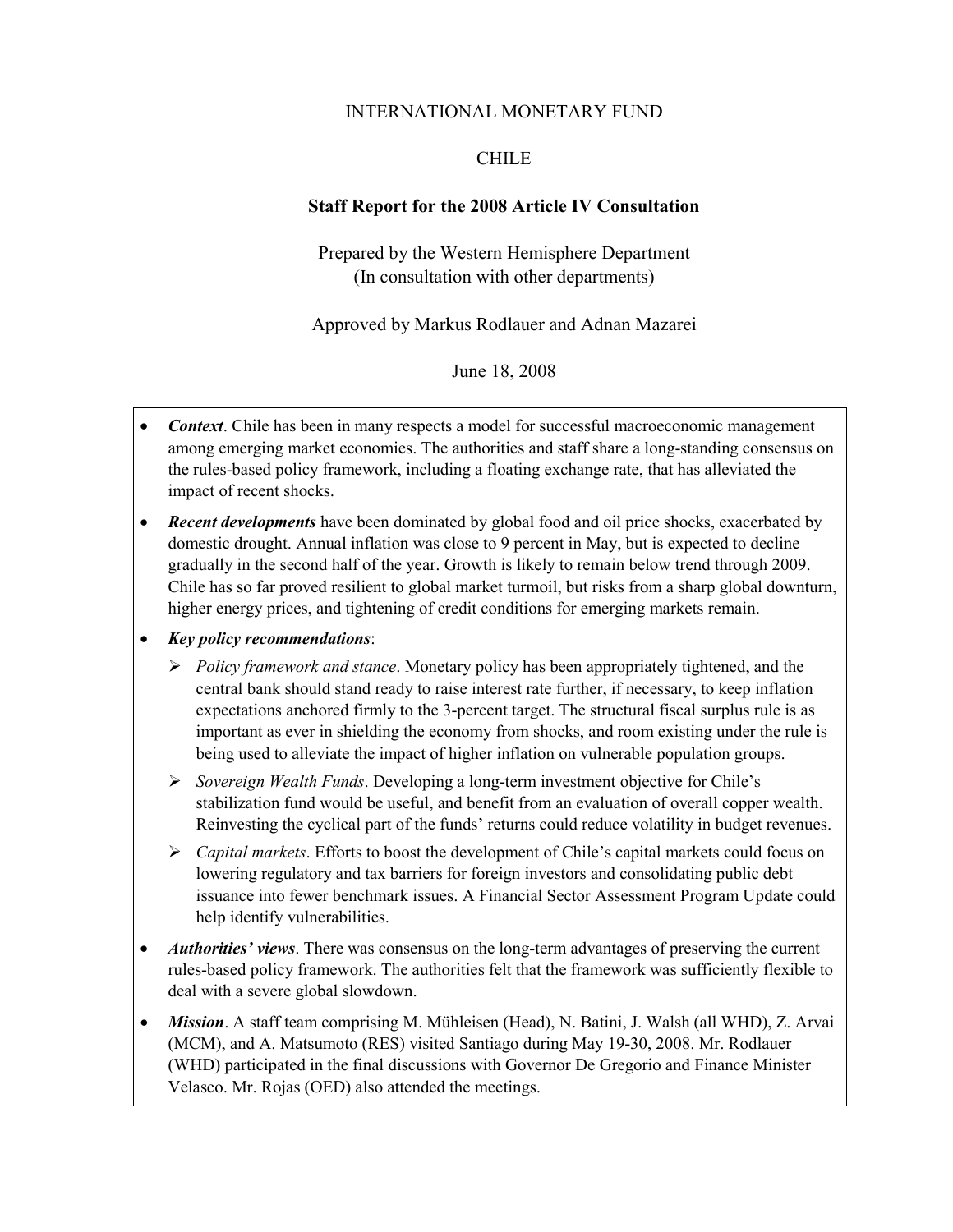INTERNATIONAL MONETARY FUND

CHILE

**Staff Report for the 2008 Article IV Consultation**

Prepared by the Western Hemisphere Department
(In consultation with other departments)

Approved by Markus Rodlauer and Adnan Mazarei

June 18, 2008

- ***Context***. Chile has been in many respects a model for successful macroeconomic management among emerging market economies. The authorities and staff share a long-standing consensus on the rules-based policy framework, including a floating exchange rate, that has alleviated the impact of recent shocks.
- ***Recent developments*** have been dominated by global food and oil price shocks, exacerbated by domestic drought. Annual inflation was close to 9 percent in May, but is expected to decline gradually in the second half of the year. Growth is likely to remain below trend through 2009. Chile has so far proved resilient to global market turmoil, but risks from a sharp global downturn, higher energy prices, and tightening of credit conditions for emerging markets remain.
- ***Key policy recommendations***:
  - *Policy framework and stance*. Monetary policy has been appropriately tightened, and the central bank should stand ready to raise interest rate further, if necessary, to keep inflation expectations anchored firmly to the 3-percent target. The structural fiscal surplus rule is as important as ever in shielding the economy from shocks, and room existing under the rule is being used to alleviate the impact of higher inflation on vulnerable population groups.
  - *Sovereign Wealth Funds*. Developing a long-term investment objective for Chile's stabilization fund would be useful, and benefit from an evaluation of overall copper wealth. Reinvesting the cyclical part of the funds' returns could reduce volatility in budget revenues.
  - *Capital markets*. Efforts to boost the development of Chile's capital markets could focus on lowering regulatory and tax barriers for foreign investors and consolidating public debt issuance into fewer benchmark issues. A Financial Sector Assessment Program Update could help identify vulnerabilities.
- ***Authorities' views***. There was consensus on the long-term advantages of preserving the current rules-based policy framework. The authorities felt that the framework was sufficiently flexible to deal with a severe global slowdown.
- ***Mission***. A staff team comprising M. Mühleisen (Head), N. Batini, J. Walsh (all WHD), Z. Arvai (MCM), and A. Matsumoto (RES) visited Santiago during May 19-30, 2008. Mr. Rodlauer (WHD) participated in the final discussions with Governor De Gregorio and Finance Minister Velasco. Mr. Rojas (OED) also attended the meetings.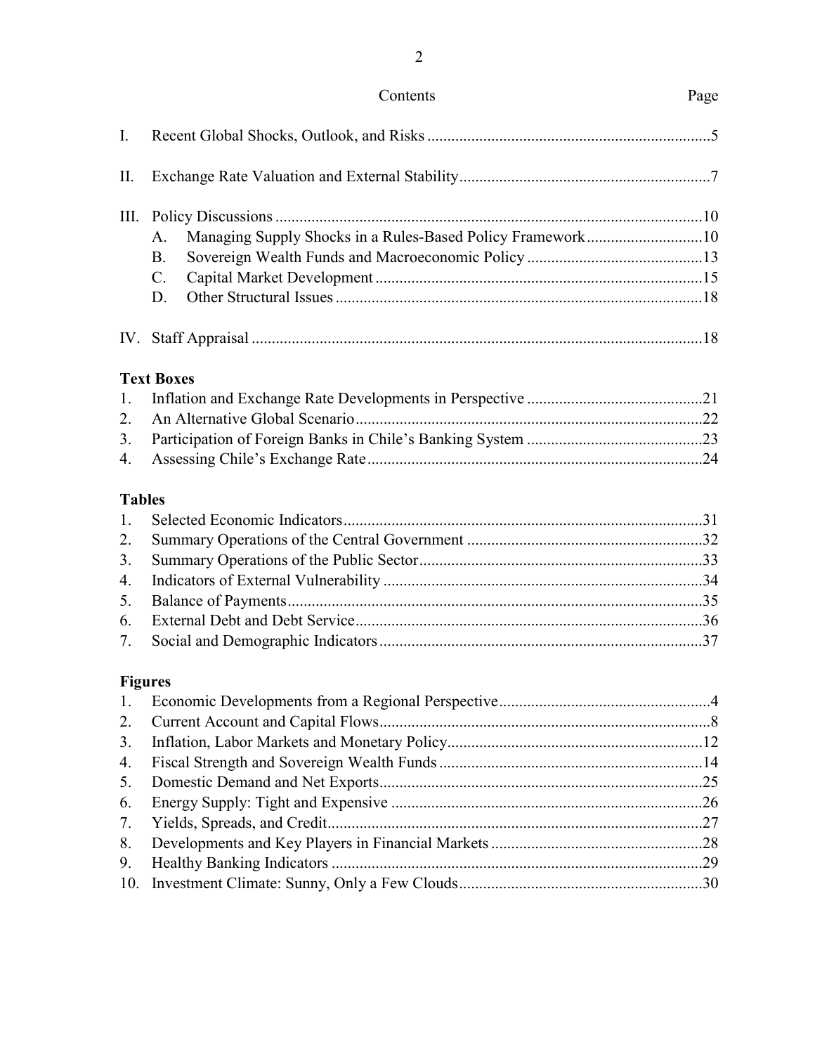## Contents

| | | Page |
|---|---|---|
| I. | Recent Global Shocks, Outlook, and Risks | 5 |
| II. | Exchange Rate Valuation and External Stability | 7 |
| III. | Policy Discussions | 10 |
| | A. Managing Supply Shocks in a Rules-Based Policy Framework | 10 |
| | B. Sovereign Wealth Funds and Macroeconomic Policy | 13 |
| | C. Capital Market Development | 15 |
| | D. Other Structural Issues | 18 |
| IV. | Staff Appraisal | 18 |

**Text Boxes**

| | | |
|---|---|---|
| 1. | Inflation and Exchange Rate Developments in Perspective | 21 |
| 2. | An Alternative Global Scenario | 22 |
| 3. | Participation of Foreign Banks in Chile's Banking System | 23 |
| 4. | Assessing Chile's Exchange Rate | 24 |

**Tables**

| | | |
|---|---|---|
| 1. | Selected Economic Indicators | 31 |
| 2. | Summary Operations of the Central Government | 32 |
| 3. | Summary Operations of the Public Sector | 33 |
| 4. | Indicators of External Vulnerability | 34 |
| 5. | Balance of Payments | 35 |
| 6. | External Debt and Debt Service | 36 |
| 7. | Social and Demographic Indicators | 37 |

**Figures**

| | | |
|---|---|---|
| 1. | Economic Developments from a Regional Perspective | 4 |
| 2. | Current Account and Capital Flows | 8 |
| 3. | Inflation, Labor Markets and Monetary Policy | 12 |
| 4. | Fiscal Strength and Sovereign Wealth Funds | 14 |
| 5. | Domestic Demand and Net Exports | 25 |
| 6. | Energy Supply: Tight and Expensive | 26 |
| 7. | Yields, Spreads, and Credit | 27 |
| 8. | Developments and Key Players in Financial Markets | 28 |
| 9. | Healthy Banking Indicators | 29 |
| 10. | Investment Climate: Sunny, Only a Few Clouds | 30 |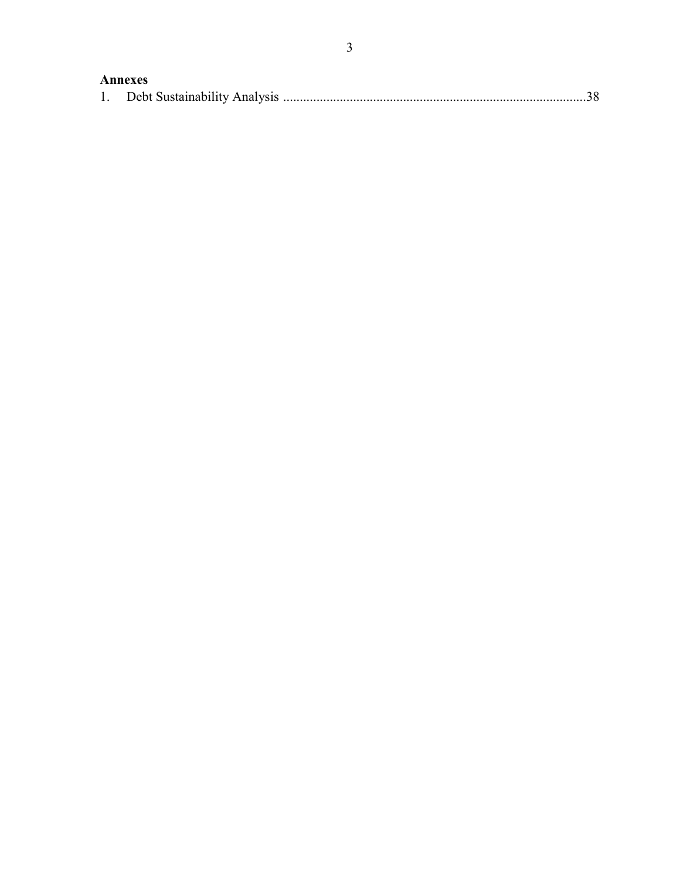**Annexes**

1. Debt Sustainability Analysis ..........................................................................................38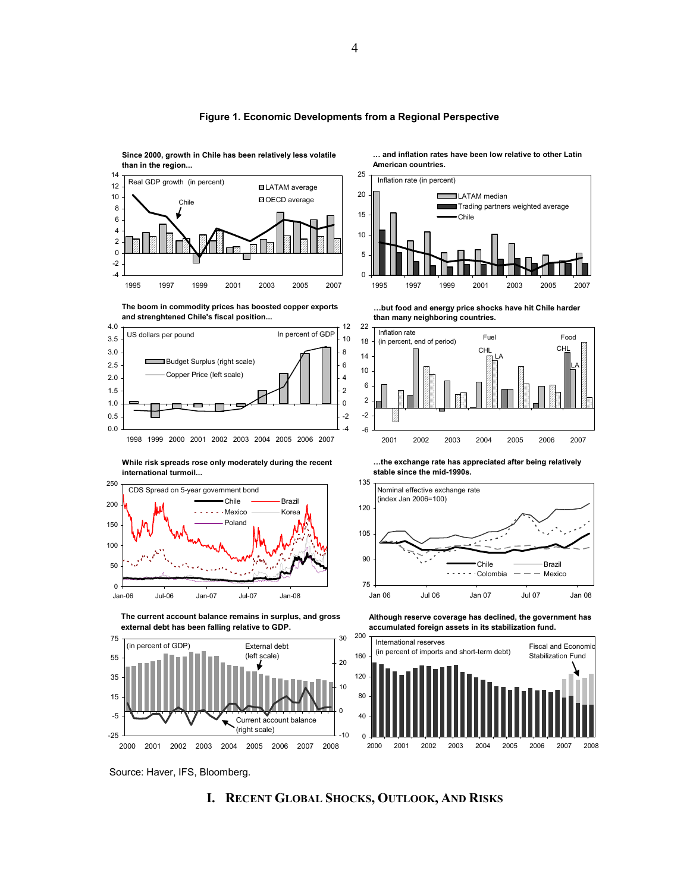**Figure 1. Economic Developments from a Regional Perspective**

**Since 2000, growth in Chile has been relatively less volatile than in the region...**

**… and inflation rates have been low relative to other Latin American countries.**

**The boom in commodity prices has boosted copper exports and strenghtened Chile's fiscal position...**

**…but food and energy price shocks have hit Chile harder than many neighboring countries.**

**While risk spreads rose only moderately during the recent international turmoil...**

**…the exchange rate has appreciated after being relatively stable since the mid-1990s.**

**The current account balance remains in surplus, and gross external debt has been falling relative to GDP.**

**Although reserve coverage has declined, the government has accumulated foreign assets in its stabilization fund.**

Source: Haver, IFS, Bloomberg.

# I. Recent Global Shocks, Outlook, and Risks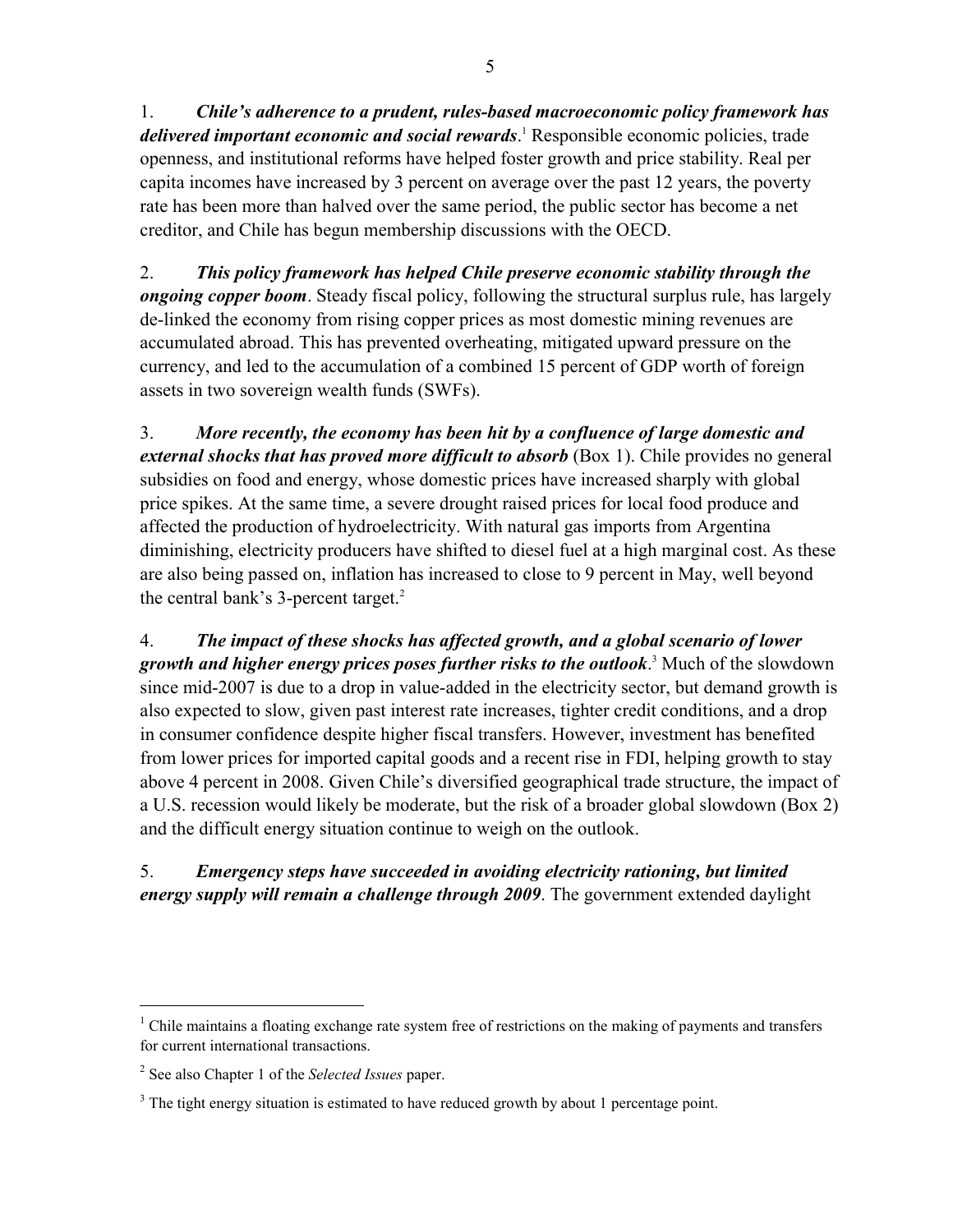1. ***Chile's adherence to a prudent, rules-based macroeconomic policy framework has delivered important economic and social rewards***.[1] Responsible economic policies, trade openness, and institutional reforms have helped foster growth and price stability. Real per capita incomes have increased by 3 percent on average over the past 12 years, the poverty rate has been more than halved over the same period, the public sector has become a net creditor, and Chile has begun membership discussions with the OECD.

2. ***This policy framework has helped Chile preserve economic stability through the ongoing copper boom***. Steady fiscal policy, following the structural surplus rule, has largely de-linked the economy from rising copper prices as most domestic mining revenues are accumulated abroad. This has prevented overheating, mitigated upward pressure on the currency, and led to the accumulation of a combined 15 percent of GDP worth of foreign assets in two sovereign wealth funds (SWFs).

3. ***More recently, the economy has been hit by a confluence of large domestic and external shocks that has proved more difficult to absorb*** (Box 1). Chile provides no general subsidies on food and energy, whose domestic prices have increased sharply with global price spikes. At the same time, a severe drought raised prices for local food produce and affected the production of hydroelectricity. With natural gas imports from Argentina diminishing, electricity producers have shifted to diesel fuel at a high marginal cost. As these are also being passed on, inflation has increased to close to 9 percent in May, well beyond the central bank's 3-percent target.[2]

4. ***The impact of these shocks has affected growth, and a global scenario of lower growth and higher energy prices poses further risks to the outlook***.[3] Much of the slowdown since mid-2007 is due to a drop in value-added in the electricity sector, but demand growth is also expected to slow, given past interest rate increases, tighter credit conditions, and a drop in consumer confidence despite higher fiscal transfers. However, investment has benefited from lower prices for imported capital goods and a recent rise in FDI, helping growth to stay above 4 percent in 2008. Given Chile's diversified geographical trade structure, the impact of a U.S. recession would likely be moderate, but the risk of a broader global slowdown (Box 2) and the difficult energy situation continue to weigh on the outlook.

5. ***Emergency steps have succeeded in avoiding electricity rationing, but limited energy supply will remain a challenge through 2009***. The government extended daylight

---

[1] Chile maintains a floating exchange rate system free of restrictions on the making of payments and transfers for current international transactions.

[2] See also Chapter 1 of the *Selected Issues* paper.

[3] The tight energy situation is estimated to have reduced growth by about 1 percentage point.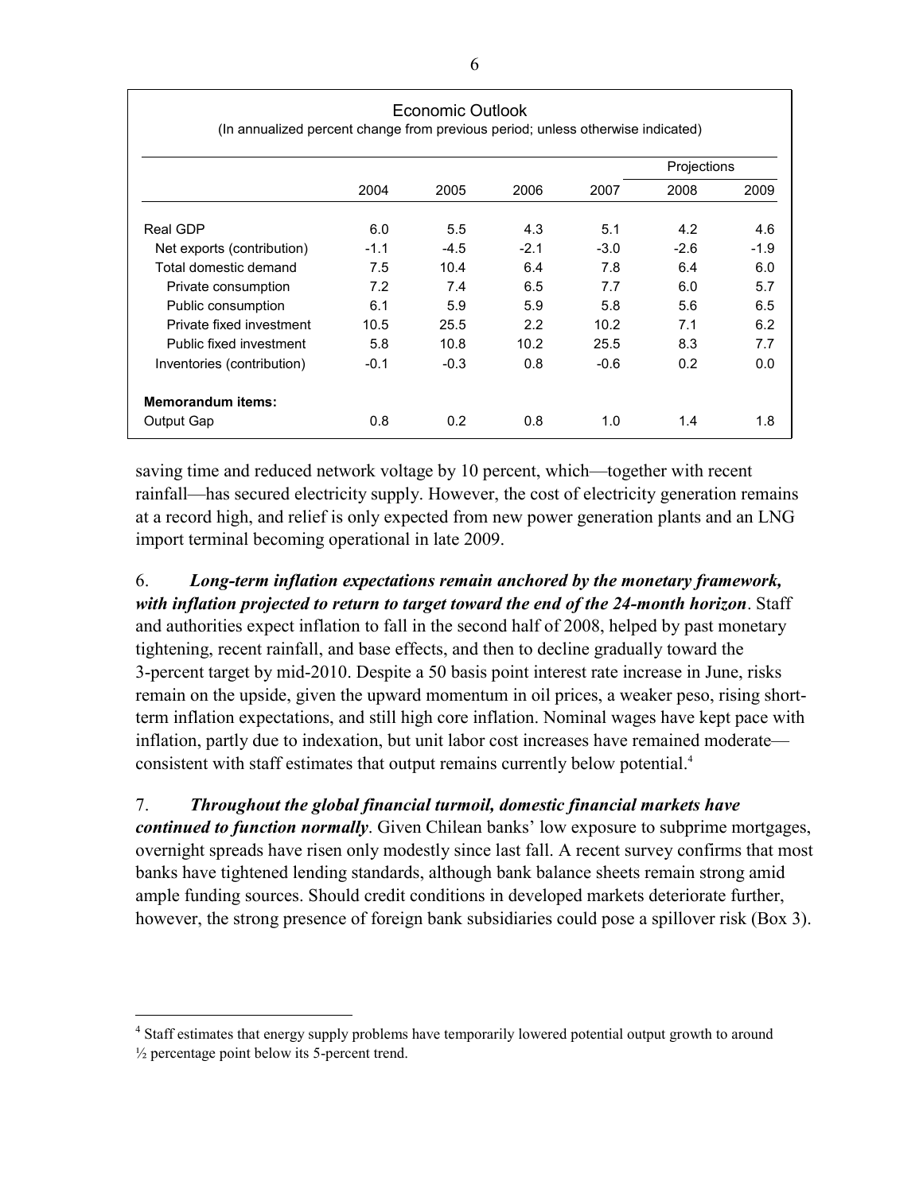Economic Outlook

(In annualized percent change from previous period; unless otherwise indicated)

| | 2004 | 2005 | 2006 | 2007 | Projections 2008 | Projections 2009 |
|---|---|---|---|---|---|---|
| Real GDP | 6.0 | 5.5 | 4.3 | 5.1 | 4.2 | 4.6 |
| Net exports (contribution) | -1.1 | -4.5 | -2.1 | -3.0 | -2.6 | -1.9 |
| Total domestic demand | 7.5 | 10.4 | 6.4 | 7.8 | 6.4 | 6.0 |
| Private consumption | 7.2 | 7.4 | 6.5 | 7.7 | 6.0 | 5.7 |
| Public consumption | 6.1 | 5.9 | 5.9 | 5.8 | 5.6 | 6.5 |
| Private fixed investment | 10.5 | 25.5 | 2.2 | 10.2 | 7.1 | 6.2 |
| Public fixed investment | 5.8 | 10.8 | 10.2 | 25.5 | 8.3 | 7.7 |
| Inventories (contribution) | -0.1 | -0.3 | 0.8 | -0.6 | 0.2 | 0.0 |
| **Memorandum items:** | | | | | | |
| Output Gap | 0.8 | 0.2 | 0.8 | 1.0 | 1.4 | 1.8 |

saving time and reduced network voltage by 10 percent, which—together with recent rainfall—has secured electricity supply. However, the cost of electricity generation remains at a record high, and relief is only expected from new power generation plants and an LNG import terminal becoming operational in late 2009.

6. ***Long-term inflation expectations remain anchored by the monetary framework, with inflation projected to return to target toward the end of the 24-month horizon***. Staff and authorities expect inflation to fall in the second half of 2008, helped by past monetary tightening, recent rainfall, and base effects, and then to decline gradually toward the 3-percent target by mid-2010. Despite a 50 basis point interest rate increase in June, risks remain on the upside, given the upward momentum in oil prices, a weaker peso, rising short-term inflation expectations, and still high core inflation. Nominal wages have kept pace with inflation, partly due to indexation, but unit labor cost increases have remained moderate—consistent with staff estimates that output remains currently below potential.[4]

7. ***Throughout the global financial turmoil, domestic financial markets have continued to function normally***. Given Chilean banks' low exposure to subprime mortgages, overnight spreads have risen only modestly since last fall. A recent survey confirms that most banks have tightened lending standards, although bank balance sheets remain strong amid ample funding sources. Should credit conditions in developed markets deteriorate further, however, the strong presence of foreign bank subsidiaries could pose a spillover risk (Box 3).

---

[4] Staff estimates that energy supply problems have temporarily lowered potential output growth to around ½ percentage point below its 5-percent trend.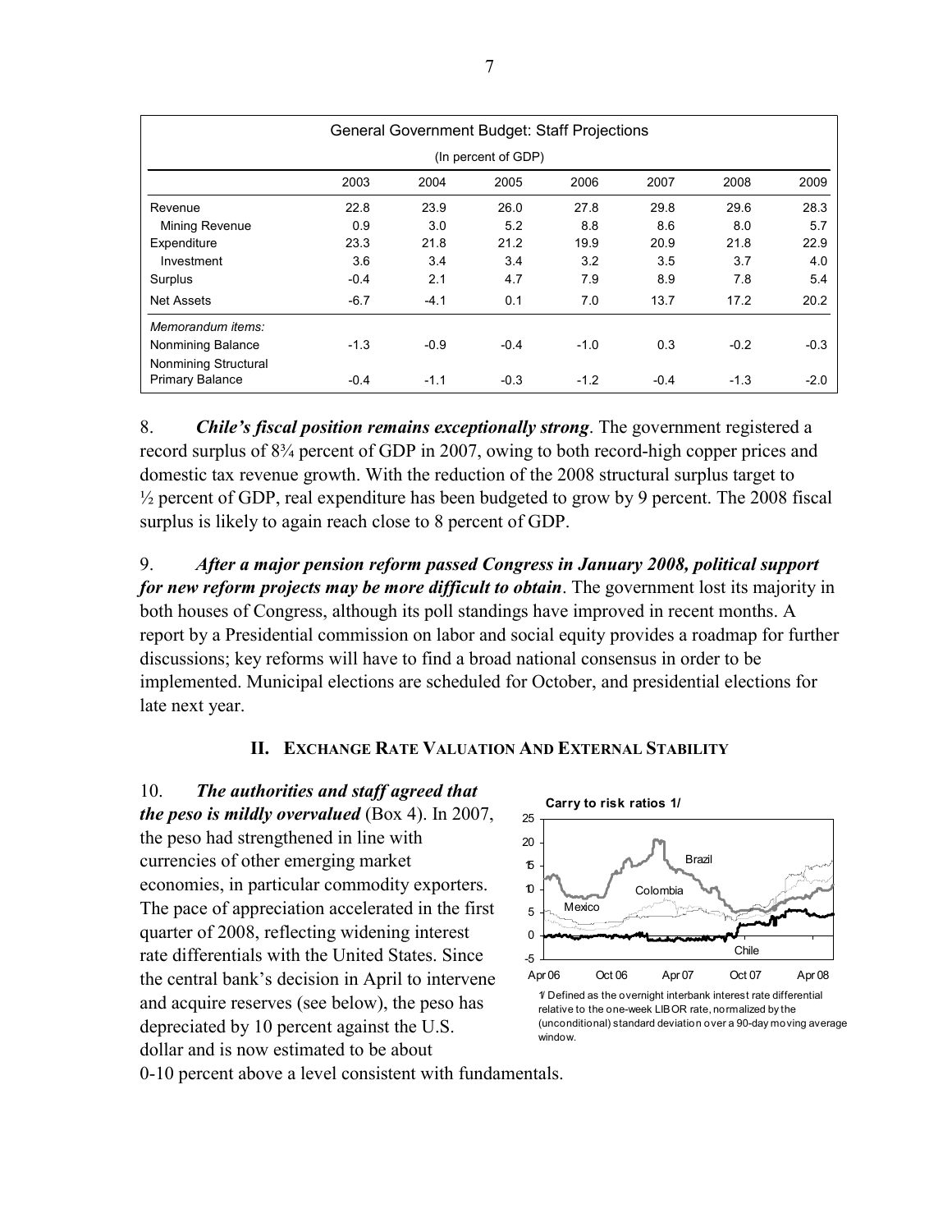| General Government Budget: Staff Projections (In percent of GDP) | | | | | | | |
|---|---|---|---|---|---|---|---|
| | 2003 | 2004 | 2005 | 2006 | 2007 | 2008 | 2009 |
| Revenue | 22.8 | 23.9 | 26.0 | 27.8 | 29.8 | 29.6 | 28.3 |
| Mining Revenue | 0.9 | 3.0 | 5.2 | 8.8 | 8.6 | 8.0 | 5.7 |
| Expenditure | 23.3 | 21.8 | 21.2 | 19.9 | 20.9 | 21.8 | 22.9 |
| Investment | 3.6 | 3.4 | 3.4 | 3.2 | 3.5 | 3.7 | 4.0 |
| Surplus | -0.4 | 2.1 | 4.7 | 7.9 | 8.9 | 7.8 | 5.4 |
| Net Assets | -6.7 | -4.1 | 0.1 | 7.0 | 13.7 | 17.2 | 20.2 |
| *Memorandum items:* | | | | | | | |
| Nonmining Balance | -1.3 | -0.9 | -0.4 | -1.0 | 0.3 | -0.2 | -0.3 |
| Nonmining Structural Primary Balance | -0.4 | -1.1 | -0.3 | -1.2 | -0.4 | -1.3 | -2.0 |

8. ***Chile's fiscal position remains exceptionally strong***. The government registered a record surplus of 8¾ percent of GDP in 2007, owing to both record-high copper prices and domestic tax revenue growth. With the reduction of the 2008 structural surplus target to ½ percent of GDP, real expenditure has been budgeted to grow by 9 percent. The 2008 fiscal surplus is likely to again reach close to 8 percent of GDP.

9. ***After a major pension reform passed Congress in January 2008, political support for new reform projects may be more difficult to obtain***. The government lost its majority in both houses of Congress, although its poll standings have improved in recent months. A report by a Presidential commission on labor and social equity provides a roadmap for further discussions; key reforms will have to find a broad national consensus in order to be implemented. Municipal elections are scheduled for October, and presidential elections for late next year.

## II. Exchange Rate Valuation and External Stability

10. ***The authorities and staff agreed that the peso is mildly overvalued*** (Box 4). In 2007, the peso had strengthened in line with currencies of other emerging market economies, in particular commodity exporters. The pace of appreciation accelerated in the first quarter of 2008, reflecting widening interest rate differentials with the United States. Since the central bank's decision in April to intervene and acquire reserves (see below), the peso has depreciated by 10 percent against the U.S. dollar and is now estimated to be about 0-10 percent above a level consistent with fundamentals.

**Carry to risk ratios 1/**

1/ Defined as the overnight interbank interest rate differential relative to the one-week LIBOR rate, normalized by the (unconditional) standard deviation over a 90-day moving average window.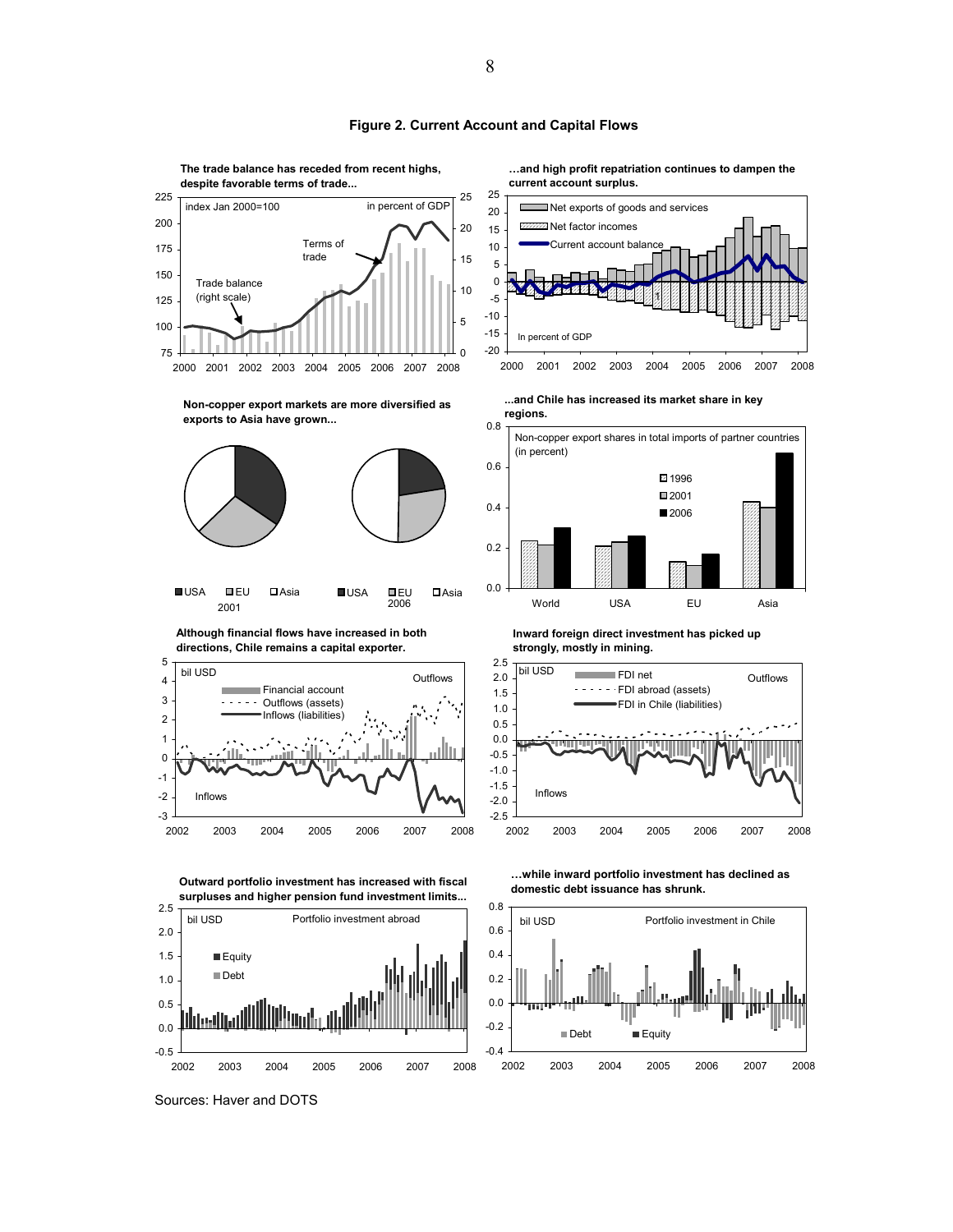**Figure 2. Current Account and Capital Flows**

**The trade balance has receded from recent highs, despite favorable terms of trade...**

index Jan 2000=100 | in percent of GDP

Terms of trade

Trade balance (right scale)

**...and high profit repatriation continues to dampen the current account surplus.**

Net exports of goods and services

Net factor incomes

Current account balance

In percent of GDP

**Non-copper export markets are more diversified as exports to Asia have grown...**

USA | EU | Asia — 2001

USA | EU | Asia — 2006

**...and Chile has increased its market share in key regions.**

Non-copper export shares in total imports of partner countries (in percent)

1996 | 2001 | 2006

World | USA | EU | Asia

**Although financial flows have increased in both directions, Chile remains a capital exporter.**

bil USD

Financial account

Outflows (assets)

Inflows (liabilities)

Outflows

Inflows

**Inward foreign direct investment has picked up strongly, mostly in mining.**

bil USD

FDI net

FDI abroad (assets)

FDI in Chile (liabilities)

Outflows

Inflows

**Outward portfolio investment has increased with fiscal surpluses and higher pension fund investment limits...**

bil USD

Portfolio investment abroad

Equity

Debt

**...while inward portfolio investment has declined as domestic debt issuance has shrunk.**

bil USD

Portfolio investment in Chile

Debt

Equity

Sources: Haver and DOTS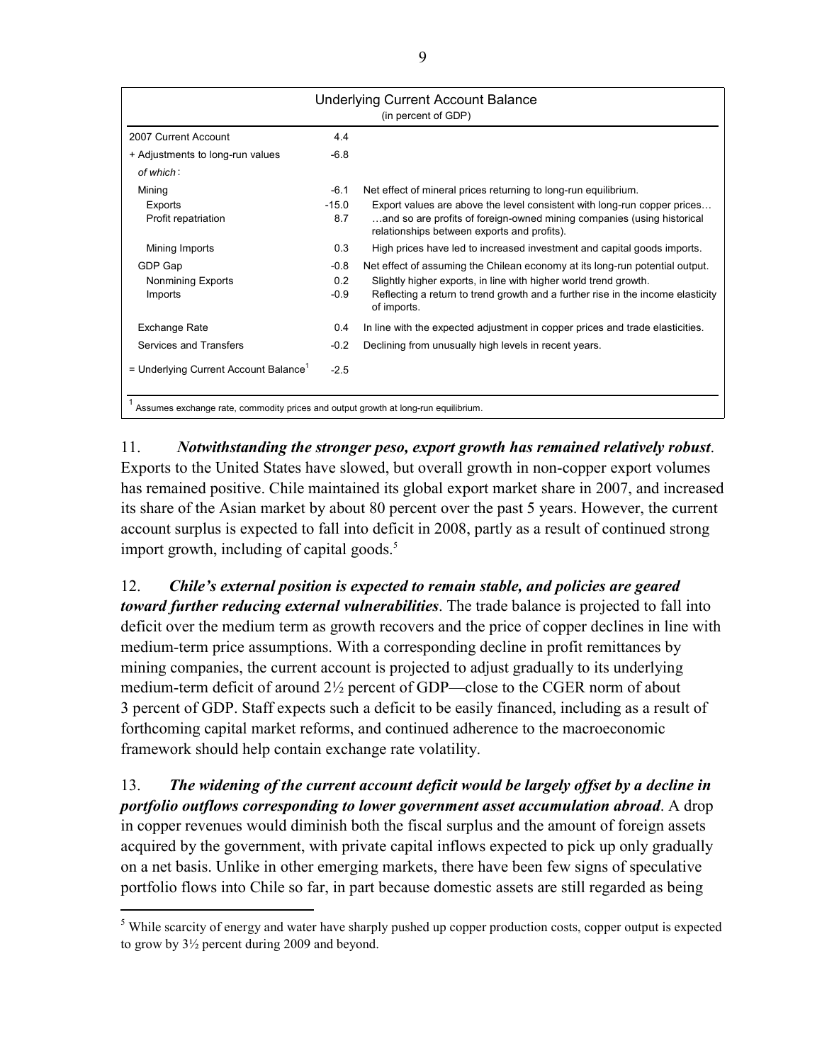| Underlying Current Account Balance (in percent of GDP) | | |
|---|---|---|
| 2007 Current Account | 4.4 | |
| + Adjustments to long-run values | -6.8 | |
| *of which*: | | |
| Mining | -6.1 | Net effect of mineral prices returning to long-run equilibrium. |
| Exports | -15.0 | Export values are above the level consistent with long-run copper prices… |
| Profit repatriation | 8.7 | …and so are profits of foreign-owned mining companies (using historical relationships between exports and profits). |
| Mining Imports | 0.3 | High prices have led to increased investment and capital goods imports. |
| GDP Gap | -0.8 | Net effect of assuming the Chilean economy at its long-run potential output. |
| Nonmining Exports | 0.2 | Slightly higher exports, in line with higher world trend growth. |
| Imports | -0.9 | Reflecting a return to trend growth and a further rise in the income elasticity of imports. |
| Exchange Rate | 0.4 | In line with the expected adjustment in copper prices and trade elasticities. |
| Services and Transfers | -0.2 | Declining from unusually high levels in recent years. |
| = Underlying Current Account Balance[1] | -2.5 | |

[1] Assumes exchange rate, commodity prices and output growth at long-run equilibrium.

11. ***Notwithstanding the stronger peso, export growth has remained relatively robust***. Exports to the United States have slowed, but overall growth in non-copper export volumes has remained positive. Chile maintained its global export market share in 2007, and increased its share of the Asian market by about 80 percent over the past 5 years. However, the current account surplus is expected to fall into deficit in 2008, partly as a result of continued strong import growth, including of capital goods.[5]

12. ***Chile's external position is expected to remain stable, and policies are geared toward further reducing external vulnerabilities***. The trade balance is projected to fall into deficit over the medium term as growth recovers and the price of copper declines in line with medium-term price assumptions. With a corresponding decline in profit remittances by mining companies, the current account is projected to adjust gradually to its underlying medium-term deficit of around 2½ percent of GDP—close to the CGER norm of about 3 percent of GDP. Staff expects such a deficit to be easily financed, including as a result of forthcoming capital market reforms, and continued adherence to the macroeconomic framework should help contain exchange rate volatility.

13. ***The widening of the current account deficit would be largely offset by a decline in portfolio outflows corresponding to lower government asset accumulation abroad***. A drop in copper revenues would diminish both the fiscal surplus and the amount of foreign assets acquired by the government, with private capital inflows expected to pick up only gradually on a net basis. Unlike in other emerging markets, there have been few signs of speculative portfolio flows into Chile so far, in part because domestic assets are still regarded as being

[5] While scarcity of energy and water have sharply pushed up copper production costs, copper output is expected to grow by 3½ percent during 2009 and beyond.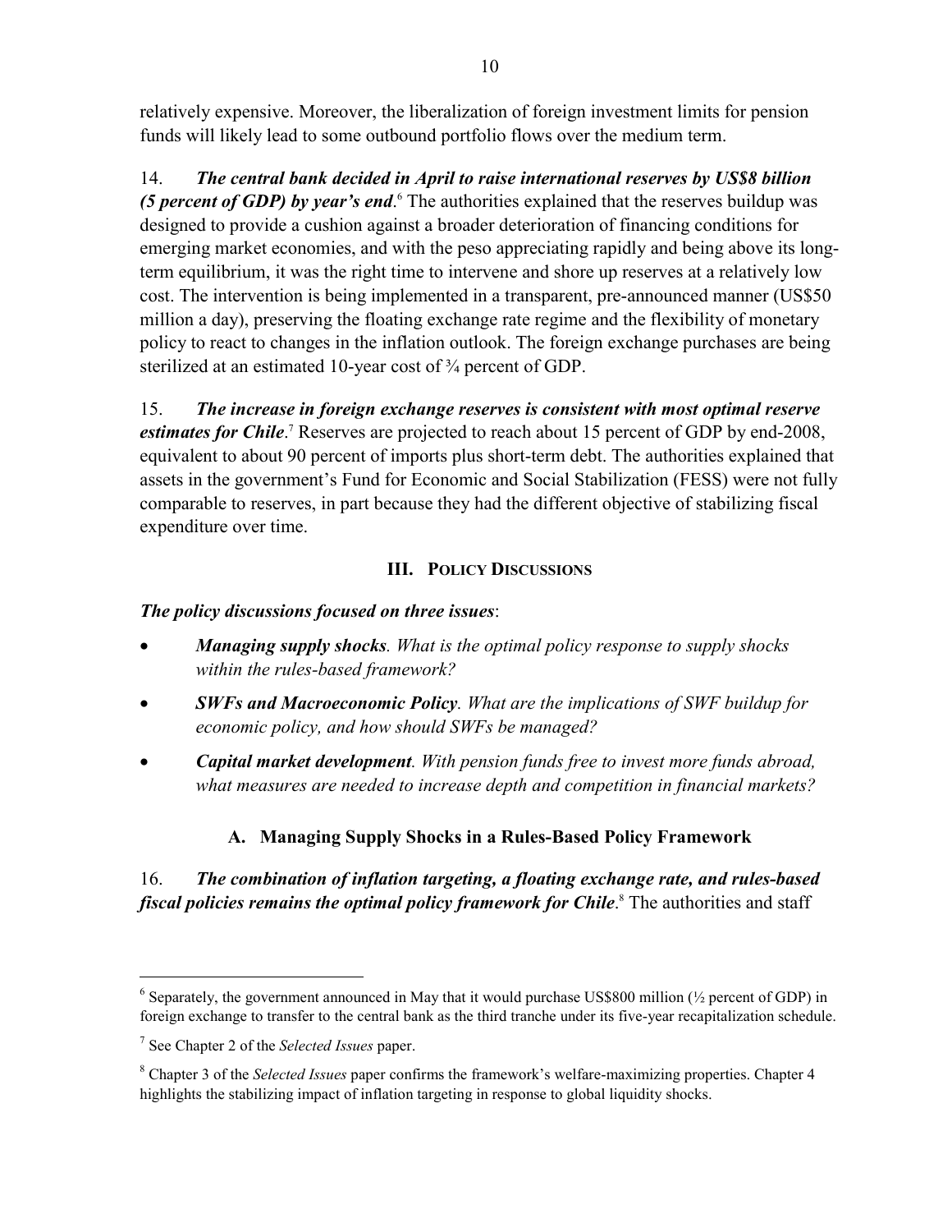relatively expensive. Moreover, the liberalization of foreign investment limits for pension funds will likely lead to some outbound portfolio flows over the medium term.

14. ***The central bank decided in April to raise international reserves by US$8 billion (5 percent of GDP) by year's end***.[6] The authorities explained that the reserves buildup was designed to provide a cushion against a broader deterioration of financing conditions for emerging market economies, and with the peso appreciating rapidly and being above its long-term equilibrium, it was the right time to intervene and shore up reserves at a relatively low cost. The intervention is being implemented in a transparent, pre-announced manner (US$50 million a day), preserving the floating exchange rate regime and the flexibility of monetary policy to react to changes in the inflation outlook. The foreign exchange purchases are being sterilized at an estimated 10-year cost of ¾ percent of GDP.

15. ***The increase in foreign exchange reserves is consistent with most optimal reserve estimates for Chile***.[7] Reserves are projected to reach about 15 percent of GDP by end-2008, equivalent to about 90 percent of imports plus short-term debt. The authorities explained that assets in the government's Fund for Economic and Social Stabilization (FESS) were not fully comparable to reserves, in part because they had the different objective of stabilizing fiscal expenditure over time.

## III. Policy Discussions

***The policy discussions focused on three issues***:

- ***Managing supply shocks****. What is the optimal policy response to supply shocks within the rules-based framework?*
- ***SWFs and Macroeconomic Policy****. What are the implications of SWF buildup for economic policy, and how should SWFs be managed?*
- ***Capital market development****. With pension funds free to invest more funds abroad, what measures are needed to increase depth and competition in financial markets?*

### A. Managing Supply Shocks in a Rules-Based Policy Framework

16. ***The combination of inflation targeting, a floating exchange rate, and rules-based fiscal policies remains the optimal policy framework for Chile***.[8] The authorities and staff

---

[6] Separately, the government announced in May that it would purchase US$800 million (½ percent of GDP) in foreign exchange to transfer to the central bank as the third tranche under its five-year recapitalization schedule.

[7] See Chapter 2 of the *Selected Issues* paper.

[8] Chapter 3 of the *Selected Issues* paper confirms the framework's welfare-maximizing properties. Chapter 4 highlights the stabilizing impact of inflation targeting in response to global liquidity shocks.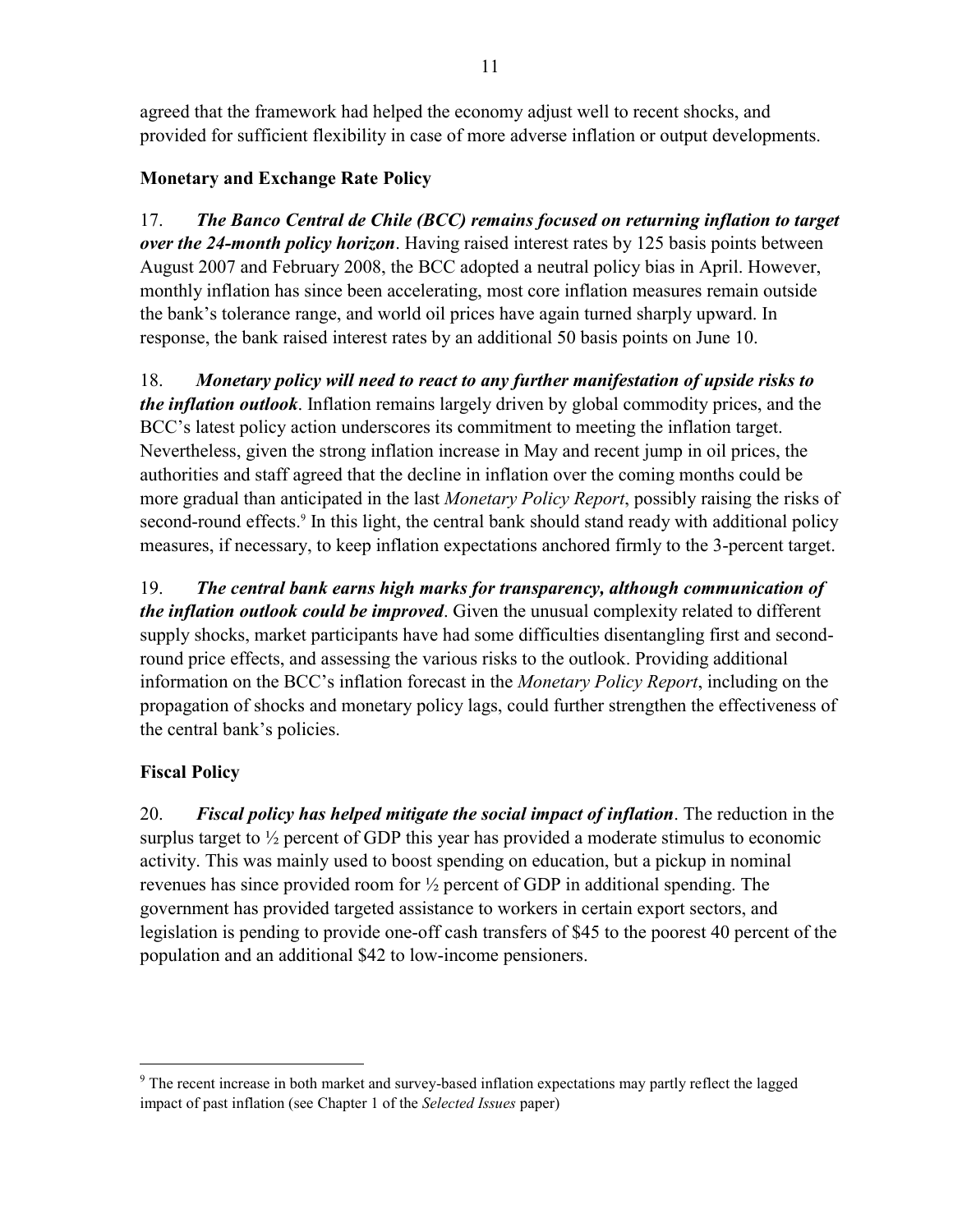agreed that the framework had helped the economy adjust well to recent shocks, and provided for sufficient flexibility in case of more adverse inflation or output developments.

### Monetary and Exchange Rate Policy

17. ***The Banco Central de Chile (BCC) remains focused on returning inflation to target over the 24-month policy horizon***. Having raised interest rates by 125 basis points between August 2007 and February 2008, the BCC adopted a neutral policy bias in April. However, monthly inflation has since been accelerating, most core inflation measures remain outside the bank's tolerance range, and world oil prices have again turned sharply upward. In response, the bank raised interest rates by an additional 50 basis points on June 10.

18. ***Monetary policy will need to react to any further manifestation of upside risks to the inflation outlook***. Inflation remains largely driven by global commodity prices, and the BCC's latest policy action underscores its commitment to meeting the inflation target. Nevertheless, given the strong inflation increase in May and recent jump in oil prices, the authorities and staff agreed that the decline in inflation over the coming months could be more gradual than anticipated in the last *Monetary Policy Report*, possibly raising the risks of second-round effects.[9] In this light, the central bank should stand ready with additional policy measures, if necessary, to keep inflation expectations anchored firmly to the 3-percent target.

19. ***The central bank earns high marks for transparency, although communication of the inflation outlook could be improved***. Given the unusual complexity related to different supply shocks, market participants have had some difficulties disentangling first and second-round price effects, and assessing the various risks to the outlook. Providing additional information on the BCC's inflation forecast in the *Monetary Policy Report*, including on the propagation of shocks and monetary policy lags, could further strengthen the effectiveness of the central bank's policies.

### Fiscal Policy

20. ***Fiscal policy has helped mitigate the social impact of inflation***. The reduction in the surplus target to ½ percent of GDP this year has provided a moderate stimulus to economic activity. This was mainly used to boost spending on education, but a pickup in nominal revenues has since provided room for ½ percent of GDP in additional spending. The government has provided targeted assistance to workers in certain export sectors, and legislation is pending to provide one-off cash transfers of $45 to the poorest 40 percent of the population and an additional $42 to low-income pensioners.

---

[9] The recent increase in both market and survey-based inflation expectations may partly reflect the lagged impact of past inflation (see Chapter 1 of the *Selected Issues* paper)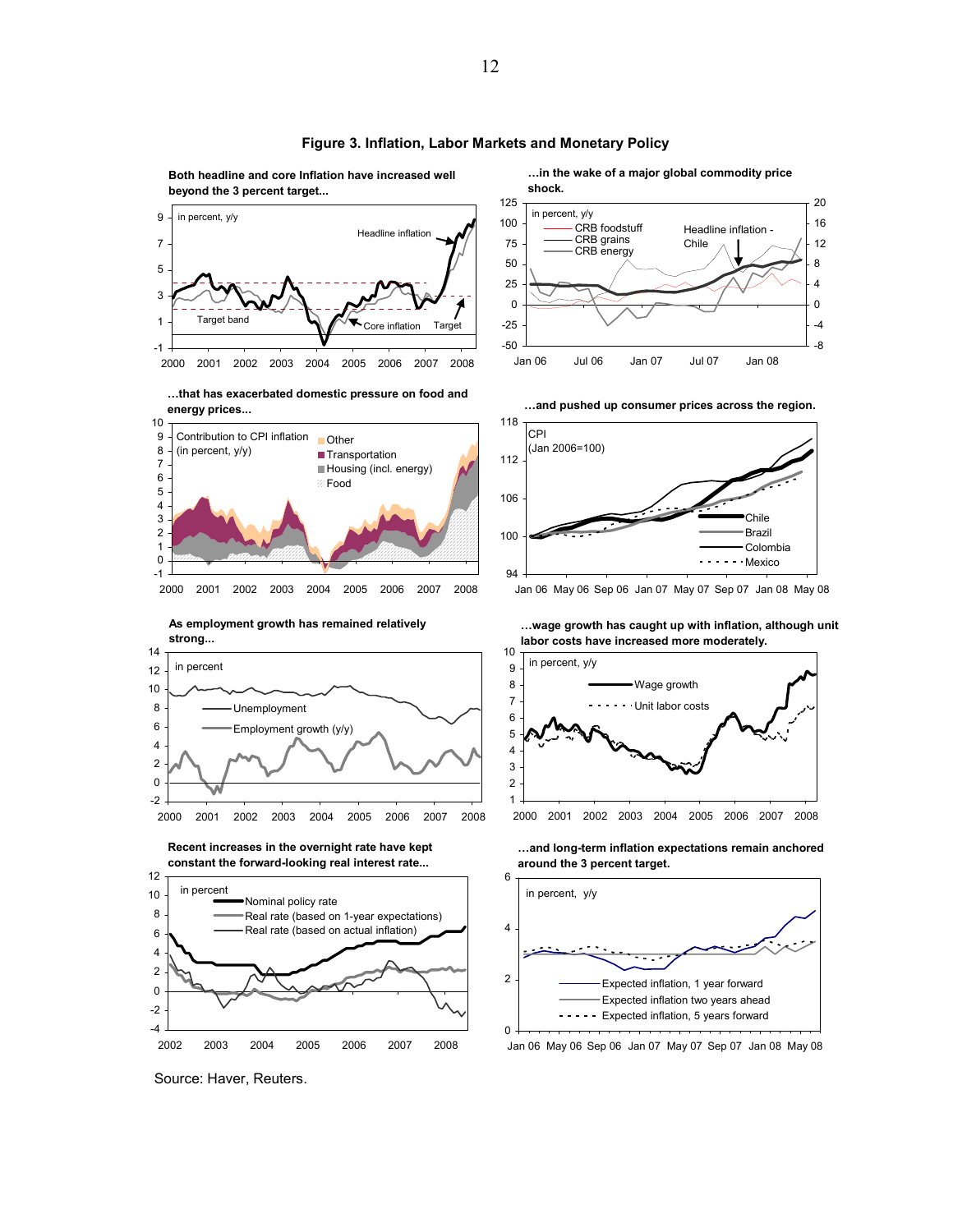**Figure 3. Inflation, Labor Markets and Monetary Policy**

**Both headline and core Inflation have increased well beyond the 3 percent target...**

in percent, y/y

Headline inflation

Target band

Core inflation

Target

**...in the wake of a major global commodity price shock.**

in percent, y/y

CRB foodstuff

CRB grains

CRB energy

Headline inflation - Chile

**...that has exacerbated domestic pressure on food and energy prices...**

Contribution to CPI inflation (in percent, y/y)

Other

Transportation

Housing (incl. energy)

Food

**...and pushed up consumer prices across the region.**

CPI (Jan 2006=100)

Chile

Brazil

Colombia

Mexico

**As employment growth has remained relatively strong...**

in percent

Unemployment

Employment growth (y/y)

**...wage growth has caught up with inflation, although unit labor costs have increased more moderately.**

in percent, y/y

Wage growth

Unit labor costs

**Recent increases in the overnight rate have kept constant the forward-looking real interest rate...**

in percent

Nominal policy rate

Real rate (based on 1-year expectations)

Real rate (based on actual inflation)

**...and long-term inflation expectations remain anchored around the 3 percent target.**

in percent, y/y

Expected inflation, 1 year forward

Expected inflation two years ahead

Expected inflation, 5 years forward

Source: Haver, Reuters.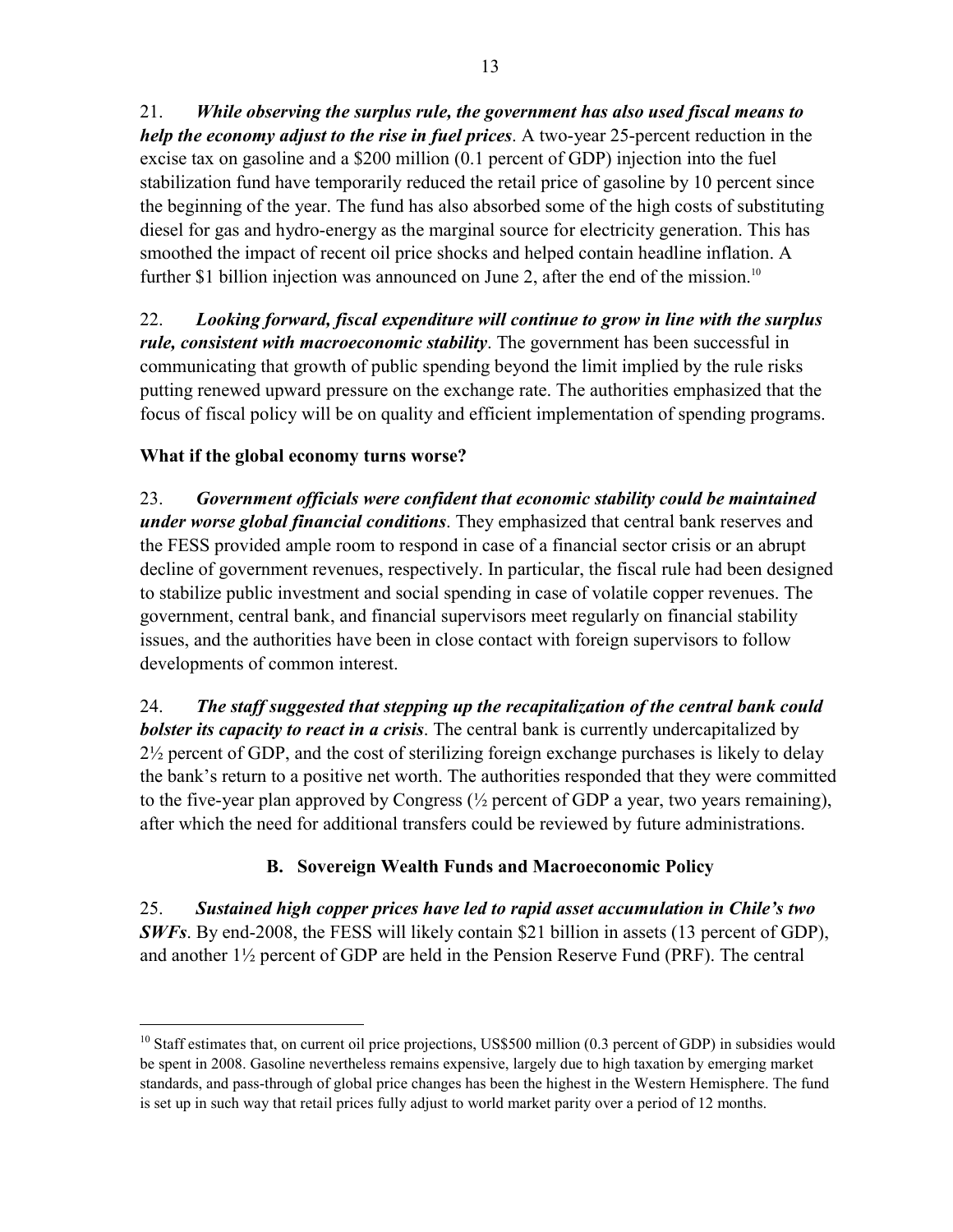21. ***While observing the surplus rule, the government has also used fiscal means to help the economy adjust to the rise in fuel prices***. A two-year 25-percent reduction in the excise tax on gasoline and a $200 million (0.1 percent of GDP) injection into the fuel stabilization fund have temporarily reduced the retail price of gasoline by 10 percent since the beginning of the year. The fund has also absorbed some of the high costs of substituting diesel for gas and hydro-energy as the marginal source for electricity generation. This has smoothed the impact of recent oil price shocks and helped contain headline inflation. A further $1 billion injection was announced on June 2, after the end of the mission.[10]

22. ***Looking forward, fiscal expenditure will continue to grow in line with the surplus rule, consistent with macroeconomic stability***. The government has been successful in communicating that growth of public spending beyond the limit implied by the rule risks putting renewed upward pressure on the exchange rate. The authorities emphasized that the focus of fiscal policy will be on quality and efficient implementation of spending programs.

**What if the global economy turns worse?**

23. ***Government officials were confident that economic stability could be maintained under worse global financial conditions***. They emphasized that central bank reserves and the FESS provided ample room to respond in case of a financial sector crisis or an abrupt decline of government revenues, respectively. In particular, the fiscal rule had been designed to stabilize public investment and social spending in case of volatile copper revenues. The government, central bank, and financial supervisors meet regularly on financial stability issues, and the authorities have been in close contact with foreign supervisors to follow developments of common interest.

24. ***The staff suggested that stepping up the recapitalization of the central bank could bolster its capacity to react in a crisis***. The central bank is currently undercapitalized by 2½ percent of GDP, and the cost of sterilizing foreign exchange purchases is likely to delay the bank's return to a positive net worth. The authorities responded that they were committed to the five-year plan approved by Congress (½ percent of GDP a year, two years remaining), after which the need for additional transfers could be reviewed by future administrations.

## B. Sovereign Wealth Funds and Macroeconomic Policy

25. ***Sustained high copper prices have led to rapid asset accumulation in Chile's two SWFs***. By end-2008, the FESS will likely contain $21 billion in assets (13 percent of GDP), and another 1½ percent of GDP are held in the Pension Reserve Fund (PRF). The central

---

[10] Staff estimates that, on current oil price projections, US$500 million (0.3 percent of GDP) in subsidies would be spent in 2008. Gasoline nevertheless remains expensive, largely due to high taxation by emerging market standards, and pass-through of global price changes has been the highest in the Western Hemisphere. The fund is set up in such way that retail prices fully adjust to world market parity over a period of 12 months.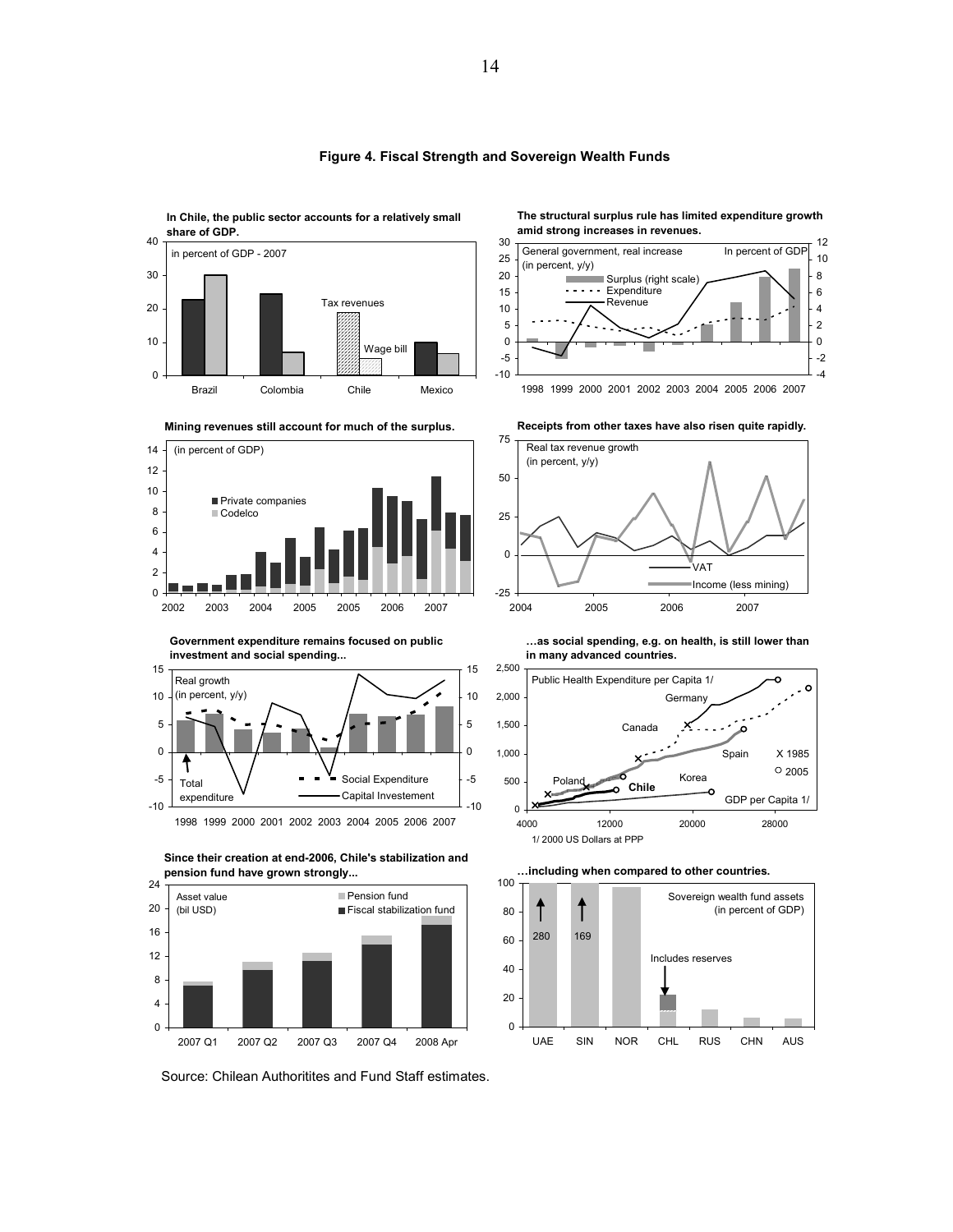# Figure 4. Fiscal Strength and Sovereign Wealth Funds

**In Chile, the public sector accounts for a relatively small share of GDP.**

**The structural surplus rule has limited expenditure growth amid strong increases in revenues.**

**Mining revenues still account for much of the surplus.**

**Receipts from other taxes have also risen quite rapidly.**

**Government expenditure remains focused on public investment and social spending...**

**...as social spending, e.g. on health, is still lower than in many advanced countries.**

**Since their creation at end-2006, Chile's stabilization and pension fund have grown strongly...**

**...including when compared to other countries.**

Source: Chilean Authoritites and Fund Staff estimates.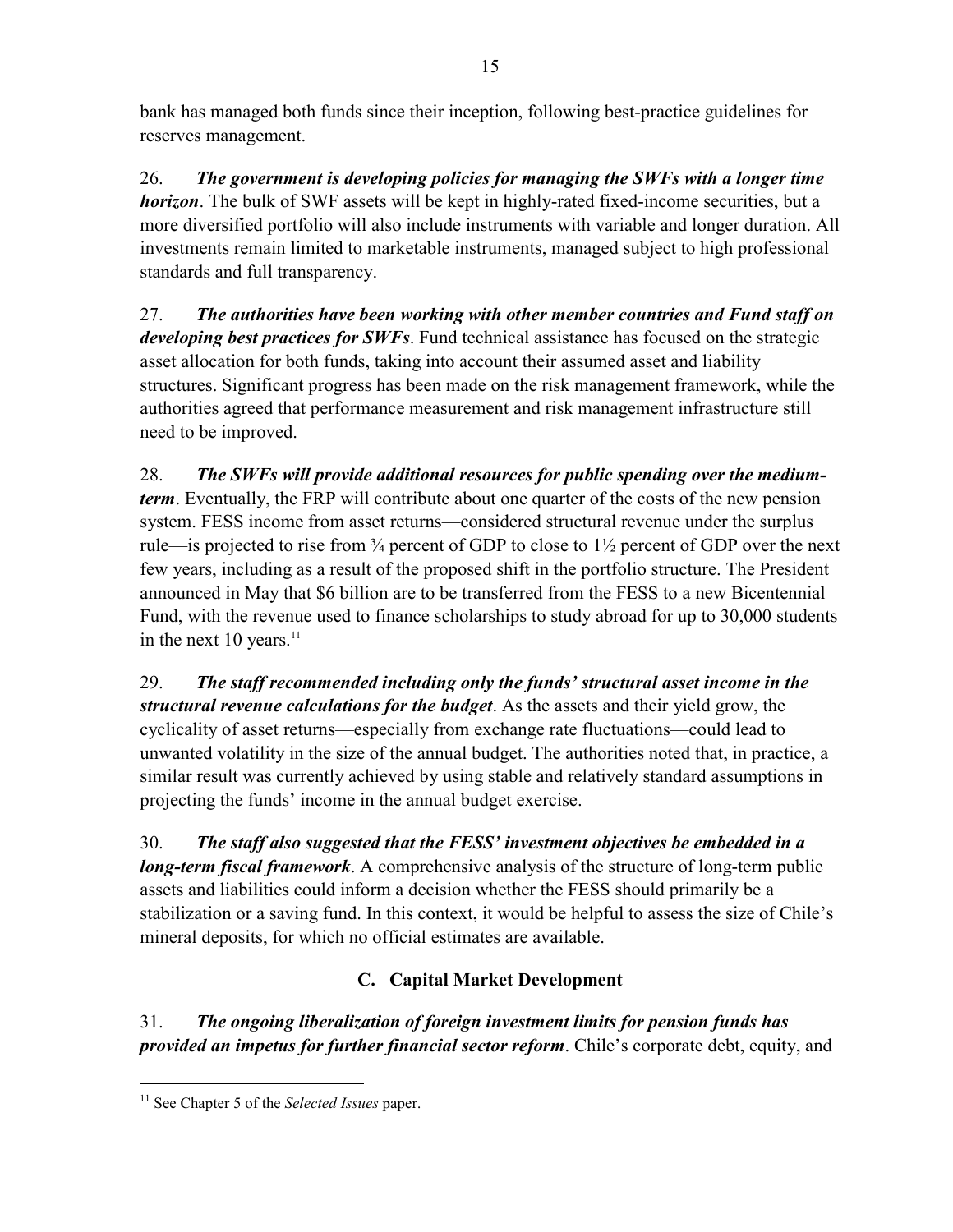bank has managed both funds since their inception, following best-practice guidelines for reserves management.

26. ***The government is developing policies for managing the SWFs with a longer time horizon***. The bulk of SWF assets will be kept in highly-rated fixed-income securities, but a more diversified portfolio will also include instruments with variable and longer duration. All investments remain limited to marketable instruments, managed subject to high professional standards and full transparency.

27. ***The authorities have been working with other member countries and Fund staff on developing best practices for SWFs***. Fund technical assistance has focused on the strategic asset allocation for both funds, taking into account their assumed asset and liability structures. Significant progress has been made on the risk management framework, while the authorities agreed that performance measurement and risk management infrastructure still need to be improved.

28. ***The SWFs will provide additional resources for public spending over the medium-term***. Eventually, the FRP will contribute about one quarter of the costs of the new pension system. FESS income from asset returns—considered structural revenue under the surplus rule—is projected to rise from ¾ percent of GDP to close to 1½ percent of GDP over the next few years, including as a result of the proposed shift in the portfolio structure. The President announced in May that \$6 billion are to be transferred from the FESS to a new Bicentennial Fund, with the revenue used to finance scholarships to study abroad for up to 30,000 students in the next 10 years.[11]

29. ***The staff recommended including only the funds' structural asset income in the structural revenue calculations for the budget***. As the assets and their yield grow, the cyclicality of asset returns—especially from exchange rate fluctuations—could lead to unwanted volatility in the size of the annual budget. The authorities noted that, in practice, a similar result was currently achieved by using stable and relatively standard assumptions in projecting the funds' income in the annual budget exercise.

30. ***The staff also suggested that the FESS' investment objectives be embedded in a long-term fiscal framework***. A comprehensive analysis of the structure of long-term public assets and liabilities could inform a decision whether the FESS should primarily be a stabilization or a saving fund. In this context, it would be helpful to assess the size of Chile's mineral deposits, for which no official estimates are available.

## C. Capital Market Development

31. ***The ongoing liberalization of foreign investment limits for pension funds has provided an impetus for further financial sector reform***. Chile's corporate debt, equity, and

[11] See Chapter 5 of the *Selected Issues* paper.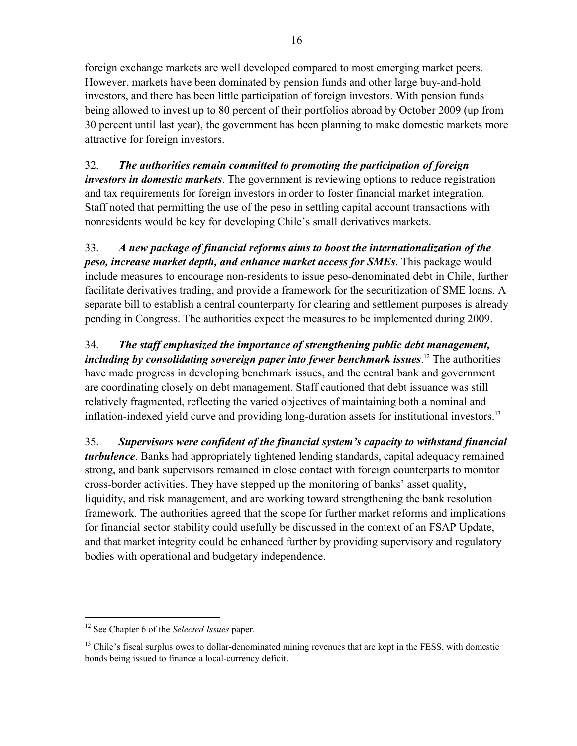foreign exchange markets are well developed compared to most emerging market peers. However, markets have been dominated by pension funds and other large buy-and-hold investors, and there has been little participation of foreign investors. With pension funds being allowed to invest up to 80 percent of their portfolios abroad by October 2009 (up from 30 percent until last year), the government has been planning to make domestic markets more attractive for foreign investors.

32. ***The authorities remain committed to promoting the participation of foreign investors in domestic markets***. The government is reviewing options to reduce registration and tax requirements for foreign investors in order to foster financial market integration. Staff noted that permitting the use of the peso in settling capital account transactions with nonresidents would be key for developing Chile's small derivatives markets.

33. ***A new package of financial reforms aims to boost the internationalization of the peso, increase market depth, and enhance market access for SMEs***. This package would include measures to encourage non-residents to issue peso-denominated debt in Chile, further facilitate derivatives trading, and provide a framework for the securitization of SME loans. A separate bill to establish a central counterparty for clearing and settlement purposes is already pending in Congress. The authorities expect the measures to be implemented during 2009.

34. ***The staff emphasized the importance of strengthening public debt management, including by consolidating sovereign paper into fewer benchmark issues***.[12] The authorities have made progress in developing benchmark issues, and the central bank and government are coordinating closely on debt management. Staff cautioned that debt issuance was still relatively fragmented, reflecting the varied objectives of maintaining both a nominal and inflation-indexed yield curve and providing long-duration assets for institutional investors.[13]

35. ***Supervisors were confident of the financial system's capacity to withstand financial turbulence***. Banks had appropriately tightened lending standards, capital adequacy remained strong, and bank supervisors remained in close contact with foreign counterparts to monitor cross-border activities. They have stepped up the monitoring of banks' asset quality, liquidity, and risk management, and are working toward strengthening the bank resolution framework. The authorities agreed that the scope for further market reforms and implications for financial sector stability could usefully be discussed in the context of an FSAP Update, and that market integrity could be enhanced further by providing supervisory and regulatory bodies with operational and budgetary independence.

---

[12] See Chapter 6 of the *Selected Issues* paper.

[13] Chile's fiscal surplus owes to dollar-denominated mining revenues that are kept in the FESS, with domestic bonds being issued to finance a local-currency deficit.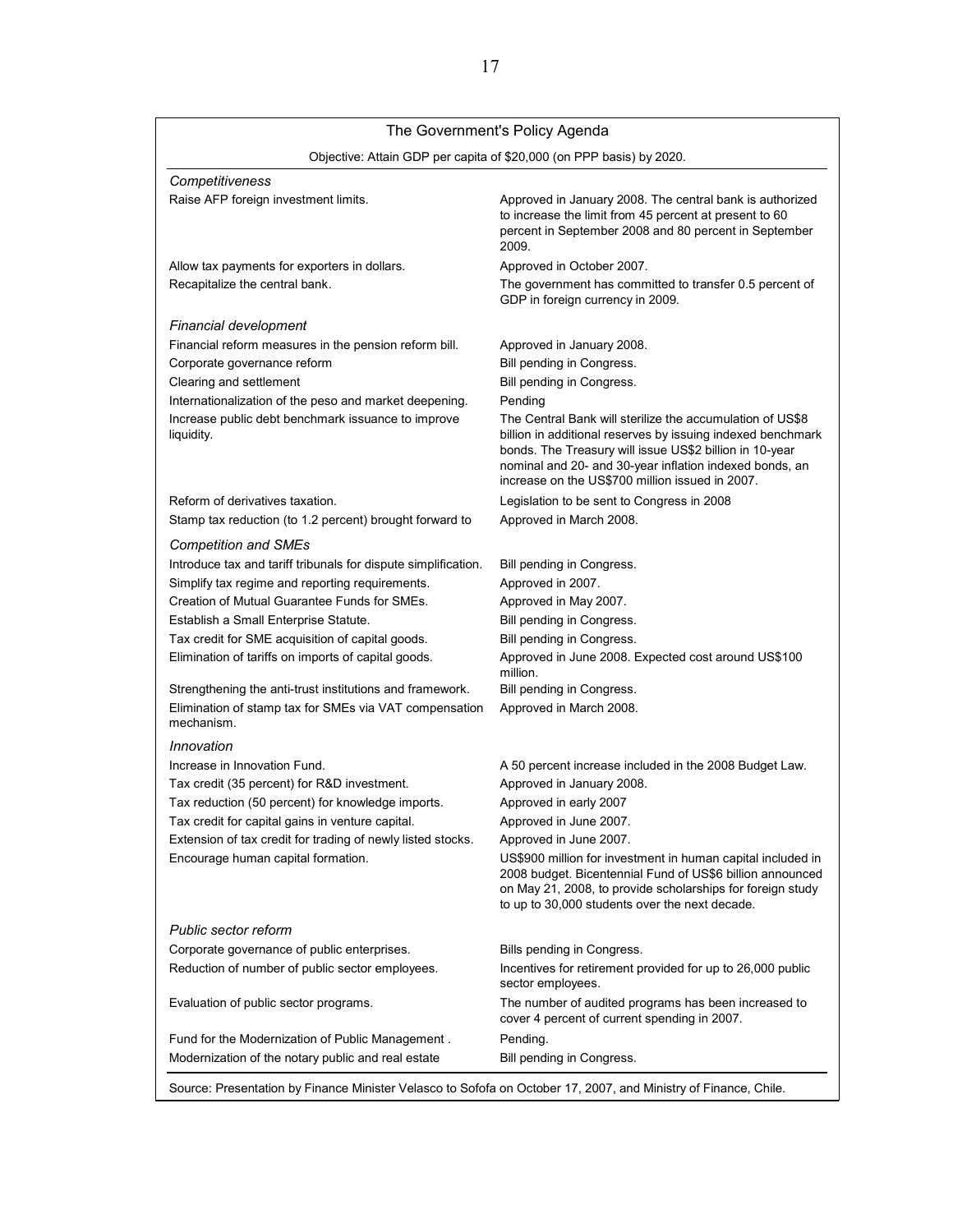| The Government's Policy Agenda | |
|---|---|
| Objective: Attain GDP per capita of $20,000 (on PPP basis) by 2020. | |
| *Competitiveness* | |
| Raise AFP foreign investment limits. | Approved in January 2008. The central bank is authorized to increase the limit from 45 percent at present to 60 percent in September 2008 and 80 percent in September 2009. |
| Allow tax payments for exporters in dollars. | Approved in October 2007. |
| Recapitalize the central bank. | The government has committed to transfer 0.5 percent of GDP in foreign currency in 2009. |
| *Financial development* | |
| Financial reform measures in the pension reform bill. | Approved in January 2008. |
| Corporate governance reform | Bill pending in Congress. |
| Clearing and settlement | Bill pending in Congress. |
| Internationalization of the peso and market deepening. | Pending |
| Increase public debt benchmark issuance to improve liquidity. | The Central Bank will sterilize the accumulation of US$8 billion in additional reserves by issuing indexed benchmark bonds. The Treasury will issue US$2 billion in 10-year nominal and 20- and 30-year inflation indexed bonds, an increase on the US$700 million issued in 2007. |
| Reform of derivatives taxation. | Legislation to be sent to Congress in 2008 |
| Stamp tax reduction (to 1.2 percent) brought forward to | Approved in March 2008. |
| *Competition and SMEs* | |
| Introduce tax and tariff tribunals for dispute simplification. | Bill pending in Congress. |
| Simplify tax regime and reporting requirements. | Approved in 2007. |
| Creation of Mutual Guarantee Funds for SMEs. | Approved in May 2007. |
| Establish a Small Enterprise Statute. | Bill pending in Congress. |
| Tax credit for SME acquisition of capital goods. | Bill pending in Congress. |
| Elimination of tariffs on imports of capital goods. | Approved in June 2008. Expected cost around US$100 million. |
| Strengthening the anti-trust institutions and framework. | Bill pending in Congress. |
| Elimination of stamp tax for SMEs via VAT compensation mechanism. | Approved in March 2008. |
| *Innovation* | |
| Increase in Innovation Fund. | A 50 percent increase included in the 2008 Budget Law. |
| Tax credit (35 percent) for R&D investment. | Approved in January 2008. |
| Tax reduction (50 percent) for knowledge imports. | Approved in early 2007 |
| Tax credit for capital gains in venture capital. | Approved in June 2007. |
| Extension of tax credit for trading of newly listed stocks. | Approved in June 2007. |
| Encourage human capital formation. | US$900 million for investment in human capital included in 2008 budget. Bicentennial Fund of US$6 billion announced on May 21, 2008, to provide scholarships for foreign study to up to 30,000 students over the next decade. |
| *Public sector reform* | |
| Corporate governance of public enterprises. | Bills pending in Congress. |
| Reduction of number of public sector employees. | Incentives for retirement provided for up to 26,000 public sector employees. |
| Evaluation of public sector programs. | The number of audited programs has been increased to cover 4 percent of current spending in 2007. |
| Fund for the Modernization of Public Management . | Pending. |
| Modernization of the notary public and real estate | Bill pending in Congress. |

Source: Presentation by Finance Minister Velasco to Sofofa on October 17, 2007, and Ministry of Finance, Chile.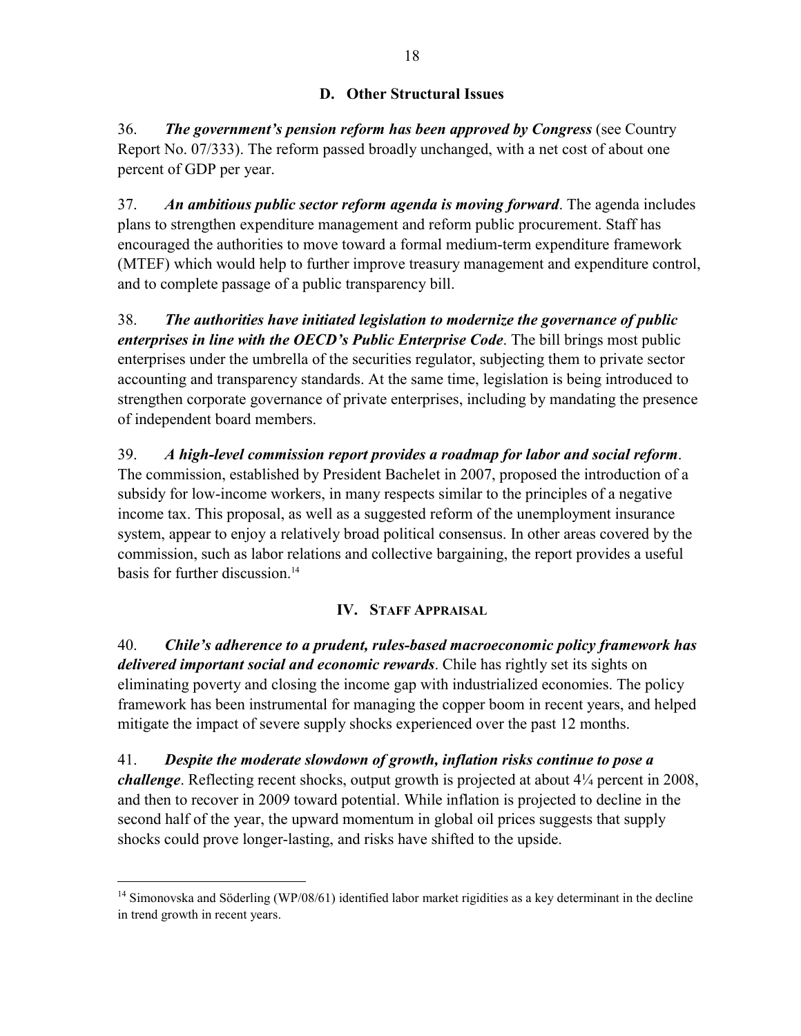### D. Other Structural Issues

36. ***The government's pension reform has been approved by Congress*** (see Country Report No. 07/333). The reform passed broadly unchanged, with a net cost of about one percent of GDP per year.

37. ***An ambitious public sector reform agenda is moving forward***. The agenda includes plans to strengthen expenditure management and reform public procurement. Staff has encouraged the authorities to move toward a formal medium-term expenditure framework (MTEF) which would help to further improve treasury management and expenditure control, and to complete passage of a public transparency bill.

38. ***The authorities have initiated legislation to modernize the governance of public enterprises in line with the OECD's Public Enterprise Code***. The bill brings most public enterprises under the umbrella of the securities regulator, subjecting them to private sector accounting and transparency standards. At the same time, legislation is being introduced to strengthen corporate governance of private enterprises, including by mandating the presence of independent board members.

39. ***A high-level commission report provides a roadmap for labor and social reform***. The commission, established by President Bachelet in 2007, proposed the introduction of a subsidy for low-income workers, in many respects similar to the principles of a negative income tax. This proposal, as well as a suggested reform of the unemployment insurance system, appear to enjoy a relatively broad political consensus. In other areas covered by the commission, such as labor relations and collective bargaining, the report provides a useful basis for further discussion.[14]

## IV. Staff Appraisal

40. ***Chile's adherence to a prudent, rules-based macroeconomic policy framework has delivered important social and economic rewards***. Chile has rightly set its sights on eliminating poverty and closing the income gap with industrialized economies. The policy framework has been instrumental for managing the copper boom in recent years, and helped mitigate the impact of severe supply shocks experienced over the past 12 months.

41. ***Despite the moderate slowdown of growth, inflation risks continue to pose a challenge***. Reflecting recent shocks, output growth is projected at about 4¼ percent in 2008, and then to recover in 2009 toward potential. While inflation is projected to decline in the second half of the year, the upward momentum in global oil prices suggests that supply shocks could prove longer-lasting, and risks have shifted to the upside.

---

[14] Simonovska and Söderling (WP/08/61) identified labor market rigidities as a key determinant in the decline in trend growth in recent years.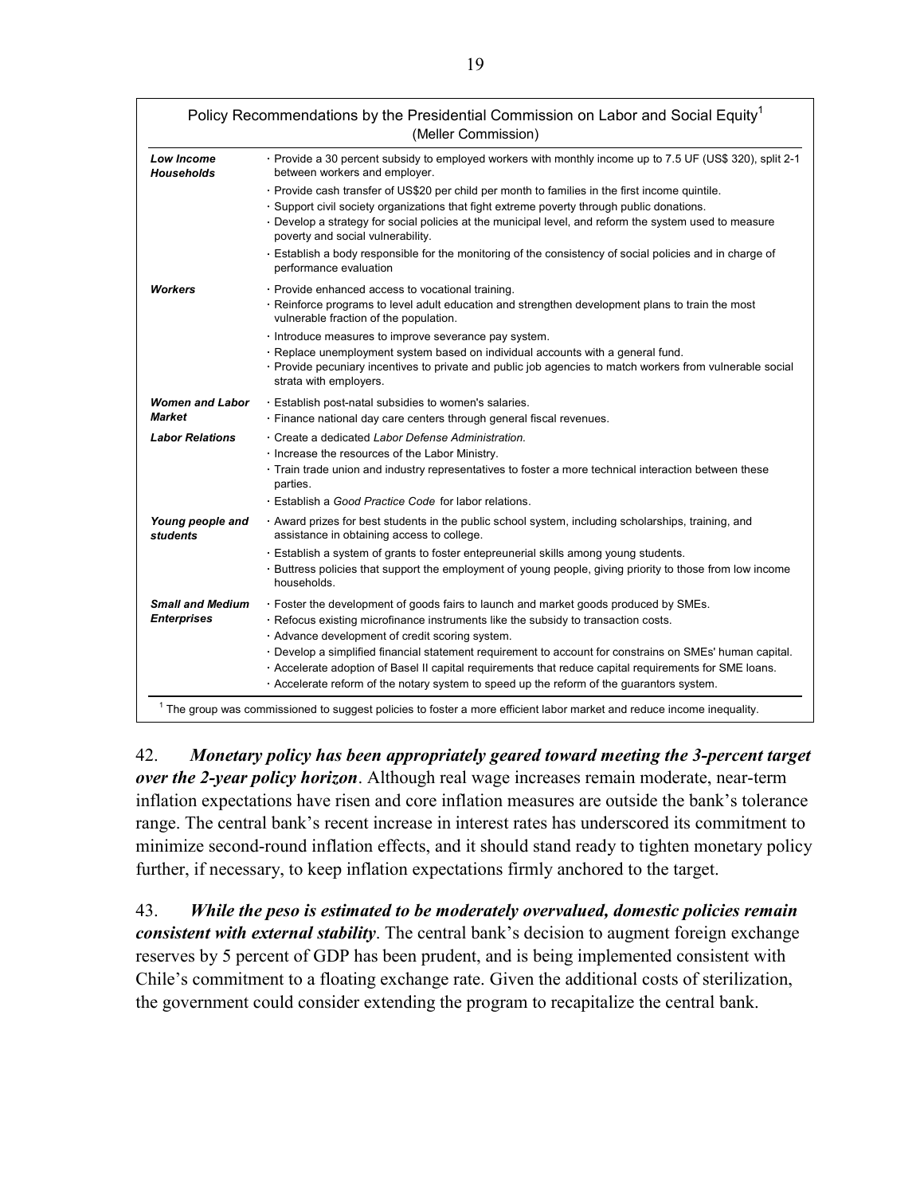Policy Recommendations by the Presidential Commission on Labor and Social Equity[1] (Meller Commission)

| | |
|---|---|
| ***Low Income Households*** | · Provide a 30 percent subsidy to employed workers with monthly income up to 7.5 UF (US$ 320), split 2-1 between workers and employer.<br>· Provide cash transfer of US$20 per child per month to families in the first income quintile.<br>· Support civil society organizations that fight extreme poverty through public donations.<br>· Develop a strategy for social policies at the municipal level, and reform the system used to measure poverty and social vulnerability.<br>· Establish a body responsible for the monitoring of the consistency of social policies and in charge of performance evaluation |
| ***Workers*** | · Provide enhanced access to vocational training.<br>· Reinforce programs to level adult education and strengthen development plans to train the most vulnerable fraction of the population.<br>· Introduce measures to improve severance pay system.<br>· Replace unemployment system based on individual accounts with a general fund.<br>· Provide pecuniary incentives to private and public job agencies to match workers from vulnerable social strata with employers. |
| ***Women and Labor Market*** | · Establish post-natal subsidies to women's salaries.<br>· Finance national day care centers through general fiscal revenues. |
| ***Labor Relations*** | · Create a dedicated *Labor Defense Administration.*<br>· Increase the resources of the Labor Ministry.<br>· Train trade union and industry representatives to foster a more technical interaction between these parties.<br>· Establish a *Good Practice Code* for labor relations. |
| ***Young people and students*** | · Award prizes for best students in the public school system, including scholarships, training, and assistance in obtaining access to college.<br>· Establish a system of grants to foster entepreunerial skills among young students.<br>· Buttress policies that support the employment of young people, giving priority to those from low income households. |
| ***Small and Medium Enterprises*** | · Foster the development of goods fairs to launch and market goods produced by SMEs.<br>· Refocus existing microfinance instruments like the subsidy to transaction costs.<br>· Advance development of credit scoring system.<br>· Develop a simplified financial statement requirement to account for constrains on SMEs' human capital.<br>· Accelerate adoption of Basel II capital requirements that reduce capital requirements for SME loans.<br>· Accelerate reform of the notary system to speed up the reform of the guarantors system. |

[1] The group was commissioned to suggest policies to foster a more efficient labor market and reduce income inequality.

42. ***Monetary policy has been appropriately geared toward meeting the 3-percent target over the 2-year policy horizon***. Although real wage increases remain moderate, near-term inflation expectations have risen and core inflation measures are outside the bank's tolerance range. The central bank's recent increase in interest rates has underscored its commitment to minimize second-round inflation effects, and it should stand ready to tighten monetary policy further, if necessary, to keep inflation expectations firmly anchored to the target.

43. ***While the peso is estimated to be moderately overvalued, domestic policies remain consistent with external stability***. The central bank's decision to augment foreign exchange reserves by 5 percent of GDP has been prudent, and is being implemented consistent with Chile's commitment to a floating exchange rate. Given the additional costs of sterilization, the government could consider extending the program to recapitalize the central bank.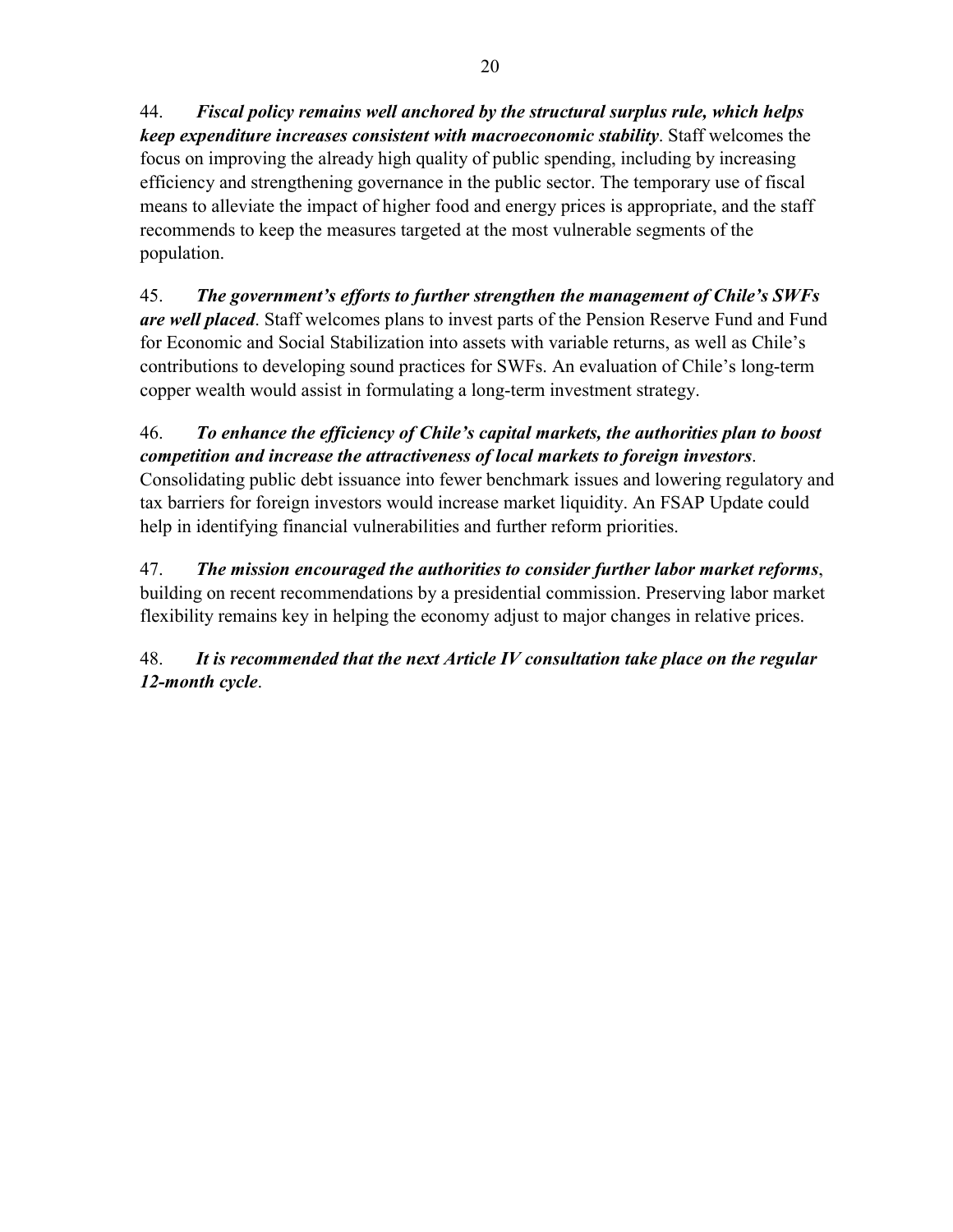44. ***Fiscal policy remains well anchored by the structural surplus rule, which helps keep expenditure increases consistent with macroeconomic stability***. Staff welcomes the focus on improving the already high quality of public spending, including by increasing efficiency and strengthening governance in the public sector. The temporary use of fiscal means to alleviate the impact of higher food and energy prices is appropriate, and the staff recommends to keep the measures targeted at the most vulnerable segments of the population.

45. ***The government's efforts to further strengthen the management of Chile's SWFs are well placed***. Staff welcomes plans to invest parts of the Pension Reserve Fund and Fund for Economic and Social Stabilization into assets with variable returns, as well as Chile's contributions to developing sound practices for SWFs. An evaluation of Chile's long-term copper wealth would assist in formulating a long-term investment strategy.

46. ***To enhance the efficiency of Chile's capital markets, the authorities plan to boost competition and increase the attractiveness of local markets to foreign investors***. Consolidating public debt issuance into fewer benchmark issues and lowering regulatory and tax barriers for foreign investors would increase market liquidity. An FSAP Update could help in identifying financial vulnerabilities and further reform priorities.

47. ***The mission encouraged the authorities to consider further labor market reforms***, building on recent recommendations by a presidential commission. Preserving labor market flexibility remains key in helping the economy adjust to major changes in relative prices.

48. ***It is recommended that the next Article IV consultation take place on the regular 12-month cycle***.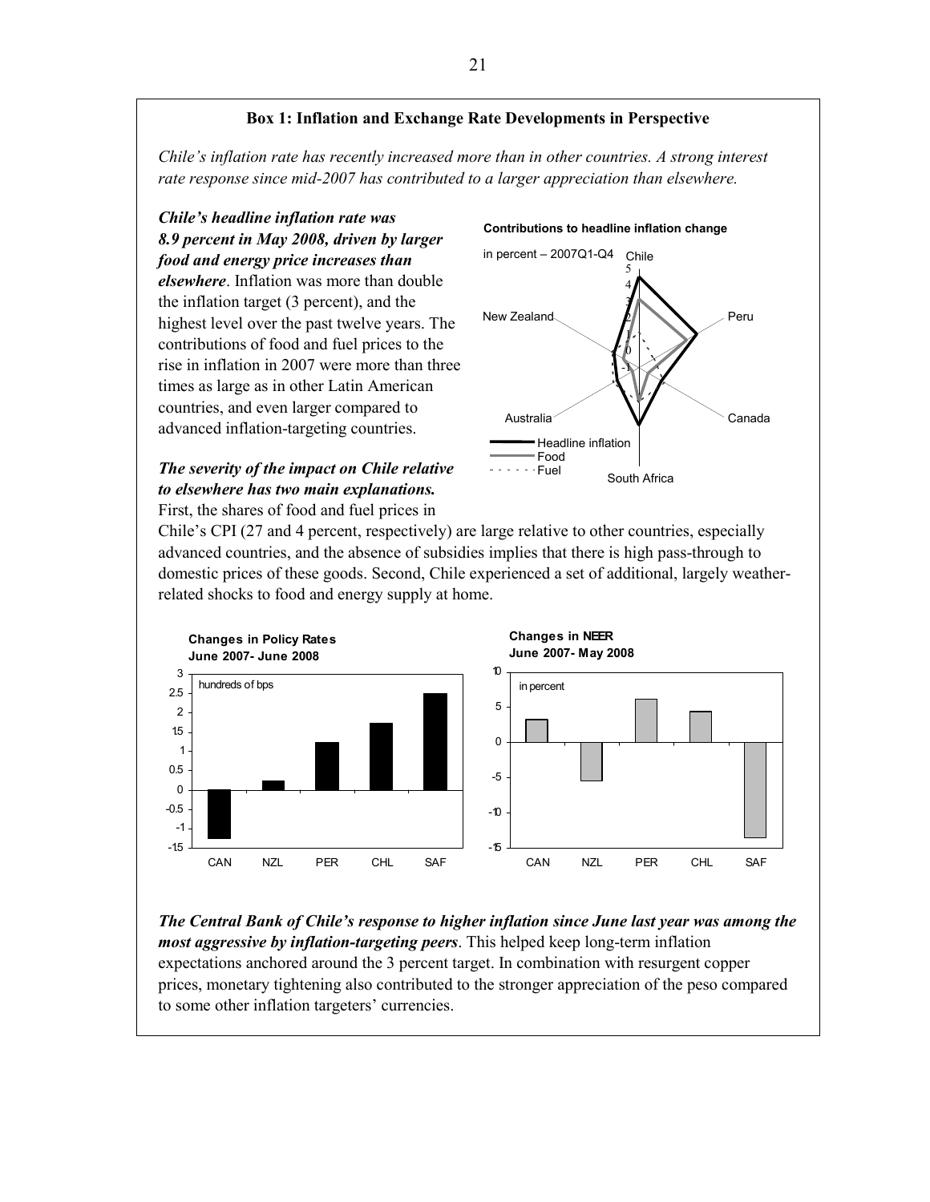## Box 1: Inflation and Exchange Rate Developments in Perspective

*Chile's inflation rate has recently increased more than in other countries. A strong interest rate response since mid-2007 has contributed to a larger appreciation than elsewhere.*

***Chile's headline inflation rate was 8.9 percent in May 2008, driven by larger food and energy price increases than elsewhere***. Inflation was more than double the inflation target (3 percent), and the highest level over the past twelve years. The contributions of food and fuel prices to the rise in inflation in 2007 were more than three times as large as in other Latin American countries, and even larger compared to advanced inflation-targeting countries.

**Contributions to headline inflation change**

in percent – 2007Q1-Q4

***The severity of the impact on Chile relative to elsewhere has two main explanations.*** First, the shares of food and fuel prices in Chile's CPI (27 and 4 percent, respectively) are large relative to other countries, especially advanced countries, and the absence of subsidies implies that there is high pass-through to domestic prices of these goods. Second, Chile experienced a set of additional, largely weather-related shocks to food and energy supply at home.

**Changes in Policy Rates June 2007- June 2008**

hundreds of bps

**Changes in NEER June 2007- May 2008**

in percent

***The Central Bank of Chile's response to higher inflation since June last year was among the most aggressive by inflation-targeting peers***. This helped keep long-term inflation expectations anchored around the 3 percent target. In combination with resurgent copper prices, monetary tightening also contributed to the stronger appreciation of the peso compared to some other inflation targeters' currencies.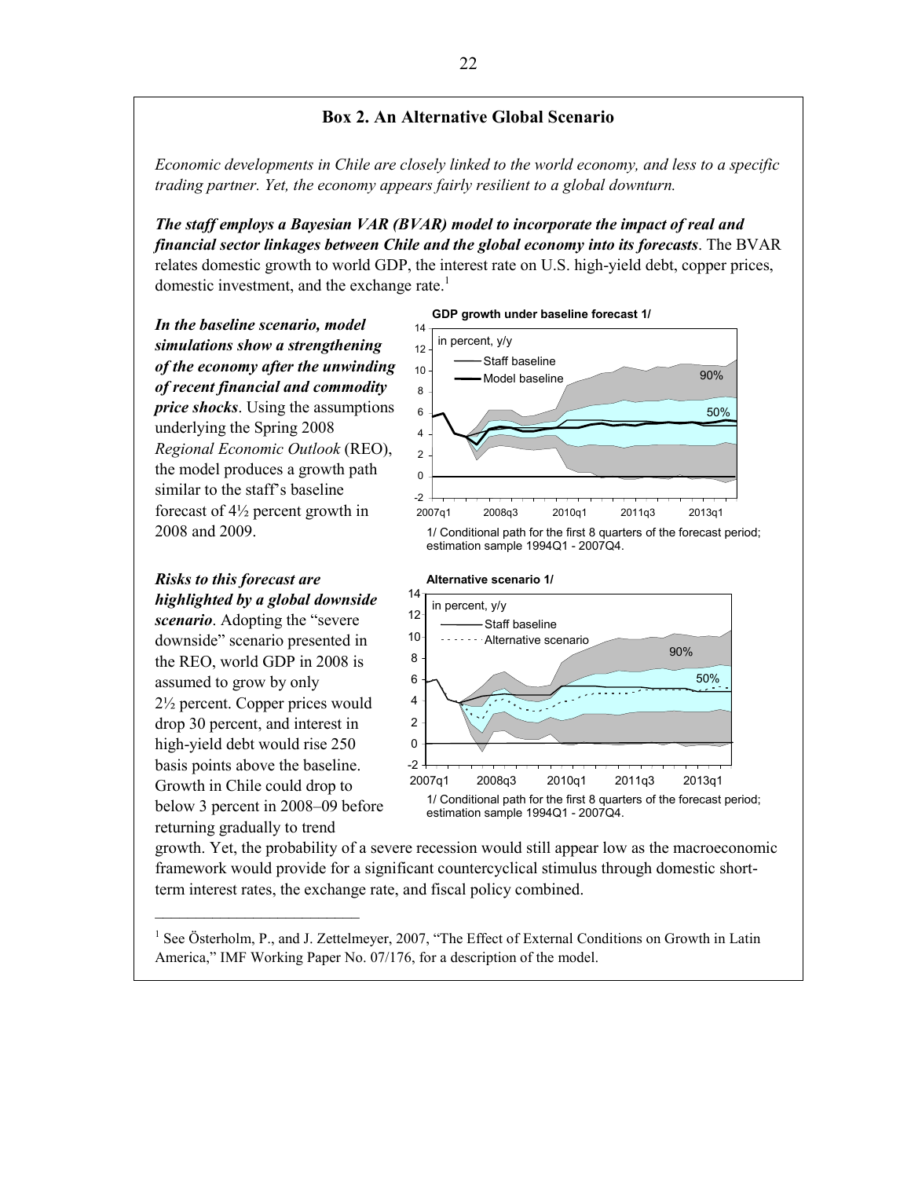## Box 2. An Alternative Global Scenario

*Economic developments in Chile are closely linked to the world economy, and less to a specific trading partner. Yet, the economy appears fairly resilient to a global downturn.*

***The staff employs a Bayesian VAR (BVAR) model to incorporate the impact of real and financial sector linkages between Chile and the global economy into its forecasts***. The BVAR relates domestic growth to world GDP, the interest rate on U.S. high-yield debt, copper prices, domestic investment, and the exchange rate.[1]

***In the baseline scenario, model simulations show a strengthening of the economy after the unwinding of recent financial and commodity price shocks***. Using the assumptions underlying the Spring 2008 *Regional Economic Outlook* (REO), the model produces a growth path similar to the staff's baseline forecast of 4½ percent growth in 2008 and 2009.

**GDP growth under baseline forecast 1/**

1/ Conditional path for the first 8 quarters of the forecast period; estimation sample 1994Q1 - 2007Q4.

***Risks to this forecast are highlighted by a global downside scenario***. Adopting the "severe downside" scenario presented in the REO, world GDP in 2008 is assumed to grow by only 2½ percent. Copper prices would drop 30 percent, and interest in high-yield debt would rise 250 basis points above the baseline. Growth in Chile could drop to below 3 percent in 2008–09 before returning gradually to trend growth. Yet, the probability of a severe recession would still appear low as the macroeconomic framework would provide for a significant countercyclical stimulus through domestic short-term interest rates, the exchange rate, and fiscal policy combined.

**Alternative scenario 1/**

1/ Conditional path for the first 8 quarters of the forecast period; estimation sample 1994Q1 - 2007Q4.

---

[1] See Österholm, P., and J. Zettelmeyer, 2007, "The Effect of External Conditions on Growth in Latin America," IMF Working Paper No. 07/176, for a description of the model.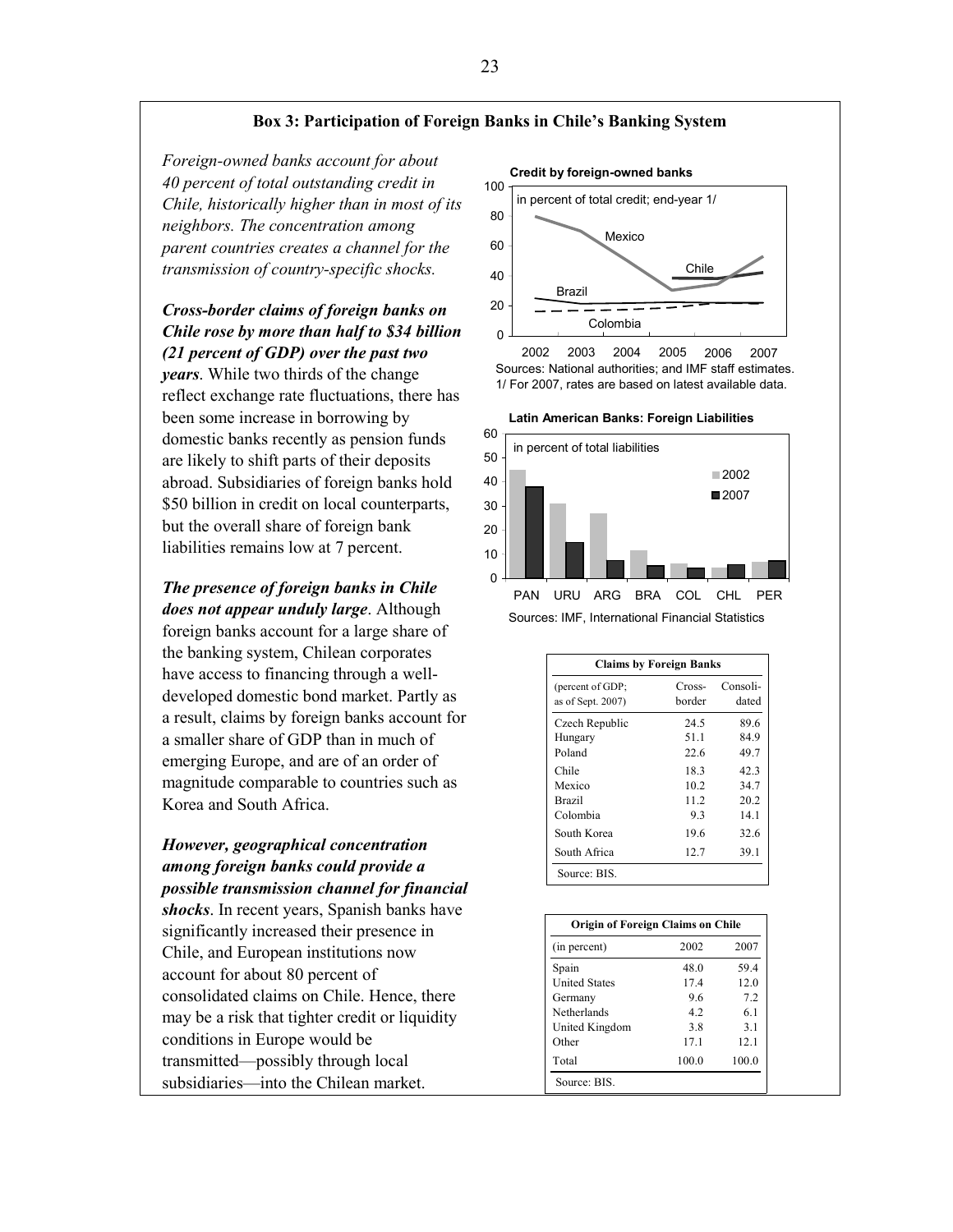### Box 3: Participation of Foreign Banks in Chile's Banking System

*Foreign-owned banks account for about 40 percent of total outstanding credit in Chile, historically higher than in most of its neighbors. The concentration among parent countries creates a channel for the transmission of country-specific shocks.*

***Cross-border claims of foreign banks on Chile rose by more than half to $34 billion (21 percent of GDP) over the past two years***. While two thirds of the change reflect exchange rate fluctuations, there has been some increase in borrowing by domestic banks recently as pension funds are likely to shift parts of their deposits abroad. Subsidiaries of foreign banks hold $50 billion in credit on local counterparts, but the overall share of foreign bank liabilities remains low at 7 percent.

***The presence of foreign banks in Chile does not appear unduly large***. Although foreign banks account for a large share of the banking system, Chilean corporates have access to financing through a well-developed domestic bond market. Partly as a result, claims by foreign banks account for a smaller share of GDP than in much of emerging Europe, and are of an order of magnitude comparable to countries such as Korea and South Africa.

***However, geographical concentration among foreign banks could provide a possible transmission channel for financial shocks***. In recent years, Spanish banks have significantly increased their presence in Chile, and European institutions now account for about 80 percent of consolidated claims on Chile. Hence, there may be a risk that tighter credit or liquidity conditions in Europe would be transmitted—possibly through local subsidiaries—into the Chilean market.

**Credit by foreign-owned banks**

in percent of total credit; end-year 1/

Sources: National authorities; and IMF staff estimates.
1/ For 2007, rates are based on latest available data.

**Latin American Banks: Foreign Liabilities**

in percent of total liabilities

Sources: IMF, International Financial Statistics

**Claims by Foreign Banks**

| (percent of GDP; as of Sept. 2007) | Cross-border | Consolidated |
|---|---|---|
| Czech Republic | 24.5 | 89.6 |
| Hungary | 51.1 | 84.9 |
| Poland | 22.6 | 49.7 |
| Chile | 18.3 | 42.3 |
| Mexico | 10.2 | 34.7 |
| Brazil | 11.2 | 20.2 |
| Colombia | 9.3 | 14.1 |
| South Korea | 19.6 | 32.6 |
| South Africa | 12.7 | 39.1 |

Source: BIS.

**Origin of Foreign Claims on Chile**

| (in percent) | 2002 | 2007 |
|---|---|---|
| Spain | 48.0 | 59.4 |
| United States | 17.4 | 12.0 |
| Germany | 9.6 | 7.2 |
| Netherlands | 4.2 | 6.1 |
| United Kingdom | 3.8 | 3.1 |
| Other | 17.1 | 12.1 |
| Total | 100.0 | 100.0 |

Source: BIS.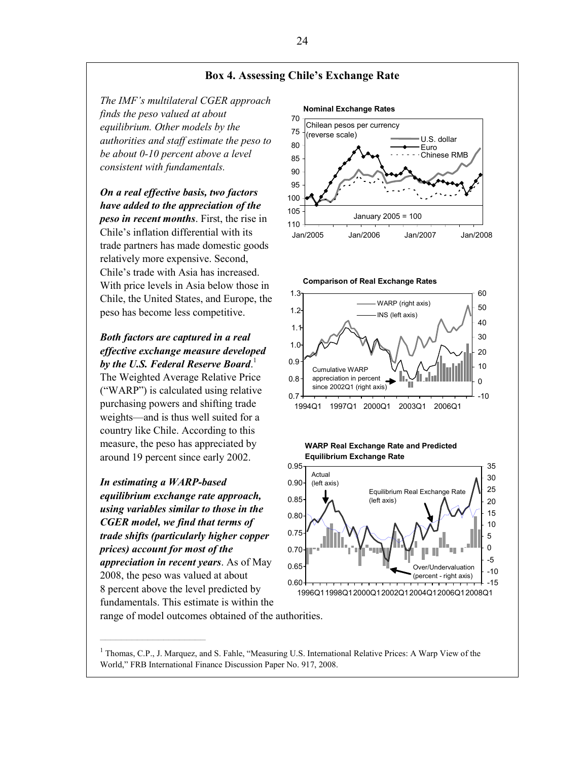## Box 4. Assessing Chile's Exchange Rate

*The IMF's multilateral CGER approach finds the peso valued at about equilibrium. Other models by the authorities and staff estimate the peso to be about 0-10 percent above a level consistent with fundamentals.*

***On a real effective basis, two factors have added to the appreciation of the peso in recent months***. First, the rise in Chile's inflation differential with its trade partners has made domestic goods relatively more expensive. Second, Chile's trade with Asia has increased. With price levels in Asia below those in Chile, the United States, and Europe, the peso has become less competitive.

***Both factors are captured in a real effective exchange measure developed by the U.S. Federal Reserve Board***.[1] The Weighted Average Relative Price ("WARP") is calculated using relative purchasing powers and shifting trade weights—and is thus well suited for a country like Chile. According to this measure, the peso has appreciated by around 19 percent since early 2002.

***In estimating a WARP-based equilibrium exchange rate approach, using variables similar to those in the CGER model, we find that terms of trade shifts (particularly higher copper prices) account for most of the appreciation in recent years***. As of May 2008, the peso was valued at about 8 percent above the level predicted by fundamentals. This estimate is within the range of model outcomes obtained of the authorities.

[1] Thomas, C.P., J. Marquez, and S. Fahle, "Measuring U.S. International Relative Prices: A Warp View of the World," FRB International Finance Discussion Paper No. 917, 2008.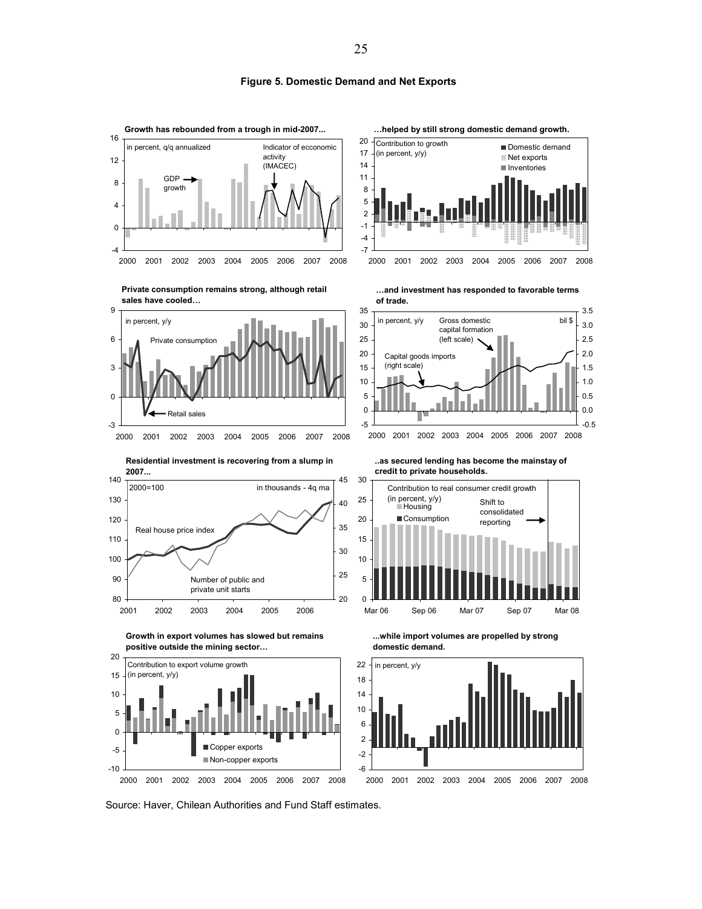**Figure 5. Domestic Demand and Net Exports**

**Growth has rebounded from a trough in mid-2007...**

in percent, q/q annualized

GDP growth

Indicator of econonmic activity (IMACEC)

**…helped by still strong domestic demand growth.**

Contribution to growth (in percent, y/y)

Domestic demand
Net exports
Inventories

**Private consumption remains strong, although retail sales have cooled…**

in percent, y/y

Private consumption

Retail sales

**…and investment has responded to favorable terms of trade.**

in percent, y/y

Gross domestic capital formation (left scale)

Capital goods imports (right scale)

bil $

**Residential investment is recovering from a slump in 2007...**

2000=100

in thousands - 4q ma

Real house price index

Number of public and private unit starts

**..as secured lending has become the mainstay of credit to private households.**

Contribution to real consumer credit growth (in percent, y/y)

Housing
Consumption

Shift to consolidated reporting

**Growth in export volumes has slowed but remains positive outside the mining sector…**

Contribution to export volume growth (in percent, y/y)

Copper exports
Non-copper exports

**...while import volumes are propelled by strong domestic demand.**

in percent, y/y

Source: Haver, Chilean Authorities and Fund Staff estimates.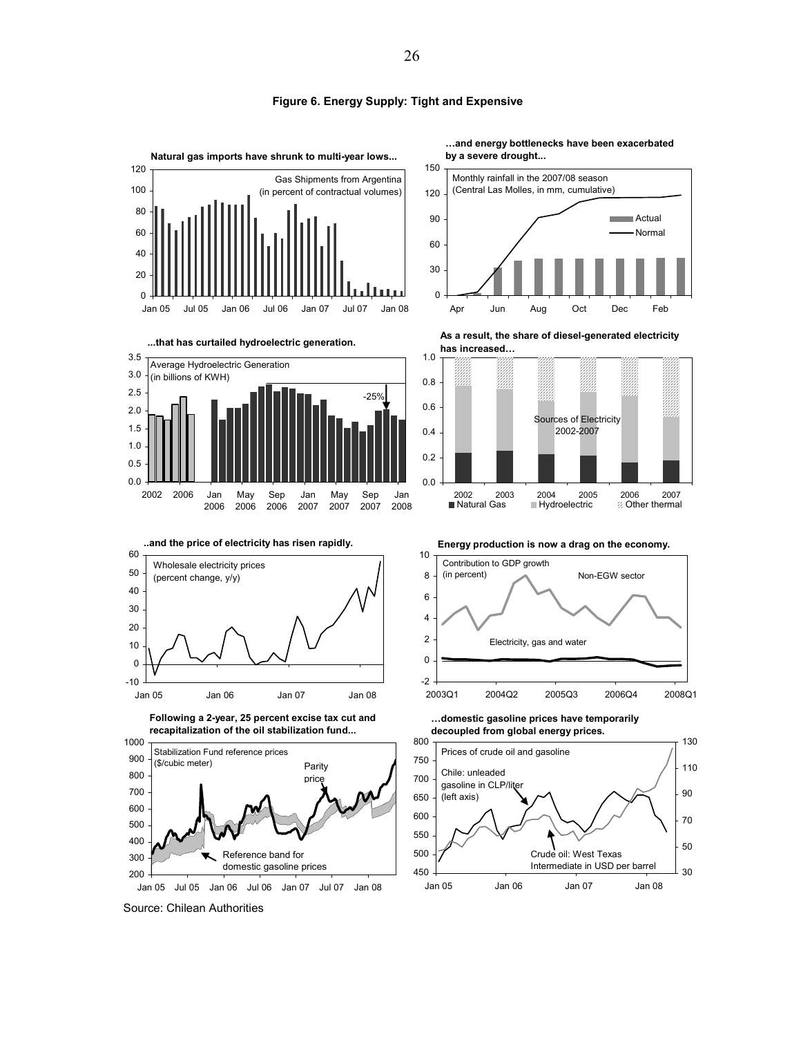# Figure 6. Energy Supply: Tight and Expensive

**Natural gas imports have shrunk to multi-year lows...**

Gas Shipments from Argentina (in percent of contractual volumes)

**…and energy bottlenecks have been exacerbated by a severe drought...**

Monthly rainfall in the 2007/08 season (Central Las Molles, in mm, cumulative)

**...that has curtailed hydroelectric generation.**

Average Hydroelectric Generation (in billions of KWH)

**As a result, the share of diesel-generated electricity has increased…**

Sources of Electricity 2002-2007

**..and the price of electricity has risen rapidly.**

Wholesale electricity prices (percent change, y/y)

**Energy production is now a drag on the economy.**

Contribution to GDP growth (in percent)

**Following a 2-year, 25 percent excise tax cut and recapitalization of the oil stabilization fund...**

Stabilization Fund reference prices ($/cubic meter)

**…domestic gasoline prices have temporarily decoupled from global energy prices.**

Prices of crude oil and gasoline

Source: Chilean Authorities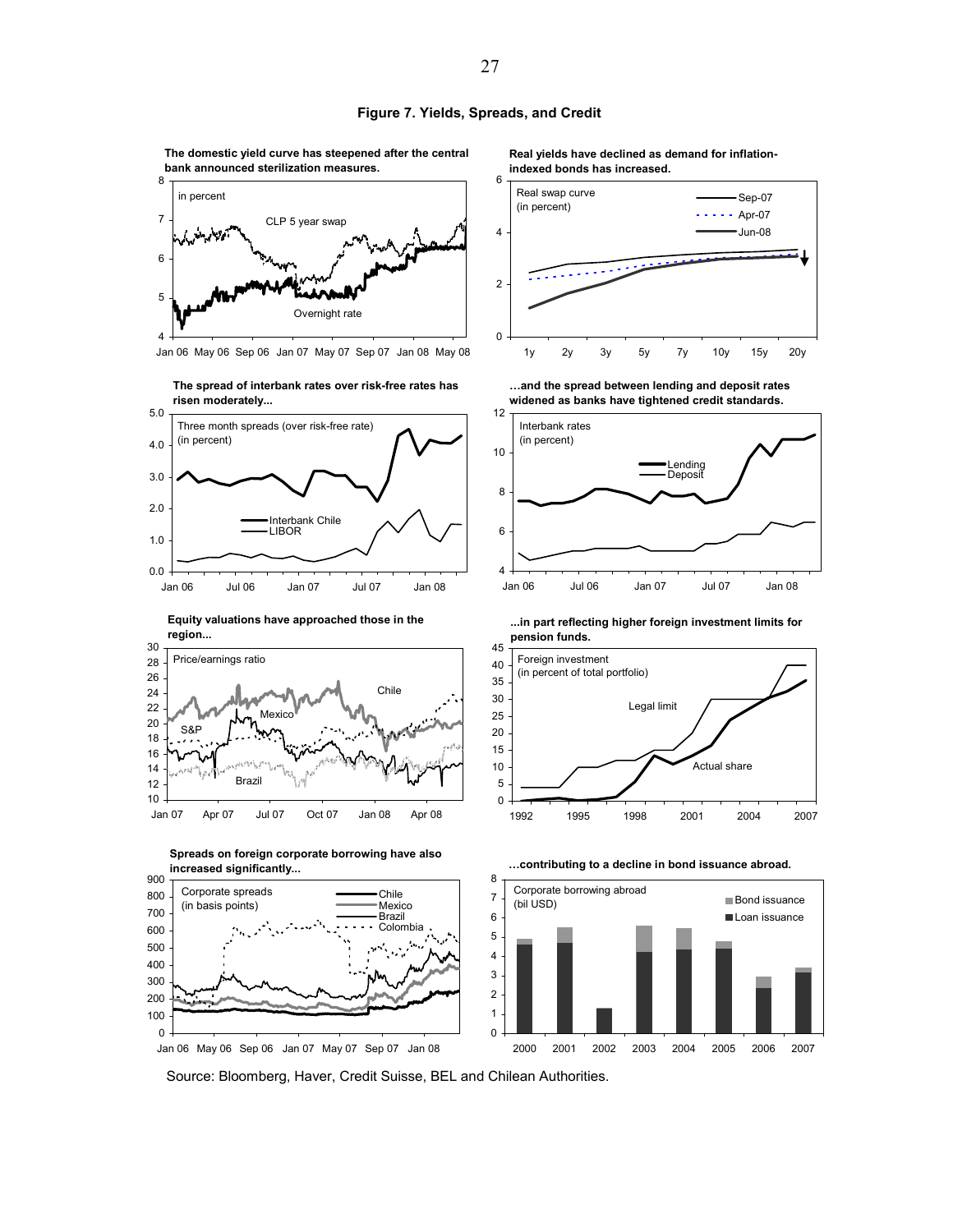**Figure 7. Yields, Spreads, and Credit**

**The domestic yield curve has steepened after the central bank announced sterilization measures.**

**Real yields have declined as demand for inflation-indexed bonds has increased.**

**The spread of interbank rates over risk-free rates has risen moderately...**

**...and the spread between lending and deposit rates widened as banks have tightened credit standards.**

**Equity valuations have approached those in the region...**

**...in part reflecting higher foreign investment limits for pension funds.**

**Spreads on foreign corporate borrowing have also increased significantly...**

**...contributing to a decline in bond issuance abroad.**

Source: Bloomberg, Haver, Credit Suisse, BEL and Chilean Authorities.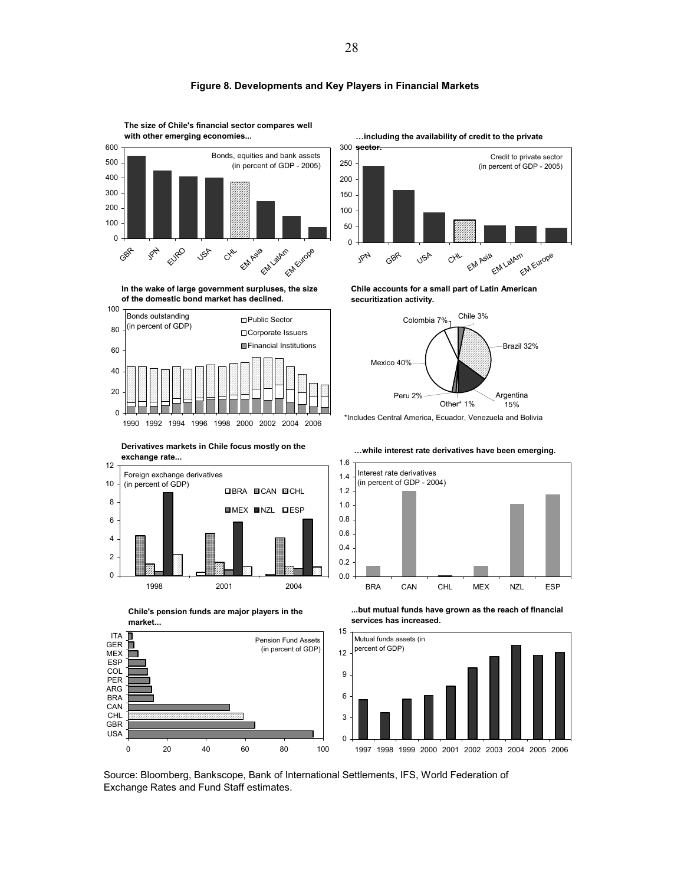# Figure 8. Developments and Key Players in Financial Markets

**The size of Chile's financial sector compares well with other emerging economies...**

Bonds, equities and bank assets (in percent of GDP - 2005)

**…including the availability of credit to the private sector.**

Credit to private sector (in percent of GDP - 2005)

**In the wake of large government surpluses, the size of the domestic bond market has declined.**

Bonds outstanding (in percent of GDP)

**Chile accounts for a small part of Latin American securitization activity.**

*Includes Central America, Ecuador, Venezuela and Bolivia

**Derivatives markets in Chile focus mostly on the exchange rate...**

Foreign exchange derivatives (in percent of GDP)

**…while interest rate derivatives have been emerging.**

Interest rate derivatives (in percent of GDP - 2004)

**Chile's pension funds are major players in the market...**

Pension Fund Assets (in percent of GDP)

**...but mutual funds have grown as the reach of financial services has increased.**

Mutual funds assets (in percent of GDP)

Source: Bloomberg, Bankscope, Bank of International Settlements, IFS, World Federation of Exchange Rates and Fund Staff estimates.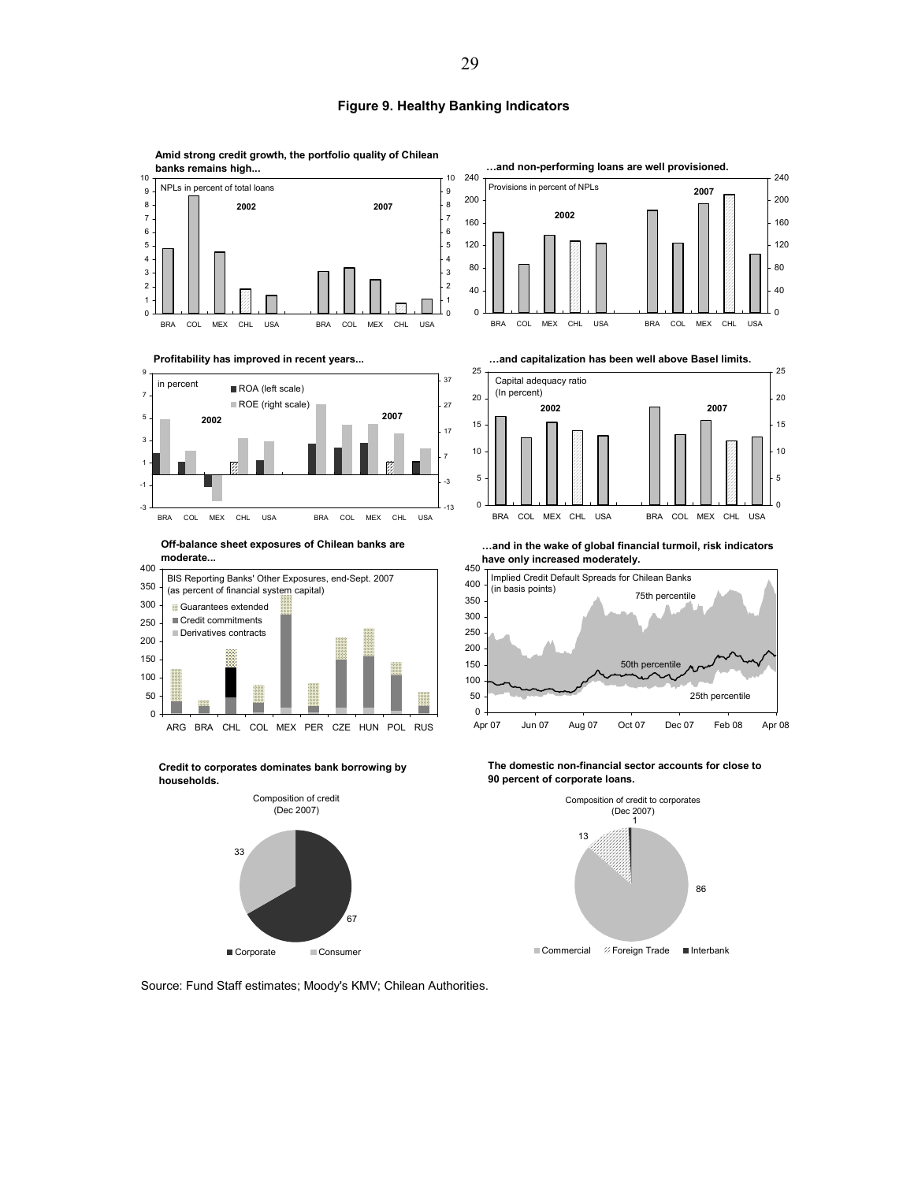# Figure 9. Healthy Banking Indicators

**Amid strong credit growth, the portfolio quality of Chilean banks remains high...**

NPLs in percent of total loans

2002 | 2007

BRA COL MEX CHL USA | BRA COL MEX CHL USA

**…and non-performing loans are well provisioned.**

Provisions in percent of NPLs

2002 | 2007

BRA COL MEX CHL USA | BRA COL MEX CHL USA

**Profitability has improved in recent years...**

in percent

ROA (left scale)

ROE (right scale)

2002 | 2007

BRA COL MEX CHL USA | BRA COL MEX CHL USA

**…and capitalization has been well above Basel limits.**

Capital adequacy ratio (In percent)

2002 | 2007

BRA COL MEX CHL USA | BRA COL MEX CHL USA

**Off-balance sheet exposures of Chilean banks are moderate...**

BIS Reporting Banks' Other Exposures, end-Sept. 2007 (as percent of financial system capital)

Guarantees extended

Credit commitments

Derivatives contracts

ARG BRA CHL COL MEX PER CZE HUN POL RUS

**…and in the wake of global financial turmoil, risk indicators have only increased moderately.**

Implied Credit Default Spreads for Chilean Banks (in basis points)

75th percentile

50th percentile

25th percentile

Apr 07 Jun 07 Aug 07 Oct 07 Dec 07 Feb 08 Apr 08

**Credit to corporates dominates bank borrowing by households.**

Composition of credit (Dec 2007)

| Category | Share |
|---|---|
| Corporate | 67 |
| Consumer | 33 |

**The domestic non-financial sector accounts for close to 90 percent of corporate loans.**

Composition of credit to corporates (Dec 2007)

| Category | Share |
|---|---|
| Commercial | 86 |
| Foreign Trade | 13 |
| Interbank | 1 |

Source: Fund Staff estimates; Moody's KMV; Chilean Authorities.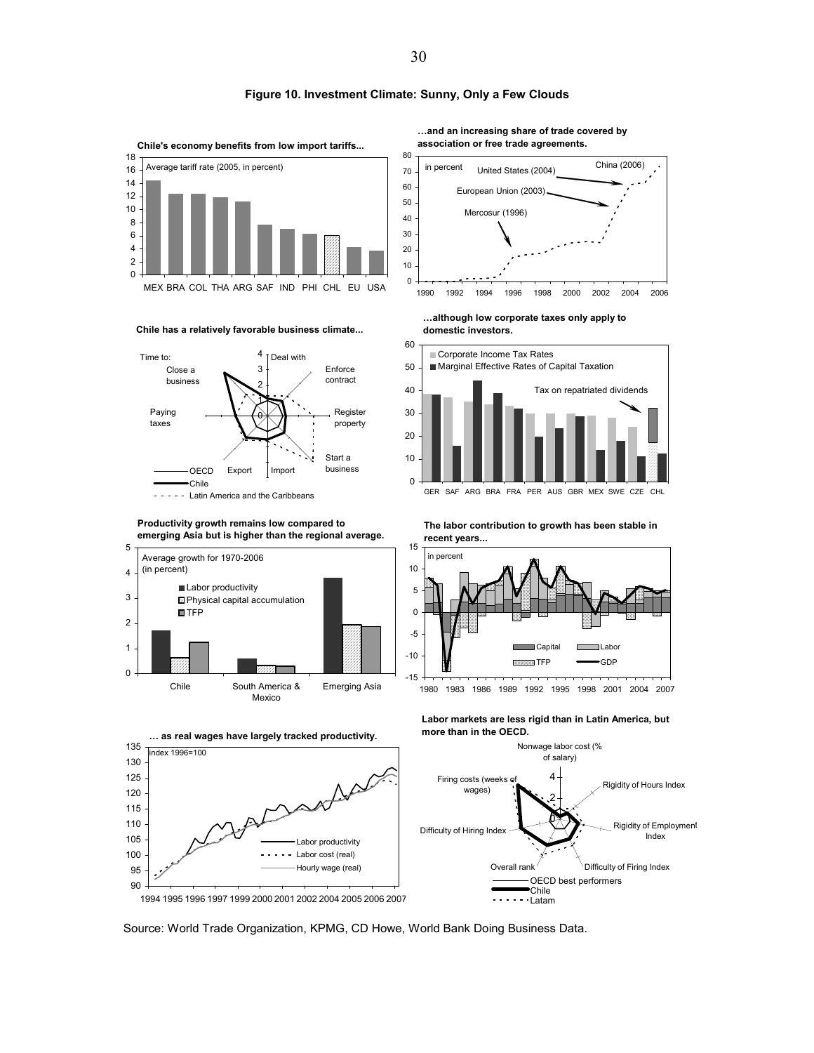**Figure 10. Investment Climate: Sunny, Only a Few Clouds**

**Chile's economy benefits from low import tariffs...**

Average tariff rate (2005, in percent)

MEX BRA COL THA ARG SAF IND PHI CHL EU USA

**…and an increasing share of trade covered by association or free trade agreements.**

in percent

Mercosur (1996), European Union (2003), United States (2004), China (2006)

**Chile has a relatively favorable business climate...**

Time to: Close a business, Deal with, Enforce contract, Register property, Start a business, Import, Export, Paying taxes

OECD, Chile, Latin America and the Caribbeans

**…although low corporate taxes only apply to domestic investors.**

Corporate Income Tax Rates; Marginal Effective Rates of Capital Taxation; Tax on repatriated dividends

GER SAF ARG BRA FRA PER AUS GBR MEX SWE CZE CHL

**Productivity growth remains low compared to emerging Asia but is higher than the regional average.**

Average growth for 1970-2006 (in percent)

Labor productivity; Physical capital accumulation; TFP

Chile; South America & Mexico; Emerging Asia

**The labor contribution to growth has been stable in recent years...**

in percent

Capital; Labor; TFP; GDP

**… as real wages have largely tracked productivity.**

index 1996=100

Labor productivity; Labor cost (real); Hourly wage (real)

**Labor markets are less rigid than in Latin America, but more than in the OECD.**

Nonwage labor cost (% of salary); Rigidity of Hours Index; Rigidity of Employment Index; Difficulty of Firing Index; Overall rank; Difficulty of Hiring Index; Firing costs (weeks of wages)

OECD best performers; Chile; Latam

Source: World Trade Organization, KPMG, CD Howe, World Bank Doing Business Data.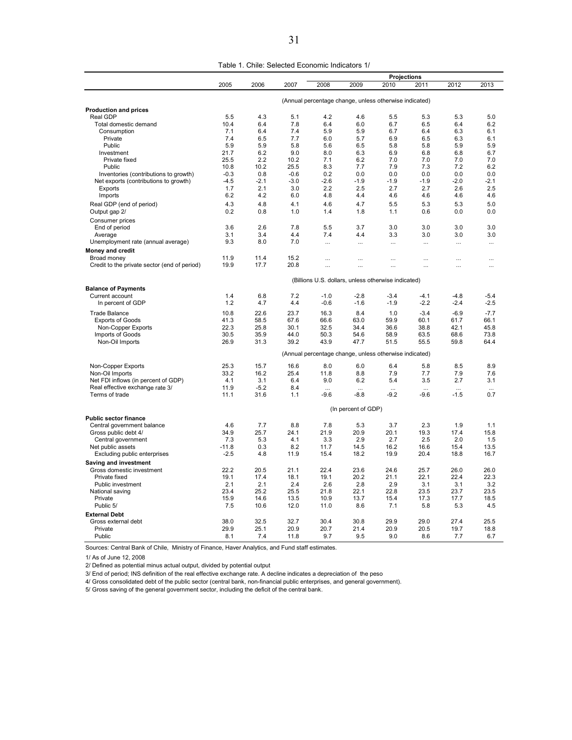Table 1. Chile: Selected Economic Indicators 1/

| | 2005 | 2006 | 2007 | Projections 2008 | 2009 | 2010 | 2011 | 2012 | 2013 |
|---|---|---|---|---|---|---|---|---|---|
| | (Annual percentage change, unless otherwise indicated) | | | | | | | | |
| **Production and prices** | | | | | | | | | |
| Real GDP | 5.5 | 4.3 | 5.1 | 4.2 | 4.6 | 5.5 | 5.3 | 5.3 | 5.0 |
| Total domestic demand | 10.4 | 6.4 | 7.8 | 6.4 | 6.0 | 6.7 | 6.5 | 6.4 | 6.2 |
| Consumption | 7.1 | 6.4 | 7.4 | 5.9 | 5.9 | 6.7 | 6.4 | 6.3 | 6.1 |
| Private | 7.4 | 6.5 | 7.7 | 6.0 | 5.7 | 6.9 | 6.5 | 6.3 | 6.1 |
| Public | 5.9 | 5.9 | 5.8 | 5.6 | 6.5 | 5.8 | 5.8 | 5.9 | 5.9 |
| Investment | 21.7 | 6.2 | 9.0 | 8.0 | 6.3 | 6.9 | 6.8 | 6.8 | 6.7 |
| Private fixed | 25.5 | 2.2 | 10.2 | 7.1 | 6.2 | 7.0 | 7.0 | 7.0 | 7.0 |
| Public | 10.8 | 10.2 | 25.5 | 8.3 | 7.7 | 7.9 | 7.3 | 7.2 | 6.2 |
| Inventories (contributions to growth) | -0.3 | 0.8 | -0.6 | 0.2 | 0.0 | 0.0 | 0.0 | 0.0 | 0.0 |
| Net exports (contributions to growth) | -4.5 | -2.1 | -3.0 | -2.6 | -1.9 | -1.9 | -1.9 | -2.0 | -2.1 |
| Exports | 1.7 | 2.1 | 3.0 | 2.2 | 2.5 | 2.7 | 2.7 | 2.6 | 2.5 |
| Imports | 6.2 | 4.2 | 6.0 | 4.8 | 4.4 | 4.6 | 4.6 | 4.6 | 4.6 |
| Real GDP (end of period) | 4.3 | 4.8 | 4.1 | 4.6 | 4.7 | 5.5 | 5.3 | 5.3 | 5.0 |
| Output gap 2/ | 0.2 | 0.8 | 1.0 | 1.4 | 1.8 | 1.1 | 0.6 | 0.0 | 0.0 |
| Consumer prices | | | | | | | | | |
| End of period | 3.6 | 2.6 | 7.8 | 5.5 | 3.7 | 3.0 | 3.0 | 3.0 | 3.0 |
| Average | 3.1 | 3.4 | 4.4 | 7.4 | 4.4 | 3.3 | 3.0 | 3.0 | 3.0 |
| Unemployment rate (annual average) | 9.3 | 8.0 | 7.0 | ... | ... | ... | ... | ... | ... |
| **Money and credit** | | | | | | | | | |
| Broad money | 11.9 | 11.4 | 15.2 | ... | ... | ... | ... | ... | ... |
| Credit to the private sector (end of period) | 19.9 | 17.7 | 20.8 | ... | ... | ... | ... | ... | ... |
| | (Billions U.S. dollars, unless otherwise indicated) | | | | | | | | |
| **Balance of Payments** | | | | | | | | | |
| Current account | 1.4 | 6.8 | 7.2 | -1.0 | -2.8 | -3.4 | -4.1 | -4.8 | -5.4 |
| In percent of GDP | 1.2 | 4.7 | 4.4 | -0.6 | -1.6 | -1.9 | -2.2 | -2.4 | -2.5 |
| Trade Balance | 10.8 | 22.6 | 23.7 | 16.3 | 8.4 | 1.0 | -3.4 | -6.9 | -7.7 |
| Exports of Goods | 41.3 | 58.5 | 67.6 | 66.6 | 63.0 | 59.9 | 60.1 | 61.7 | 66.1 |
| Non-Copper Exports | 22.3 | 25.8 | 30.1 | 32.5 | 34.4 | 36.6 | 38.8 | 42.1 | 45.8 |
| Imports of Goods | 30.5 | 35.9 | 44.0 | 50.3 | 54.6 | 58.9 | 63.5 | 68.6 | 73.8 |
| Non-Oil Imports | 26.9 | 31.3 | 39.2 | 43.9 | 47.7 | 51.5 | 55.5 | 59.8 | 64.4 |
| | (Annual percentage change, unless otherwise indicated) | | | | | | | | |
| Non-Copper Exports | 25.3 | 15.7 | 16.6 | 8.0 | 6.0 | 6.4 | 5.8 | 8.5 | 8.9 |
| Non-Oil Imports | 33.2 | 16.2 | 25.4 | 11.8 | 8.8 | 7.9 | 7.7 | 7.9 | 7.6 |
| Net FDI inflows (in percent of GDP) | 4.1 | 3.1 | 6.4 | 9.0 | 6.2 | 5.4 | 3.5 | 2.7 | 3.1 |
| Real effective exchange rate 3/ | 11.9 | -5.2 | 8.4 | ... | ... | ... | ... | ... | ... |
| Terms of trade | 11.1 | 31.6 | 1.1 | -9.6 | -8.8 | -9.2 | -9.6 | -1.5 | 0.7 |
| | (In percent of GDP) | | | | | | | | |
| **Public sector finance** | | | | | | | | | |
| Central government balance | 4.6 | 7.7 | 8.8 | 7.8 | 5.3 | 3.7 | 2.3 | 1.9 | 1.1 |
| Gross public debt 4/ | 34.9 | 25.7 | 24.1 | 21.9 | 20.9 | 20.1 | 19.3 | 17.4 | 15.8 |
| Central government | 7.3 | 5.3 | 4.1 | 3.3 | 2.9 | 2.7 | 2.5 | 2.0 | 1.5 |
| Net public assets | -11.8 | 0.3 | 8.2 | 11.7 | 14.5 | 16.2 | 16.6 | 15.4 | 13.5 |
| Excluding public enterprises | -2.5 | 4.8 | 11.9 | 15.4 | 18.2 | 19.9 | 20.4 | 18.8 | 16.7 |
| **Saving and investment** | | | | | | | | | |
| Gross domestic investment | 22.2 | 20.5 | 21.1 | 22.4 | 23.6 | 24.6 | 25.7 | 26.0 | 26.0 |
| Private fixed | 19.1 | 17.4 | 18.1 | 19.1 | 20.2 | 21.1 | 22.1 | 22.4 | 22.3 |
| Public investment | 2.1 | 2.1 | 2.4 | 2.6 | 2.8 | 2.9 | 3.1 | 3.1 | 3.2 |
| National saving | 23.4 | 25.2 | 25.5 | 21.8 | 22.1 | 22.8 | 23.5 | 23.7 | 23.5 |
| Private | 15.9 | 14.6 | 13.5 | 10.9 | 13.7 | 15.4 | 17.3 | 17.7 | 18.5 |
| Public 5/ | 7.5 | 10.6 | 12.0 | 11.0 | 8.6 | 7.1 | 5.8 | 5.3 | 4.5 |
| **External Debt** | | | | | | | | | |
| Gross external debt | 38.0 | 32.5 | 32.7 | 30.4 | 30.8 | 29.9 | 29.0 | 27.4 | 25.5 |
| Private | 29.9 | 25.1 | 20.9 | 20.7 | 21.4 | 20.9 | 20.5 | 19.7 | 18.8 |
| Public | 8.1 | 7.4 | 11.8 | 9.7 | 9.5 | 9.0 | 8.6 | 7.7 | 6.7 |

Sources: Central Bank of Chile, Ministry of Finance, Haver Analytics, and Fund staff estimates.

1/ As of June 12, 2008

2/ Defined as potential minus actual output, divided by potential output

3/ End of period; INS definition of the real effective exchange rate. A decline indicates a depreciation of the peso

4/ Gross consolidated debt of the public sector (central bank, non-financial public enterprises, and general government).

5/ Gross saving of the general government sector, including the deficit of the central bank.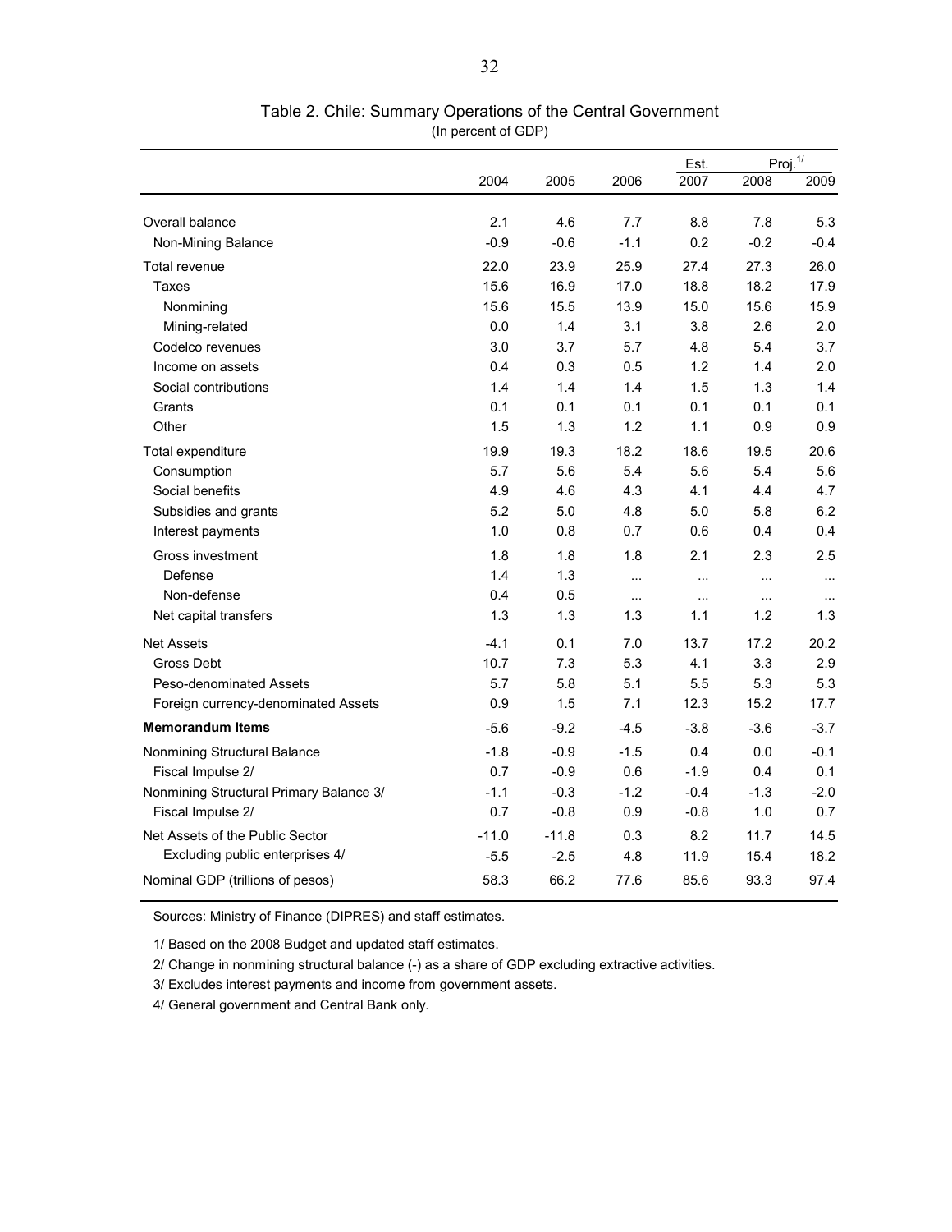## Table 2. Chile: Summary Operations of the Central Government

(In percent of GDP)

| | 2004 | 2005 | 2006 | Est. 2007 | Proj.[1] 2008 | Proj.[1] 2009 |
|---|---|---|---|---|---|---|
| Overall balance | 2.1 | 4.6 | 7.7 | 8.8 | 7.8 | 5.3 |
| Non-Mining Balance | -0.9 | -0.6 | -1.1 | 0.2 | -0.2 | -0.4 |
| Total revenue | 22.0 | 23.9 | 25.9 | 27.4 | 27.3 | 26.0 |
| Taxes | 15.6 | 16.9 | 17.0 | 18.8 | 18.2 | 17.9 |
| Nonmining | 15.6 | 15.5 | 13.9 | 15.0 | 15.6 | 15.9 |
| Mining-related | 0.0 | 1.4 | 3.1 | 3.8 | 2.6 | 2.0 |
| Codelco revenues | 3.0 | 3.7 | 5.7 | 4.8 | 5.4 | 3.7 |
| Income on assets | 0.4 | 0.3 | 0.5 | 1.2 | 1.4 | 2.0 |
| Social contributions | 1.4 | 1.4 | 1.4 | 1.5 | 1.3 | 1.4 |
| Grants | 0.1 | 0.1 | 0.1 | 0.1 | 0.1 | 0.1 |
| Other | 1.5 | 1.3 | 1.2 | 1.1 | 0.9 | 0.9 |
| Total expenditure | 19.9 | 19.3 | 18.2 | 18.6 | 19.5 | 20.6 |
| Consumption | 5.7 | 5.6 | 5.4 | 5.6 | 5.4 | 5.6 |
| Social benefits | 4.9 | 4.6 | 4.3 | 4.1 | 4.4 | 4.7 |
| Subsidies and grants | 5.2 | 5.0 | 4.8 | 5.0 | 5.8 | 6.2 |
| Interest payments | 1.0 | 0.8 | 0.7 | 0.6 | 0.4 | 0.4 |
| Gross investment | 1.8 | 1.8 | 1.8 | 2.1 | 2.3 | 2.5 |
| Defense | 1.4 | 1.3 | ... | ... | ... | ... |
| Non-defense | 0.4 | 0.5 | ... | ... | ... | ... |
| Net capital transfers | 1.3 | 1.3 | 1.3 | 1.1 | 1.2 | 1.3 |
| Net Assets | -4.1 | 0.1 | 7.0 | 13.7 | 17.2 | 20.2 |
| Gross Debt | 10.7 | 7.3 | 5.3 | 4.1 | 3.3 | 2.9 |
| Peso-denominated Assets | 5.7 | 5.8 | 5.1 | 5.5 | 5.3 | 5.3 |
| Foreign currency-denominated Assets | 0.9 | 1.5 | 7.1 | 12.3 | 15.2 | 17.7 |
| **Memorandum Items** | -5.6 | -9.2 | -4.5 | -3.8 | -3.6 | -3.7 |
| Nonmining Structural Balance | -1.8 | -0.9 | -1.5 | 0.4 | 0.0 | -0.1 |
| Fiscal Impulse 2/ | 0.7 | -0.9 | 0.6 | -1.9 | 0.4 | 0.1 |
| Nonmining Structural Primary Balance 3/ | -1.1 | -0.3 | -1.2 | -0.4 | -1.3 | -2.0 |
| Fiscal Impulse 2/ | 0.7 | -0.8 | 0.9 | -0.8 | 1.0 | 0.7 |
| Net Assets of the Public Sector | -11.0 | -11.8 | 0.3 | 8.2 | 11.7 | 14.5 |
| Excluding public enterprises 4/ | -5.5 | -2.5 | 4.8 | 11.9 | 15.4 | 18.2 |
| Nominal GDP (trillions of pesos) | 58.3 | 66.2 | 77.6 | 85.6 | 93.3 | 97.4 |

Sources: Ministry of Finance (DIPRES) and staff estimates.

1/ Based on the 2008 Budget and updated staff estimates.

2/ Change in nonmining structural balance (-) as a share of GDP excluding extractive activities.

3/ Excludes interest payments and income from government assets.

4/ General government and Central Bank only.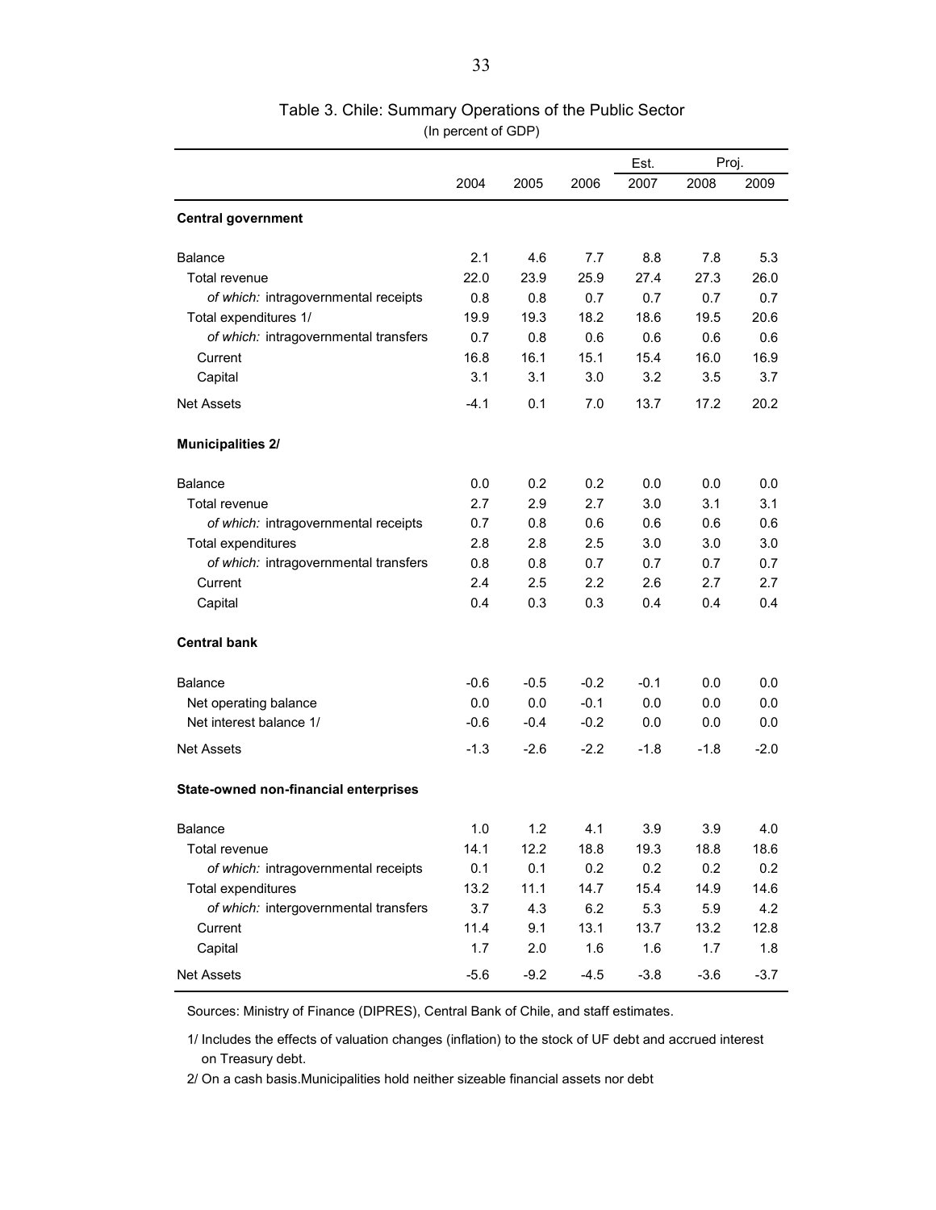Table 3. Chile: Summary Operations of the Public Sector

(In percent of GDP)

| | | | | Est. | Proj. | |
|---|---|---|---|---|---|---|
| | 2004 | 2005 | 2006 | 2007 | 2008 | 2009 |
| **Central government** | | | | | | |
| Balance | 2.1 | 4.6 | 7.7 | 8.8 | 7.8 | 5.3 |
| Total revenue | 22.0 | 23.9 | 25.9 | 27.4 | 27.3 | 26.0 |
| *of which:* intragovernmental receipts | 0.8 | 0.8 | 0.7 | 0.7 | 0.7 | 0.7 |
| Total expenditures 1/ | 19.9 | 19.3 | 18.2 | 18.6 | 19.5 | 20.6 |
| *of which:* intragovernmental transfers | 0.7 | 0.8 | 0.6 | 0.6 | 0.6 | 0.6 |
| Current | 16.8 | 16.1 | 15.1 | 15.4 | 16.0 | 16.9 |
| Capital | 3.1 | 3.1 | 3.0 | 3.2 | 3.5 | 3.7 |
| Net Assets | -4.1 | 0.1 | 7.0 | 13.7 | 17.2 | 20.2 |
| **Municipalities 2/** | | | | | | |
| Balance | 0.0 | 0.2 | 0.2 | 0.0 | 0.0 | 0.0 |
| Total revenue | 2.7 | 2.9 | 2.7 | 3.0 | 3.1 | 3.1 |
| *of which:* intragovernmental receipts | 0.7 | 0.8 | 0.6 | 0.6 | 0.6 | 0.6 |
| Total expenditures | 2.8 | 2.8 | 2.5 | 3.0 | 3.0 | 3.0 |
| *of which:* intragovernmental transfers | 0.8 | 0.8 | 0.7 | 0.7 | 0.7 | 0.7 |
| Current | 2.4 | 2.5 | 2.2 | 2.6 | 2.7 | 2.7 |
| Capital | 0.4 | 0.3 | 0.3 | 0.4 | 0.4 | 0.4 |
| **Central bank** | | | | | | |
| Balance | -0.6 | -0.5 | -0.2 | -0.1 | 0.0 | 0.0 |
| Net operating balance | 0.0 | 0.0 | -0.1 | 0.0 | 0.0 | 0.0 |
| Net interest balance 1/ | -0.6 | -0.4 | -0.2 | 0.0 | 0.0 | 0.0 |
| Net Assets | -1.3 | -2.6 | -2.2 | -1.8 | -1.8 | -2.0 |
| **State-owned non-financial enterprises** | | | | | | |
| Balance | 1.0 | 1.2 | 4.1 | 3.9 | 3.9 | 4.0 |
| Total revenue | 14.1 | 12.2 | 18.8 | 19.3 | 18.8 | 18.6 |
| *of which:* intragovernmental receipts | 0.1 | 0.1 | 0.2 | 0.2 | 0.2 | 0.2 |
| Total expenditures | 13.2 | 11.1 | 14.7 | 15.4 | 14.9 | 14.6 |
| *of which:* intergovernmental transfers | 3.7 | 4.3 | 6.2 | 5.3 | 5.9 | 4.2 |
| Current | 11.4 | 9.1 | 13.1 | 13.7 | 13.2 | 12.8 |
| Capital | 1.7 | 2.0 | 1.6 | 1.6 | 1.7 | 1.8 |
| Net Assets | -5.6 | -9.2 | -4.5 | -3.8 | -3.6 | -3.7 |

Sources: Ministry of Finance (DIPRES), Central Bank of Chile, and staff estimates.

1/ Includes the effects of valuation changes (inflation) to the stock of UF debt and accrued interest on Treasury debt.

2/ On a cash basis.Municipalities hold neither sizeable financial assets nor debt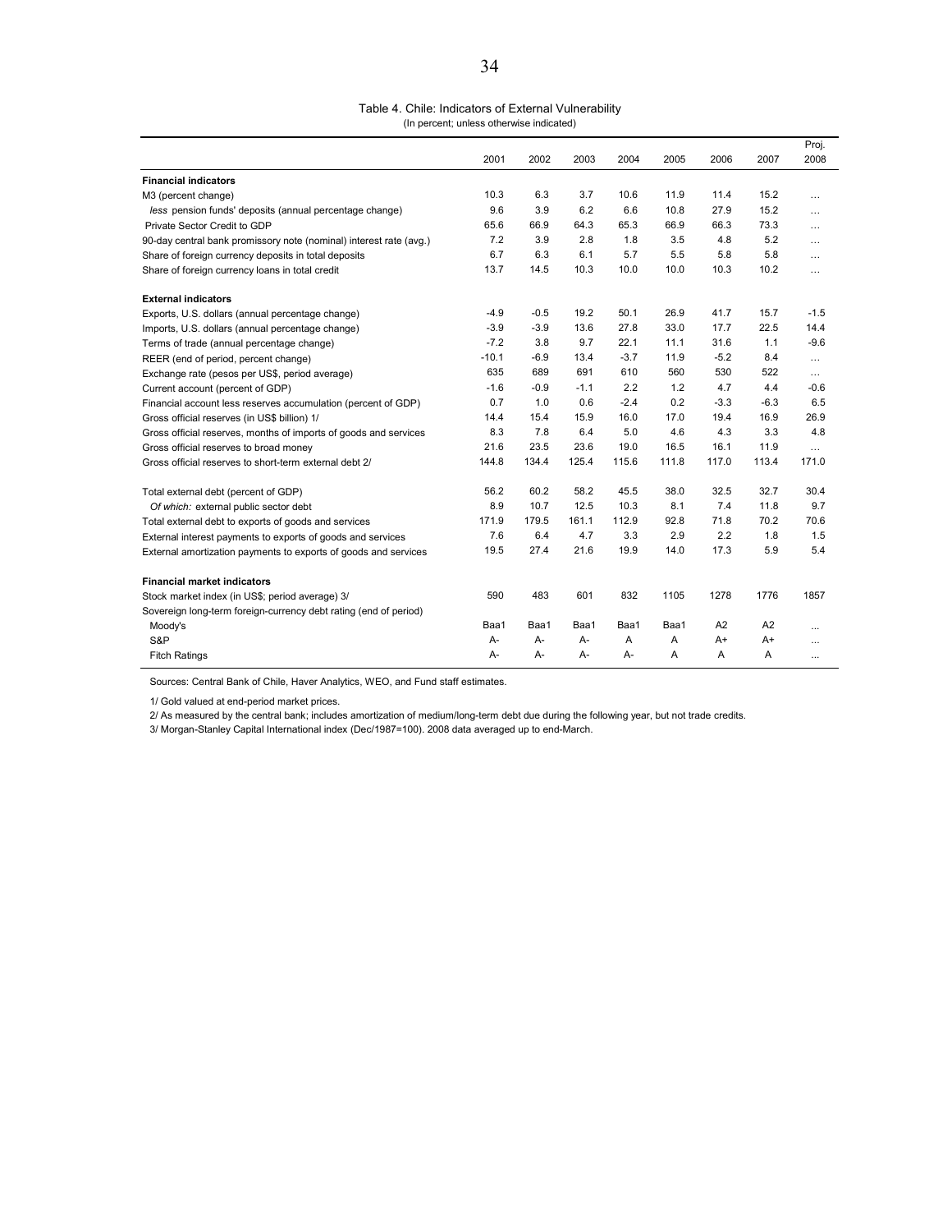Table 4. Chile: Indicators of External Vulnerability

(In percent; unless otherwise indicated)

| | 2001 | 2002 | 2003 | 2004 | 2005 | 2006 | 2007 | Proj. 2008 |
|---|---|---|---|---|---|---|---|---|
| **Financial indicators** | | | | | | | | |
| M3 (percent change) | 10.3 | 6.3 | 3.7 | 10.6 | 11.9 | 11.4 | 15.2 | … |
| *less* pension funds' deposits (annual percentage change) | 9.6 | 3.9 | 6.2 | 6.6 | 10.8 | 27.9 | 15.2 | … |
| Private Sector Credit to GDP | 65.6 | 66.9 | 64.3 | 65.3 | 66.9 | 66.3 | 73.3 | … |
| 90-day central bank promissory note (nominal) interest rate (avg.) | 7.2 | 3.9 | 2.8 | 1.8 | 3.5 | 4.8 | 5.2 | … |
| Share of foreign currency deposits in total deposits | 6.7 | 6.3 | 6.1 | 5.7 | 5.5 | 5.8 | 5.8 | … |
| Share of foreign currency loans in total credit | 13.7 | 14.5 | 10.3 | 10.0 | 10.0 | 10.3 | 10.2 | … |
| **External indicators** | | | | | | | | |
| Exports, U.S. dollars (annual percentage change) | -4.9 | -0.5 | 19.2 | 50.1 | 26.9 | 41.7 | 15.7 | -1.5 |
| Imports, U.S. dollars (annual percentage change) | -3.9 | -3.9 | 13.6 | 27.8 | 33.0 | 17.7 | 22.5 | 14.4 |
| Terms of trade (annual percentage change) | -7.2 | 3.8 | 9.7 | 22.1 | 11.1 | 31.6 | 1.1 | -9.6 |
| REER (end of period, percent change) | -10.1 | -6.9 | 13.4 | -3.7 | 11.9 | -5.2 | 8.4 | … |
| Exchange rate (pesos per US$, period average) | 635 | 689 | 691 | 610 | 560 | 530 | 522 | … |
| Current account (percent of GDP) | -1.6 | -0.9 | -1.1 | 2.2 | 1.2 | 4.7 | 4.4 | -0.6 |
| Financial account less reserves accumulation (percent of GDP) | 0.7 | 1.0 | 0.6 | -2.4 | 0.2 | -3.3 | -6.3 | 6.5 |
| Gross official reserves (in US$ billion) 1/ | 14.4 | 15.4 | 15.9 | 16.0 | 17.0 | 19.4 | 16.9 | 26.9 |
| Gross official reserves, months of imports of goods and services | 8.3 | 7.8 | 6.4 | 5.0 | 4.6 | 4.3 | 3.3 | 4.8 |
| Gross official reserves to broad money | 21.6 | 23.5 | 23.6 | 19.0 | 16.5 | 16.1 | 11.9 | … |
| Gross official reserves to short-term external debt 2/ | 144.8 | 134.4 | 125.4 | 115.6 | 111.8 | 117.0 | 113.4 | 171.0 |
| Total external debt (percent of GDP) | 56.2 | 60.2 | 58.2 | 45.5 | 38.0 | 32.5 | 32.7 | 30.4 |
| *Of which:* external public sector debt | 8.9 | 10.7 | 12.5 | 10.3 | 8.1 | 7.4 | 11.8 | 9.7 |
| Total external debt to exports of goods and services | 171.9 | 179.5 | 161.1 | 112.9 | 92.8 | 71.8 | 70.2 | 70.6 |
| External interest payments to exports of goods and services | 7.6 | 6.4 | 4.7 | 3.3 | 2.9 | 2.2 | 1.8 | 1.5 |
| External amortization payments to exports of goods and services | 19.5 | 27.4 | 21.6 | 19.9 | 14.0 | 17.3 | 5.9 | 5.4 |
| **Financial market indicators** | | | | | | | | |
| Stock market index (in US$; period average) 3/ | 590 | 483 | 601 | 832 | 1105 | 1278 | 1776 | 1857 |
| Sovereign long-term foreign-currency debt rating (end of period) | | | | | | | | |
| Moody's | Baa1 | Baa1 | Baa1 | Baa1 | Baa1 | A2 | A2 | … |
| S&P | A- | A- | A- | A | A | A+ | A+ | … |
| Fitch Ratings | A- | A- | A- | A- | A | A | A | … |

Sources: Central Bank of Chile, Haver Analytics, WEO, and Fund staff estimates.

1/ Gold valued at end-period market prices.

2/ As measured by the central bank; includes amortization of medium/long-term debt due during the following year, but not trade credits.

3/ Morgan-Stanley Capital International index (Dec/1987=100). 2008 data averaged up to end-March.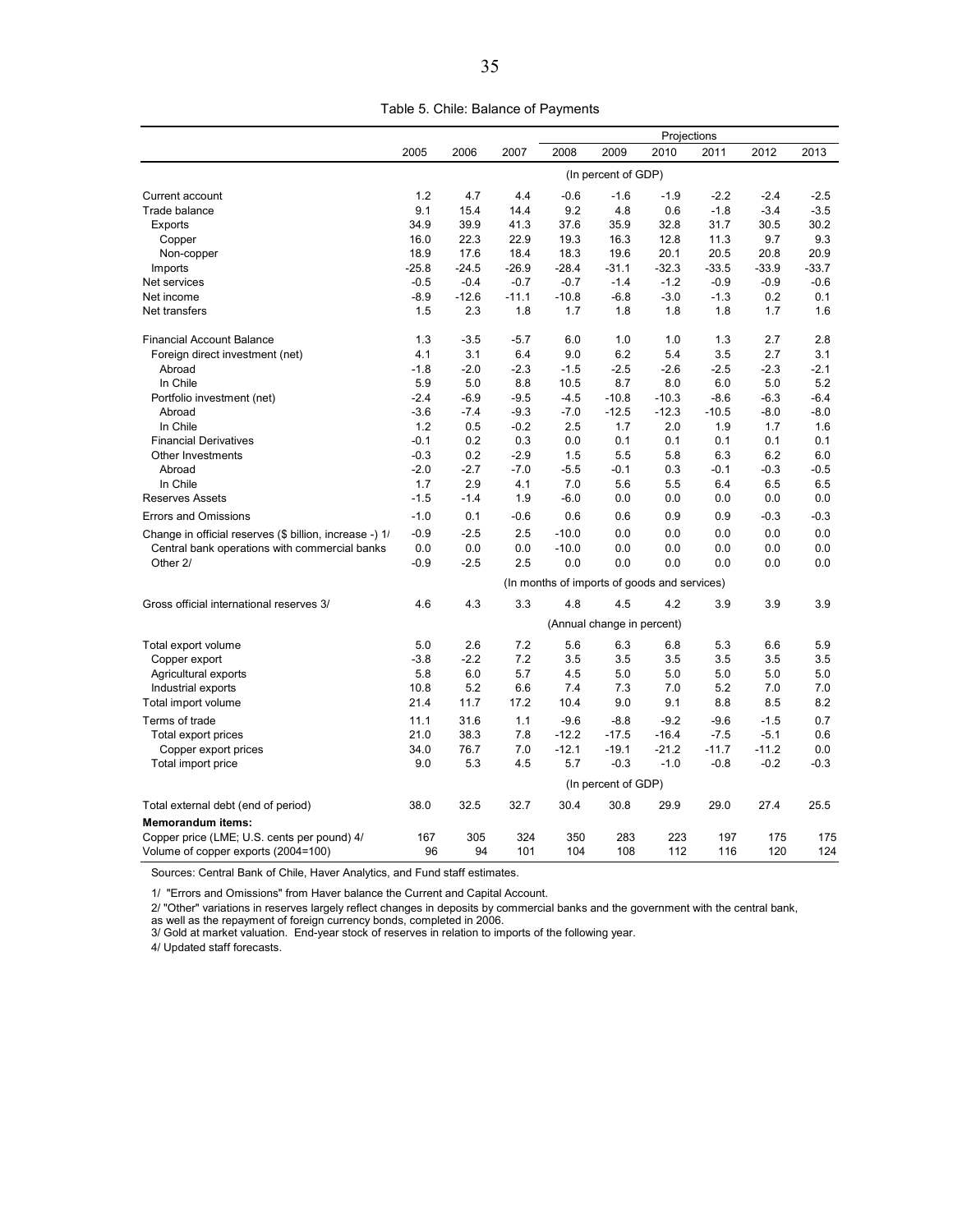Table 5. Chile: Balance of Payments

| | 2005 | 2006 | 2007 | Projections 2008 | 2009 | 2010 | 2011 | 2012 | 2013 |
|---|---|---|---|---|---|---|---|---|---|
| | (In percent of GDP) | | | | | | | | |
| Current account | 1.2 | 4.7 | 4.4 | -0.6 | -1.6 | -1.9 | -2.2 | -2.4 | -2.5 |
| Trade balance | 9.1 | 15.4 | 14.4 | 9.2 | 4.8 | 0.6 | -1.8 | -3.4 | -3.5 |
| Exports | 34.9 | 39.9 | 41.3 | 37.6 | 35.9 | 32.8 | 31.7 | 30.5 | 30.2 |
| Copper | 16.0 | 22.3 | 22.9 | 19.3 | 16.3 | 12.8 | 11.3 | 9.7 | 9.3 |
| Non-copper | 18.9 | 17.6 | 18.4 | 18.3 | 19.6 | 20.1 | 20.5 | 20.8 | 20.9 |
| Imports | -25.8 | -24.5 | -26.9 | -28.4 | -31.1 | -32.3 | -33.5 | -33.9 | -33.7 |
| Net services | -0.5 | -0.4 | -0.7 | -0.7 | -1.4 | -1.2 | -0.9 | -0.9 | -0.6 |
| Net income | -8.9 | -12.6 | -11.1 | -10.8 | -6.8 | -3.0 | -1.3 | 0.2 | 0.1 |
| Net transfers | 1.5 | 2.3 | 1.8 | 1.7 | 1.8 | 1.8 | 1.8 | 1.7 | 1.6 |
| Financial Account Balance | 1.3 | -3.5 | -5.7 | 6.0 | 1.0 | 1.0 | 1.3 | 2.7 | 2.8 |
| Foreign direct investment (net) | 4.1 | 3.1 | 6.4 | 9.0 | 6.2 | 5.4 | 3.5 | 2.7 | 3.1 |
| Abroad | -1.8 | -2.0 | -2.3 | -1.5 | -2.5 | -2.6 | -2.5 | -2.3 | -2.1 |
| In Chile | 5.9 | 5.0 | 8.8 | 10.5 | 8.7 | 8.0 | 6.0 | 5.0 | 5.2 |
| Portfolio investment (net) | -2.4 | -6.9 | -9.5 | -4.5 | -10.8 | -10.3 | -8.6 | -6.3 | -6.4 |
| Abroad | -3.6 | -7.4 | -9.3 | -7.0 | -12.5 | -12.3 | -10.5 | -8.0 | -8.0 |
| In Chile | 1.2 | 0.5 | -0.2 | 2.5 | 1.7 | 2.0 | 1.9 | 1.7 | 1.6 |
| Financial Derivatives | -0.1 | 0.2 | 0.3 | 0.0 | 0.1 | 0.1 | 0.1 | 0.1 | 0.1 |
| Other Investments | -0.3 | 0.2 | -2.9 | 1.5 | 5.5 | 5.8 | 6.3 | 6.2 | 6.0 |
| Abroad | -2.0 | -2.7 | -7.0 | -5.5 | -0.1 | 0.3 | -0.1 | -0.3 | -0.5 |
| In Chile | 1.7 | 2.9 | 4.1 | 7.0 | 5.6 | 5.5 | 6.4 | 6.5 | 6.5 |
| Reserves Assets | -1.5 | -1.4 | 1.9 | -6.0 | 0.0 | 0.0 | 0.0 | 0.0 | 0.0 |
| Errors and Omissions | -1.0 | 0.1 | -0.6 | 0.6 | 0.6 | 0.9 | 0.9 | -0.3 | -0.3 |
| Change in official reserves ($ billion, increase -) 1/ | -0.9 | -2.5 | 2.5 | -10.0 | 0.0 | 0.0 | 0.0 | 0.0 | 0.0 |
| Central bank operations with commercial banks | 0.0 | 0.0 | 0.0 | -10.0 | 0.0 | 0.0 | 0.0 | 0.0 | 0.0 |
| Other 2/ | -0.9 | -2.5 | 2.5 | 0.0 | 0.0 | 0.0 | 0.0 | 0.0 | 0.0 |
| | (In months of imports of goods and services) | | | | | | | | |
| Gross official international reserves 3/ | 4.6 | 4.3 | 3.3 | 4.8 | 4.5 | 4.2 | 3.9 | 3.9 | 3.9 |
| | (Annual change in percent) | | | | | | | | |
| Total export volume | 5.0 | 2.6 | 7.2 | 5.6 | 6.3 | 6.8 | 5.3 | 6.6 | 5.9 |
| Copper export | -3.8 | -2.2 | 7.2 | 3.5 | 3.5 | 3.5 | 3.5 | 3.5 | 3.5 |
| Agricultural exports | 5.8 | 6.0 | 5.7 | 4.5 | 5.0 | 5.0 | 5.0 | 5.0 | 5.0 |
| Industrial exports | 10.8 | 5.2 | 6.6 | 7.4 | 7.3 | 7.0 | 5.2 | 7.0 | 7.0 |
| Total import volume | 21.4 | 11.7 | 17.2 | 10.4 | 9.0 | 9.1 | 8.8 | 8.5 | 8.2 |
| Terms of trade | 11.1 | 31.6 | 1.1 | -9.6 | -8.8 | -9.2 | -9.6 | -1.5 | 0.7 |
| Total export prices | 21.0 | 38.3 | 7.8 | -12.2 | -17.5 | -16.4 | -7.5 | -5.1 | 0.6 |
| Copper export prices | 34.0 | 76.7 | 7.0 | -12.1 | -19.1 | -21.2 | -11.7 | -11.2 | 0.0 |
| Total import price | 9.0 | 5.3 | 4.5 | 5.7 | -0.3 | -1.0 | -0.8 | -0.2 | -0.3 |
| | (In percent of GDP) | | | | | | | | |
| Total external debt (end of period) | 38.0 | 32.5 | 32.7 | 30.4 | 30.8 | 29.9 | 29.0 | 27.4 | 25.5 |
| **Memorandum items:** | | | | | | | | | |
| Copper price (LME; U.S. cents per pound) 4/ | 167 | 305 | 324 | 350 | 283 | 223 | 197 | 175 | 175 |
| Volume of copper exports (2004=100) | 96 | 94 | 101 | 104 | 108 | 112 | 116 | 120 | 124 |

Sources: Central Bank of Chile, Haver Analytics, and Fund staff estimates.

1/ "Errors and Omissions" from Haver balance the Current and Capital Account.

2/ "Other" variations in reserves largely reflect changes in deposits by commercial banks and the government with the central bank, as well as the repayment of foreign currency bonds, completed in 2006.

3/ Gold at market valuation. End-year stock of reserves in relation to imports of the following year.

4/ Updated staff forecasts.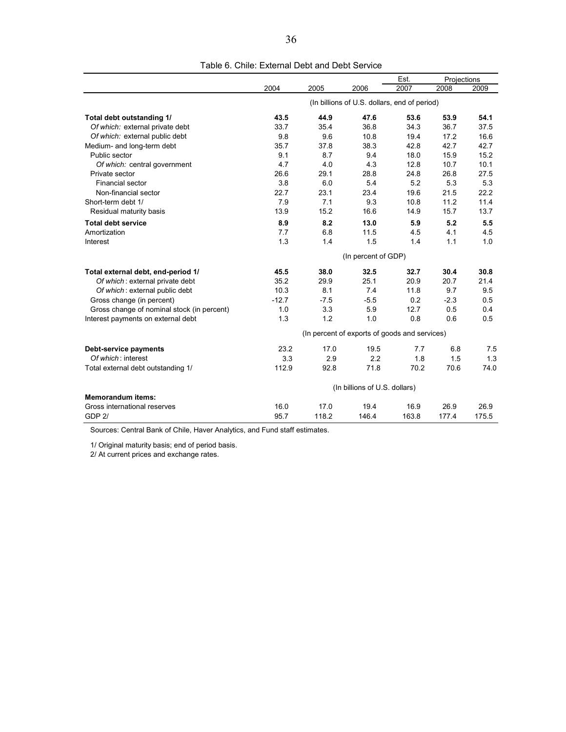Table 6. Chile: External Debt and Debt Service

| | 2004 | 2005 | 2006 | Est. 2007 | Projections 2008 | Projections 2009 |
|---|---|---|---|---|---|---|
| | (In billions of U.S. dollars, end of period) | | | | | |
| **Total debt outstanding 1/** | **43.5** | **44.9** | **47.6** | **53.6** | **53.9** | **54.1** |
| *Of which:* external private debt | 33.7 | 35.4 | 36.8 | 34.3 | 36.7 | 37.5 |
| *Of which:* external public debt | 9.8 | 9.6 | 10.8 | 19.4 | 17.2 | 16.6 |
| Medium- and long-term debt | 35.7 | 37.8 | 38.3 | 42.8 | 42.7 | 42.7 |
| Public sector | 9.1 | 8.7 | 9.4 | 18.0 | 15.9 | 15.2 |
| *Of which:* central government | 4.7 | 4.0 | 4.3 | 12.8 | 10.7 | 10.1 |
| Private sector | 26.6 | 29.1 | 28.8 | 24.8 | 26.8 | 27.5 |
| Financial sector | 3.8 | 6.0 | 5.4 | 5.2 | 5.3 | 5.3 |
| Non-financial sector | 22.7 | 23.1 | 23.4 | 19.6 | 21.5 | 22.2 |
| Short-term debt 1/ | 7.9 | 7.1 | 9.3 | 10.8 | 11.2 | 11.4 |
| Residual maturity basis | 13.9 | 15.2 | 16.6 | 14.9 | 15.7 | 13.7 |
| **Total debt service** | **8.9** | **8.2** | **13.0** | **5.9** | **5.2** | **5.5** |
| Amortization | 7.7 | 6.8 | 11.5 | 4.5 | 4.1 | 4.5 |
| Interest | 1.3 | 1.4 | 1.5 | 1.4 | 1.1 | 1.0 |
| | (In percent of GDP) | | | | | |
| **Total external debt, end-period 1/** | **45.5** | **38.0** | **32.5** | **32.7** | **30.4** | **30.8** |
| *Of which*: external private debt | 35.2 | 29.9 | 25.1 | 20.9 | 20.7 | 21.4 |
| *Of which*: external public debt | 10.3 | 8.1 | 7.4 | 11.8 | 9.7 | 9.5 |
| Gross change (in percent) | -12.7 | -7.5 | -5.5 | 0.2 | -2.3 | 0.5 |
| Gross change of nominal stock (in percent) | 1.0 | 3.3 | 5.9 | 12.7 | 0.5 | 0.4 |
| Interest payments on external debt | 1.3 | 1.2 | 1.0 | 0.8 | 0.6 | 0.5 |
| | (In percent of exports of goods and services) | | | | | |
| **Debt-service payments** | 23.2 | 17.0 | 19.5 | 7.7 | 6.8 | 7.5 |
| *Of which*: interest | 3.3 | 2.9 | 2.2 | 1.8 | 1.5 | 1.3 |
| Total external debt outstanding 1/ | 112.9 | 92.8 | 71.8 | 70.2 | 70.6 | 74.0 |
| | (In billions of U.S. dollars) | | | | | |
| **Memorandum items:** | | | | | | |
| Gross international reserves | 16.0 | 17.0 | 19.4 | 16.9 | 26.9 | 26.9 |
| GDP 2/ | 95.7 | 118.2 | 146.4 | 163.8 | 177.4 | 175.5 |

Sources: Central Bank of Chile, Haver Analytics, and Fund staff estimates.

1/ Original maturity basis; end of period basis.

2/ At current prices and exchange rates.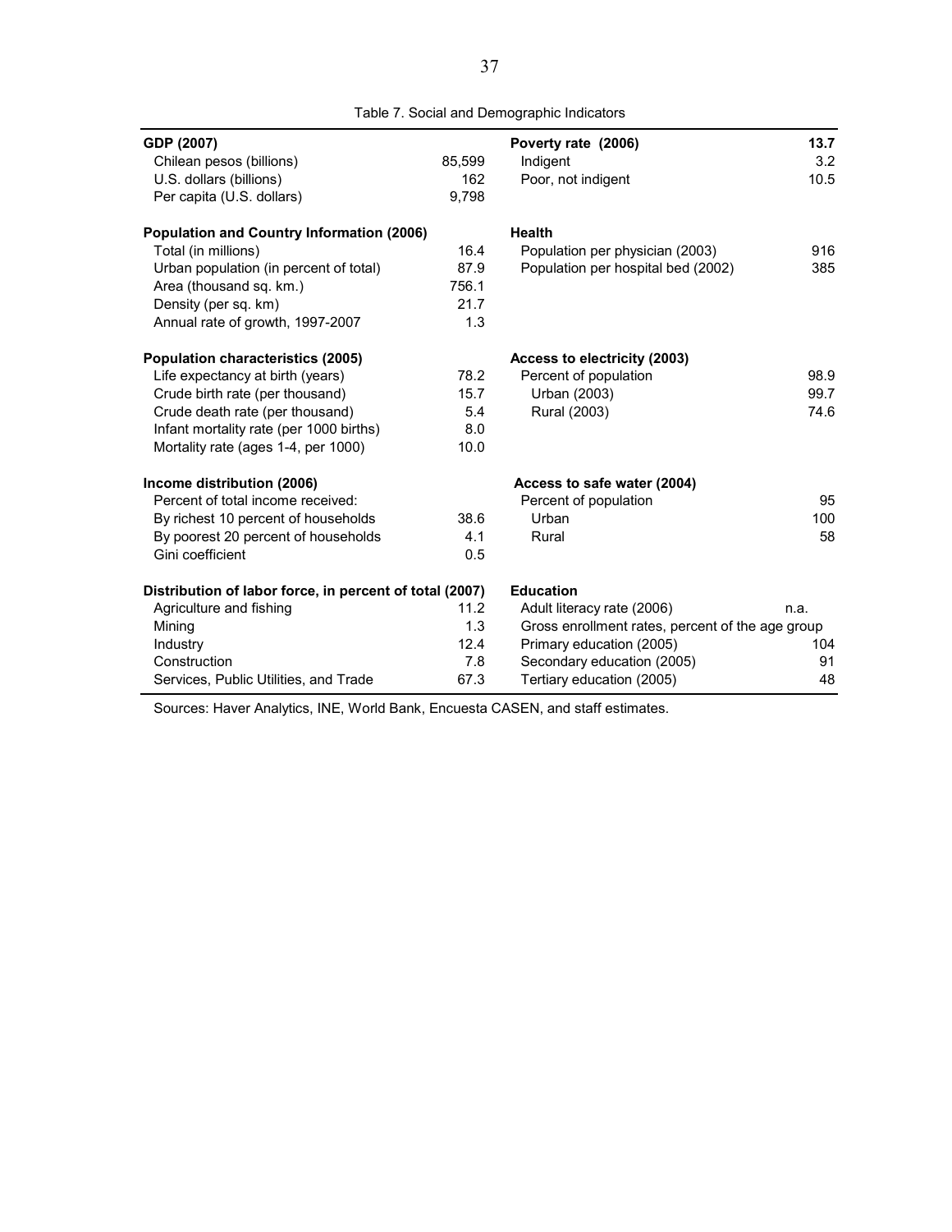Table 7. Social and Demographic Indicators

| | | | |
|---|---|---|---|
| **GDP (2007)** | | **Poverty rate (2006)** | **13.7** |
| Chilean pesos (billions) | 85,599 | Indigent | 3.2 |
| U.S. dollars (billions) | 162 | Poor, not indigent | 10.5 |
| Per capita (U.S. dollars) | 9,798 | | |
| | | | |
| **Population and Country Information (2006)** | | **Health** | |
| Total (in millions) | 16.4 | Population per physician (2003) | 916 |
| Urban population (in percent of total) | 87.9 | Population per hospital bed (2002) | 385 |
| Area (thousand sq. km.) | 756.1 | | |
| Density (per sq. km) | 21.7 | | |
| Annual rate of growth, 1997-2007 | 1.3 | | |
| | | | |
| **Population characteristics (2005)** | | **Access to electricity (2003)** | |
| Life expectancy at birth (years) | 78.2 | Percent of population | 98.9 |
| Crude birth rate (per thousand) | 15.7 | Urban (2003) | 99.7 |
| Crude death rate (per thousand) | 5.4 | Rural (2003) | 74.6 |
| Infant mortality rate (per 1000 births) | 8.0 | | |
| Mortality rate (ages 1-4, per 1000) | 10.0 | | |
| | | | |
| **Income distribution (2006)** | | **Access to safe water (2004)** | |
| Percent of total income received: | | Percent of population | 95 |
| By richest 10 percent of households | 38.6 | Urban | 100 |
| By poorest 20 percent of households | 4.1 | Rural | 58 |
| Gini coefficient | 0.5 | | |
| | | | |
| **Distribution of labor force, in percent of total (2007)** | | **Education** | |
| Agriculture and fishing | 11.2 | Adult literacy rate (2006) | n.a. |
| Mining | 1.3 | Gross enrollment rates, percent of the age group | |
| Industry | 12.4 | Primary education (2005) | 104 |
| Construction | 7.8 | Secondary education (2005) | 91 |
| Services, Public Utilities, and Trade | 67.3 | Tertiary education (2005) | 48 |

Sources: Haver Analytics, INE, World Bank, Encuesta CASEN, and staff estimates.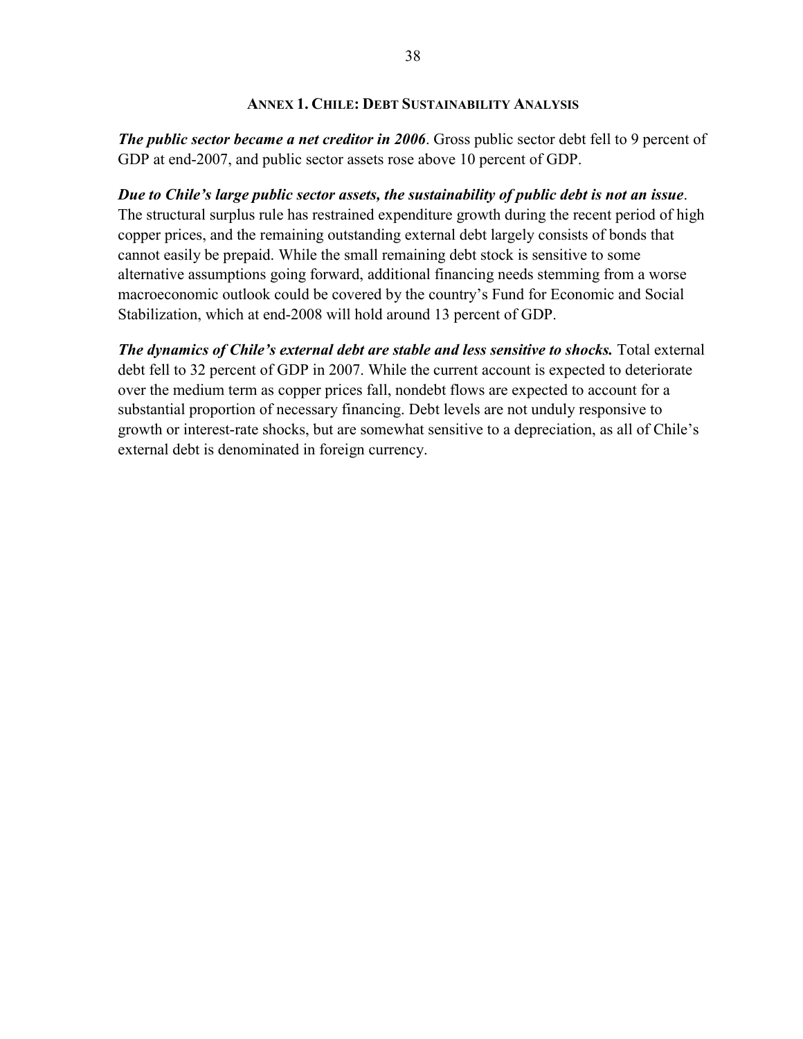## Annex 1. Chile: Debt Sustainability Analysis

***The public sector became a net creditor in 2006***. Gross public sector debt fell to 9 percent of GDP at end-2007, and public sector assets rose above 10 percent of GDP.

***Due to Chile's large public sector assets, the sustainability of public debt is not an issue***. The structural surplus rule has restrained expenditure growth during the recent period of high copper prices, and the remaining outstanding external debt largely consists of bonds that cannot easily be prepaid. While the small remaining debt stock is sensitive to some alternative assumptions going forward, additional financing needs stemming from a worse macroeconomic outlook could be covered by the country's Fund for Economic and Social Stabilization, which at end-2008 will hold around 13 percent of GDP.

***The dynamics of Chile's external debt are stable and less sensitive to shocks.*** Total external debt fell to 32 percent of GDP in 2007. While the current account is expected to deteriorate over the medium term as copper prices fall, nondebt flows are expected to account for a substantial proportion of necessary financing. Debt levels are not unduly responsive to growth or interest-rate shocks, but are somewhat sensitive to a depreciation, as all of Chile's external debt is denominated in foreign currency.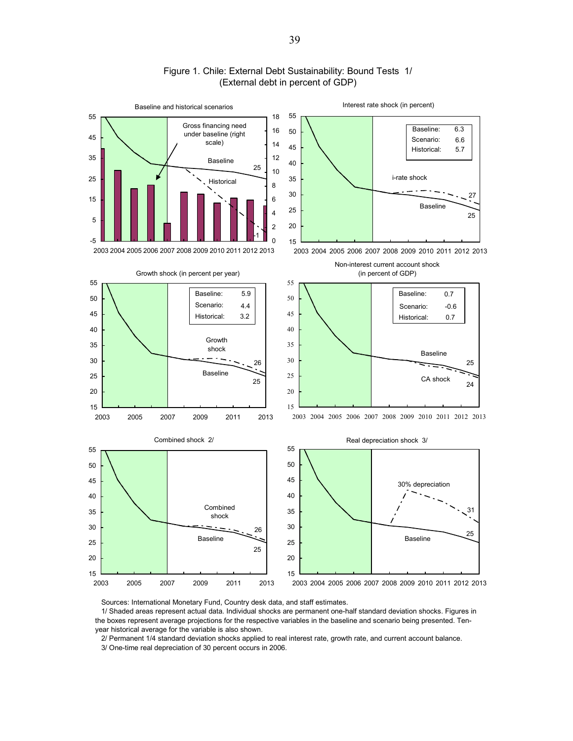# Figure 1. Chile: External Debt Sustainability: Bound Tests 1/
(External debt in percent of GDP)

Baseline and historical scenarios

Gross financing need under baseline (right scale)

Baseline 25

Historical -1

Interest rate shock (in percent)

| | |
|---|---|
| Baseline: | 6.3 |
| Scenario: | 6.6 |
| Historical: | 5.7 |

i-rate shock 27

Baseline 25

Growth shock (in percent per year)

| | |
|---|---|
| Baseline: | 5.9 |
| Scenario: | 4.4 |
| Historical: | 3.2 |

Growth shock 26

Baseline 25

Non-interest current account shock (in percent of GDP)

| | |
|---|---|
| Baseline: | 0.7 |
| Scenario: | -0.6 |
| Historical: | 0.7 |

Baseline 25

CA shock 24

Combined shock 2/

Combined shock 26

Baseline 25

Real depreciation shock 3/

30% depreciation 31

Baseline 25

Sources: International Monetary Fund, Country desk data, and staff estimates.

1/ Shaded areas represent actual data. Individual shocks are permanent one-half standard deviation shocks. Figures in the boxes represent average projections for the respective variables in the baseline and scenario being presented. Ten-year historical average for the variable is also shown.

2/ Permanent 1/4 standard deviation shocks applied to real interest rate, growth rate, and current account balance.

3/ One-time real depreciation of 30 percent occurs in 2006.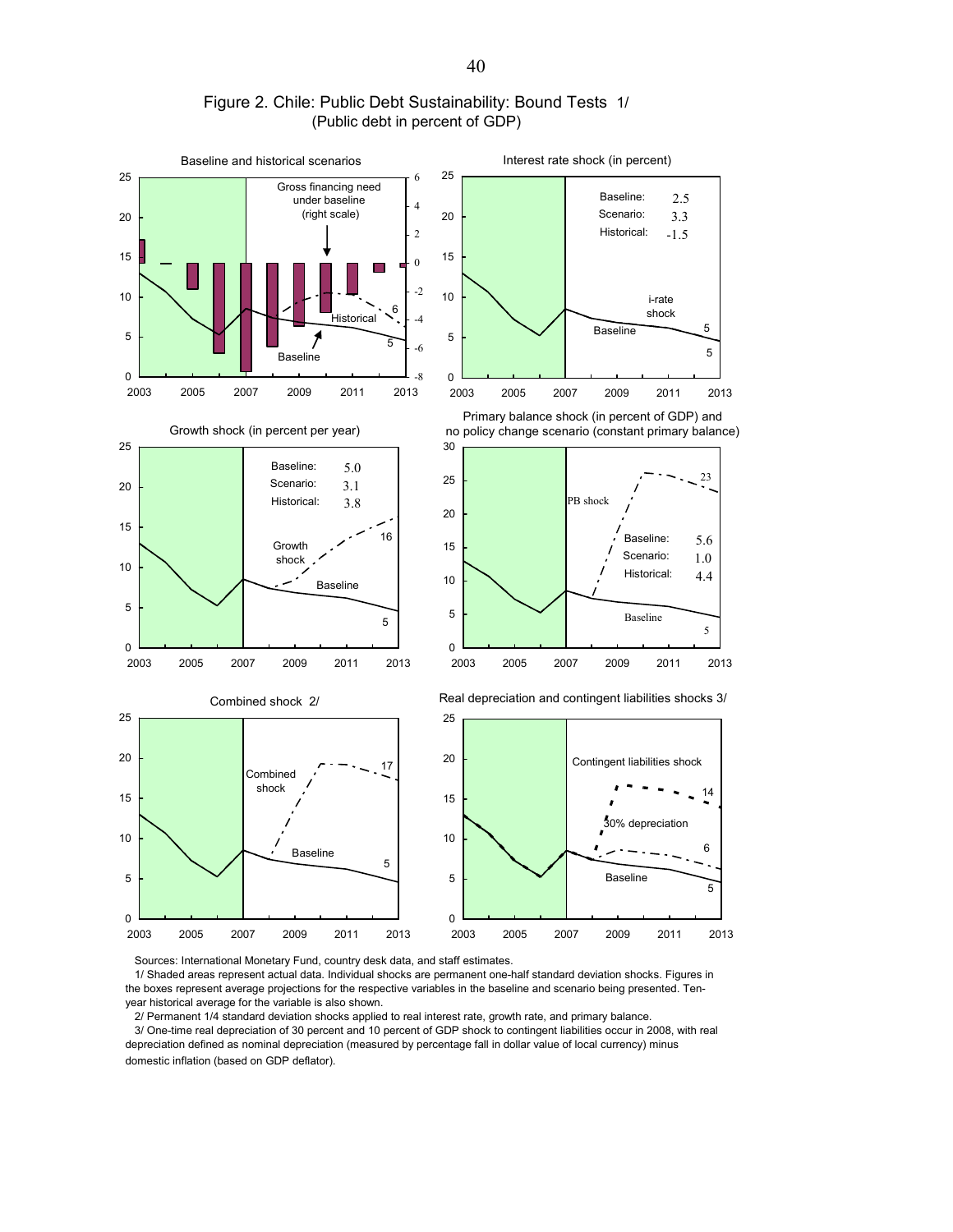## Figure 2. Chile: Public Debt Sustainability: Bound Tests 1/

(Public debt in percent of GDP)

Sources: International Monetary Fund, country desk data, and staff estimates.

1/ Shaded areas represent actual data. Individual shocks are permanent one-half standard deviation shocks. Figures in the boxes represent average projections for the respective variables in the baseline and scenario being presented. Ten-year historical average for the variable is also shown.

2/ Permanent 1/4 standard deviation shocks applied to real interest rate, growth rate, and primary balance.

3/ One-time real depreciation of 30 percent and 10 percent of GDP shock to contingent liabilities occur in 2008, with real depreciation defined as nominal depreciation (measured by percentage fall in dollar value of local currency) minus domestic inflation (based on GDP deflator).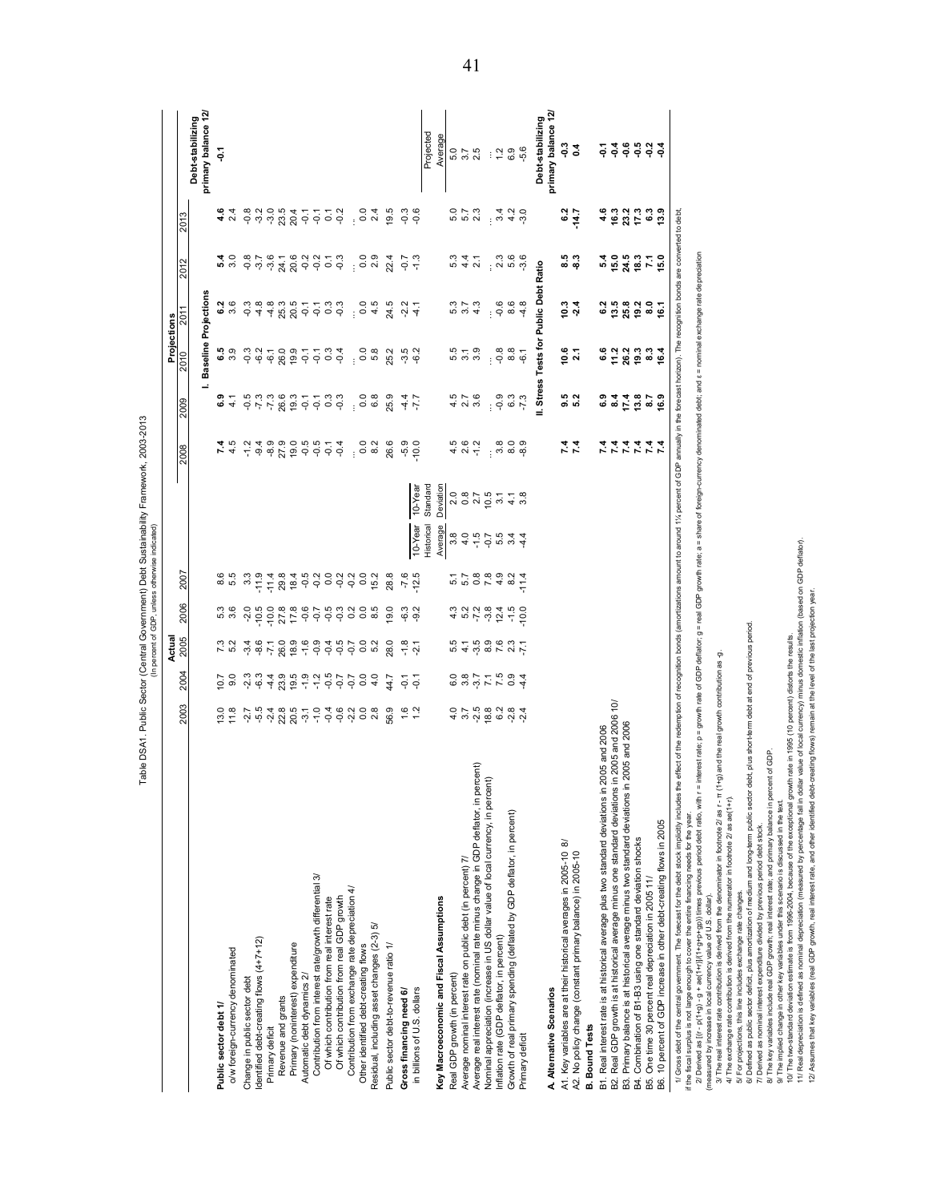**Table DSA1. Public Sector (Central Government) Debt Sustainability Framework, 2003-2013**
(In percent of GDP, unless otherwise indicated)

| | Actual | | | | | 10-Year Historical Average | 10-Year Standard Deviation | Projections | | | | | | Debt-stabilizing primary balance 12/ |
|---|---|---|---|---|---|---|---|---|---|---|---|---|---|---|
| | 2003 | 2004 | 2005 | 2006 | 2007 | | | 2008 | 2009 | 2010 | 2011 | 2012 | 2013 | |
| | | | | | | | | **I. Baseline Projections** | | | | | | |
| **Public sector debt 1/** | 13.0 | 10.7 | 7.3 | 5.3 | 8.6 | | | **7.4** | **6.9** | **6.5** | **6.2** | **5.4** | **4.6** | -0.1 |
| o/w foreign-currency denominated | 11.8 | 9.0 | 5.2 | 3.6 | 5.5 | | | 4.5 | 4.1 | 3.9 | 3.6 | 3.0 | 2.4 | |
| Change in public sector debt | -2.7 | -2.3 | -3.4 | -2.0 | 3.3 | | | -1.2 | -0.5 | -0.3 | -0.3 | -0.8 | -0.8 | |
| Identified debt-creating flows (4+7+12) | -5.5 | -6.3 | -8.6 | -10.5 | -11.9 | | | -9.4 | -7.3 | -6.2 | -4.8 | -3.7 | -3.2 | |
| Primary deficit | -2.4 | -4.4 | -7.1 | -10.0 | -11.4 | | | -8.9 | -7.3 | -6.1 | -4.8 | -3.6 | -3.0 | |
| Revenue and grants | 22.8 | 23.9 | 26.0 | 27.8 | 29.8 | | | 27.9 | 26.6 | 26.0 | 25.3 | 24.1 | 23.5 | |
| Primary (noninterest) expenditure | 20.5 | 19.5 | 18.9 | 17.8 | 18.4 | | | 19.0 | 19.3 | 19.9 | 20.5 | 20.6 | 20.4 | |
| Automatic debt dynamics 2/ | -3.1 | -1.9 | -1.6 | -0.6 | -0.5 | | | -0.5 | -0.1 | -0.1 | -0.1 | -0.2 | -0.1 | |
| Contribution from interest rate/growth differential 3/ | -1.0 | -1.2 | -0.9 | -0.7 | -0.2 | | | -0.5 | -0.1 | -0.1 | -0.1 | -0.2 | -0.1 | |
| Of which contribution from real interest rate | -0.4 | -0.5 | -0.4 | -0.5 | 0.0 | | | -0.1 | 0.3 | 0.3 | 0.3 | 0.1 | 0.1 | |
| Of which contribution from real GDP growth | -0.6 | -0.7 | -0.5 | -0.3 | -0.2 | | | -0.4 | -0.3 | -0.4 | -0.3 | -0.3 | -0.2 | |
| Contribution from exchange rate depreciation 4/ | -2.2 | -0.7 | -0.7 | 0.2 | -0.2 | | | ... | ... | ... | ... | ... | ... | |
| Other identified debt-creating flows | 0.0 | 0.0 | 0.0 | 0.0 | 0.0 | | | 0.0 | 0.0 | 0.0 | 0.0 | 0.0 | 0.0 | |
| Residual, including asset changes (2-3) 5/ | 2.8 | 4.0 | 5.2 | 8.5 | 15.2 | | | 8.2 | 6.8 | 5.8 | 4.5 | 2.9 | 2.4 | |
| Public sector debt-to-revenue ratio 1/ | 56.9 | 44.7 | 28.0 | 19.0 | 28.8 | | | 26.6 | 25.9 | 25.2 | 24.5 | 22.4 | 19.5 | |
| **Gross financing need 6/** | 1.6 | -0.1 | -1.8 | -6.3 | -7.6 | | | -5.9 | -4.4 | -3.5 | -2.2 | -0.7 | -0.3 | |
| in billions of U.S. dollars | 1.2 | -0.1 | -2.1 | -9.2 | -12.5 | | | -10.0 | -7.7 | -6.2 | -4.1 | -1.3 | -0.6 | |
| | | | | | | | | | | | | | | Projected Average |
| **Key Macroeconomic and Fiscal Assumptions** | | | | | | | | | | | | | | |
| Real GDP growth (in percent) | 4.0 | 6.0 | 5.5 | 4.3 | 5.1 | 3.8 | 2.0 | 4.5 | 4.5 | 5.5 | 5.3 | 5.3 | 5.0 | 5.0 |
| Average nominal interest rate on public debt (in percent) 7/ | 3.7 | 3.8 | 4.1 | 5.2 | 5.7 | 4.0 | 0.8 | 2.6 | 2.7 | 3.1 | 3.7 | 4.4 | 5.7 | 3.7 |
| Average real interest rate (nominal rate minus change in GDP deflator, in percent) | -2.5 | -3.7 | -3.5 | -7.2 | 0.8 | -1.5 | 2.7 | -1.2 | 3.6 | 3.9 | 4.3 | 2.1 | 2.3 | 2.5 |
| Nominal appreciation (increase in US dollar value of local currency, in percent) | 18.8 | 7.1 | 8.9 | -3.8 | 7.8 | -0.7 | 10.5 | ... | ... | ... | ... | ... | ... | ... |
| Inflation rate (GDP deflator, in percent) | 6.2 | 7.5 | 7.6 | 12.4 | 4.9 | 5.5 | 3.1 | 3.8 | -0.9 | -0.8 | -0.6 | 2.3 | 3.4 | 1.2 |
| Growth of real primary spending (deflated by GDP deflator, in percent) | -2.8 | 0.9 | 2.3 | -1.5 | 8.2 | 3.4 | 4.1 | 8.0 | 6.3 | 8.8 | 8.6 | 5.6 | 4.2 | 6.9 |
| Primary deficit | -2.4 | -4.4 | -7.1 | -10.0 | -11.4 | -4.4 | 3.8 | -8.9 | -7.3 | -6.1 | -4.8 | -3.6 | -3.0 | -5.6 |
| | | | | | | | | **II. Stress Tests for Public Debt Ratio** | | | | | | Debt-stabilizing primary balance 12/ |
| **A. Alternative Scenarios** | | | | | | | | | | | | | | |
| A1. Key variables are at their historical averages in 2005-10 8/ | | | | | | | | 7.4 | 9.5 | 10.6 | 10.3 | 8.5 | 6.2 | -0.3 |
| A2. No policy change (constant primary balance) in 2005-10 | | | | | | | | 7.4 | 5.2 | 2.1 | -2.4 | -8.3 | -14.7 | 0.4 |
| **B. Bound Tests** | | | | | | | | | | | | | | |
| B1. Real interest rate is at historical average plus two standard deviations in 2005 and 2006 | | | | | | | | 7.4 | 6.9 | 6.6 | 6.2 | 5.4 | 4.6 | -0.1 |
| B2. Real GDP growth is at historical average minus one standard deviations in 2005 and 2006 10/ | | | | | | | | 7.4 | 8.4 | 11.2 | 13.5 | 15.0 | 16.3 | -0.4 |
| B3. Primary balance is at historical average minus two standard deviations in 2005 and 2006 | | | | | | | | 7.4 | 17.4 | 26.2 | 25.8 | 24.5 | 23.2 | -0.6 |
| B4. Combination of B1-B3 using one standard deviation shocks | | | | | | | | 7.4 | 13.8 | 19.3 | 19.2 | 18.3 | 17.3 | -0.5 |
| B5. One time 30 percent real depreciation in 2005 11/ | | | | | | | | 7.4 | 8.7 | 8.3 | 8.0 | 7.1 | 6.3 | -0.2 |
| B6. 10 percent of GDP increase in other debt-creating flows in 2005 | | | | | | | | 7.4 | 16.9 | 16.4 | 16.1 | 15.0 | 13.9 | -0.4 |

1/ Gross debt of the central government. The forecast for the debt stock implicitly includes the effect of the redemption of recognition bonds (amortizations amount to around 1¼ percent of GDP annually in the forecast horizon). The recognition bonds are converted to debt, if the fiscal surplus is not large enough to cover the entire financing needs for the year.

2/ Derived as $[(r - \pi(1+g) - g + ae(1+r)]/(1+g+\pi+g\pi))$ times previous period debt ratio, with r = interest rate; $\pi$ = growth rate of GDP deflator; g = real GDP growth rate; a = share of foreign-currency denominated debt; and $\varepsilon$ = nominal exchange rate depreciation (measured by increase in local currency value of U.S. dollar).

3/ The real interest rate contribution is derived from the denominator in footnote 2/ as $r - \pi(1+g)$ and the real growth contribution as -g.

4/ The exchange rate contribution is derived from the numerator in footnote 2/ as $ae(1+r)$.

5/ For projections, this line includes exchange rate changes.

6/ Defined as public sector deficit, plus amortization of medium and long-term public sector debt, plus short-term debt at end of previous period.

7/ Derived as nominal interest expenditure divided by previous period debt stock.

8/ The key variables include real GDP growth; real interest rate; and primary balance in percent of GDP.

9/ The implied change in other key variables under this scenario is discussed in the text.

10/ The two-standard deviation estimate is from 1996-2004, because of the exceptional growth rate in 1995 (10 percent) distorts the results.

11/ Real depreciation is defined as nominal depreciation (measured by percentage fall in dollar value of local currency) minus domestic inflation (based on GDP deflator).

12/ Assumes that key variables (real GDP growth, real interest rate, and other identified debt-creating flows) remain at the level of the last projection year.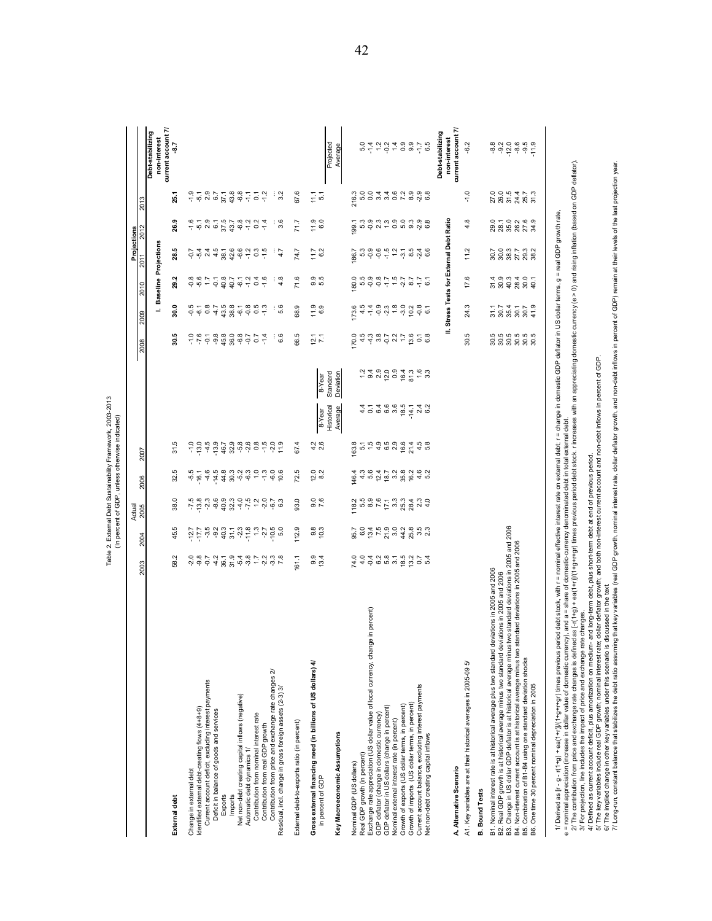Table 2. External Debt Sustainability Framework, 2003-2013
(In percent of GDP, unless otherwise indicated)

| | Actual | | | | | | | Projections | | | | | | |
|---|---|---|---|---|---|---|---|---|---|---|---|---|---|---|
| | 2003 | 2004 | 2005 | 2006 | 2007 | | | 2008 | 2009 | 2010 | 2011 | 2012 | 2013 | Debt-stabilizing non-interest current account 7/ |
| | | | | | | | | **I. Baseline Projections** | | | | | | |
| **External debt** | 58.2 | 45.5 | 38.0 | 32.5 | 31.5 | | | 30.5 | 30.0 | 29.2 | 28.5 | 26.9 | 25.1 | -8.7 |
| Change in external debt | -2.0 | -12.7 | -7.5 | -5.5 | -1.0 | | | -1.0 | -0.5 | -0.8 | -0.7 | -1.6 | -1.9 | |
| Identified external debt-creating flows (4+8+9) | -9.8 | -17.7 | -13.8 | -16.1 | -13.0 | | | -7.6 | -6.1 | -5.6 | -5.4 | -5.1 | -5.1 | |
| Current account deficit, excluding interest payments | -0.7 | -3.5 | -2.3 | -4.6 | -4.5 | | | -0.1 | 0.8 | 1.7 | 2.4 | 2.9 | 2.9 | |
| Deficit in balance of goods and services | -4.2 | -9.2 | -8.6 | -14.5 | -13.9 | | | -9.8 | -4.7 | -0.1 | 4.5 | 6.1 | 6.7 | |
| Exports | 36.1 | 40.3 | 40.9 | 44.8 | 46.7 | | | 45.8 | 43.5 | 40.8 | 38.1 | 37.5 | 37.1 | |
| Imports | 31.9 | 31.1 | 32.3 | 30.2 | 32.9 | | | 36.0 | 38.8 | 40.7 | 42.6 | 43.7 | 43.8 | |
| Net non-debt creating capital inflows (negative) | -5.4 | -2.3 | -4.0 | -5.2 | -5.8 | | | -6.8 | -6.1 | -6.1 | -6.6 | -6.8 | -6.8 | |
| Automatic debt dynamics 1/ | -3.8 | -11.8 | -7.5 | -6.3 | -2.6 | | | -0.7 | -0.8 | -1.2 | -1.2 | -1.2 | -1.1 | |
| Contribution from nominal interest rate | 1.7 | 1.3 | 1.2 | 1.0 | 0.8 | | | 0.7 | 0.5 | 0.4 | 0.3 | 0.2 | 0.1 | |
| Contribution from real GDP growth | -2.2 | -2.7 | -2.0 | -1.3 | -1.5 | | | -1.4 | -1.3 | -1.6 | -1.5 | -1.4 | -1.2 | |
| Contribution from price and exchange rate changes 2/ | -3.3 | -10.5 | -6.7 | -6.0 | -2.0 | | | ... | ... | ... | ... | ... | ... | |
| Residual, incl. change in gross foreign assets (2-3) 3/ | 7.8 | 5.0 | 6.3 | 10.6 | 11.9 | | | 6.6 | 5.6 | 4.8 | 4.7 | 3.6 | 3.2 | |
| External debt-to-exports ratio (in percent) | 161.1 | 112.9 | 93.0 | 72.5 | 67.4 | | | 66.5 | 68.9 | 71.6 | 74.7 | 71.7 | 67.6 | |
| **Gross external financing need (in billions of US dollars) 4/** | 9.9 | 9.8 | 9.0 | 12.0 | 4.2 | | | 12.1 | 11.9 | 9.9 | 11.7 | 11.9 | 11.1 | |
| in percent of GDP | 13.4 | 10.3 | 7.6 | 8.2 | 2.6 | | | 7.1 | 6.9 | 5.5 | 6.2 | 6.0 | 5.1 | |
| | | | | | | 8-Year Historical Average | 8-Year Standard Deviation | | | | | | | Projected Average |
| **Key Macroeconomic Assumptions** | | | | | | | | | | | | | | |
| Nominal GDP (US dollars) | 74.0 | 95.7 | 118.2 | 146.4 | 163.8 | | | 170.0 | 173.6 | 180.0 | 186.7 | 199.1 | 216.3 | |
| Real GDP growth (in percent) | 4.0 | 6.0 | 5.5 | 4.3 | 5.1 | 4.4 | 1.2 | 4.5 | 4.5 | 5.5 | 5.3 | 5.3 | 5.0 | 5.0 |
| Exchange rate appreciation (US dollar value of local currency, change in percent) | -0.4 | 13.4 | 8.9 | 5.6 | 1.5 | 0.1 | 9.4 | -4.3 | -1.4 | -0.9 | -0.9 | -0.9 | 0.0 | -1.4 |
| GDP deflator (change in domestic currency) | 6.2 | 7.5 | 7.6 | 12.4 | 4.9 | 6.4 | 2.9 | 3.8 | -0.9 | -0.8 | -0.6 | 2.3 | 3.4 | 1.2 |
| GDP deflator in US dollars (change in percent) | 5.8 | 21.9 | 17.1 | 18.2 | 6.5 | 6.6 | 12.0 | -0.7 | -2.3 | -1.7 | -1.5 | 1.3 | 3.4 | -0.2 |
| Nominal external interest rate (in percent) | 3.8 | 3.0 | 3.3 | 3.2 | 2.9 | 3.6 | 0.9 | 2.2 | 1.6 | 1.5 | 1.3 | 0.9 | 0.6 | 1.4 |
| Growth of exports (US dollar terms, in percent) | 18.5 | 44.2 | 25.3 | 35.8 | 16.6 | 18.5 | 16.4 | 1.7 | -3.0 | -2.7 | -3.1 | 5.0 | 7.2 | 0.9 |
| Growth of imports (US dollar terms, in percent) | 13.2 | 25.8 | 28.4 | 16.2 | 21.4 | -14.1 | 81.3 | 13.6 | 10.2 | 8.7 | 8.5 | 9.3 | 8.9 | 9.9 |
| Current account balance, excluding interest payments | 0.7 | 3.5 | 2.3 | 4.6 | 4.5 | 2.4 | 1.6 | 0.1 | -0.8 | -1.7 | -2.4 | -2.9 | -2.9 | -1.7 |
| Net non-debt creating capital inflows | 5.4 | 2.3 | 4.0 | 5.2 | 5.8 | 6.2 | 3.3 | 6.8 | 6.1 | 6.1 | 6.6 | 6.8 | 6.8 | 6.5 |
| | | | | | | | | **II. Stress Tests for External Debt Ratio** | | | | | | Debt-stabilizing non-interest current account 7/ |
| **A. Alternative Scenario** | | | | | | | | | | | | | | |
| A1. Key variables are at their historical averages in 2005-09 5/ | | | | | | | | 30.5 | 24.3 | 17.6 | 11.2 | 4.8 | -1.0 | -6.2 |
| **B. Bound Tests** | | | | | | | | | | | | | | |
| B1. Nominal interest rate is at historical average plus two standard deviations in 2005 and 2006 | | | | | | | | 30.5 | 31.1 | 31.4 | 30.7 | 29.0 | 27.0 | -8.8 |
| B2. Real GDP growth is at historical average minus two standard deviations in 2005 and 2006 | | | | | | | | 30.5 | 30.7 | 30.9 | 30.0 | 28.1 | 26.0 | -9.2 |
| B3. Change in US dollar GDP deflator is at historical average minus two standard deviations in 2005 and 2006 | | | | | | | | 30.5 | 35.4 | 40.3 | 38.3 | 35.0 | 31.5 | -12.0 |
| B4. Non-interest current account is at historical average minus two standard deviations in 2005 and 2006 | | | | | | | | 30.5 | 30.1 | 28.4 | 27.7 | 26.2 | 24.4 | -8.6 |
| B5. Combination of B1-B4 using one standard deviation shocks | | | | | | | | 30.5 | 30.7 | 30.0 | 29.3 | 27.6 | 25.7 | -9.5 |
| B6. One time 30 percent nominal depreciation in 2005 | | | | | | | | 30.5 | 41.9 | 40.1 | 38.2 | 34.9 | 31.3 | -11.9 |

1/ Derived as $[r - g - r(1+g) + ea(1+r)]/(1+g+r+gr)$ times previous period debt stock, with r = nominal effective interest rate on external debt; r = change in domestic GDP deflator in US dollar terms, g = real GDP growth rate,
e = nominal appreciation (increase in dollar value of domestic currency), and a = share of domestic-currency denominated debt in total external debt.
2/ The contribution from price and exchange rate changes is defined as $[-r(1+g) + ea(1+r)]/(1+g+r+gr)$ times previous period debt stock. r increases with an appreciating domestic currency (e > 0) and rising inflation (based on GDP deflator).
3/ For projection, line includes the impact of price and exchange rate changes.
4/ Defined as current account deficit, plus amortization on medium- and long-term debt, plus short-term debt at end of previous period.
5/ The key variables include real GDP growth; nominal interest rate; dollar deflator growth; and both non-interest current account and non-debt inflows in percent of GDP.
6/ The implied change in other key variables under this scenario is discussed in the text.
7/ Long-run, constant balance that stabilizes the debt ratio assuming that key variables (real GDP growth, nominal interest rate, dollar deflator growth, and non-debt inflows in percent of GDP) remain at their levels of the last projection year.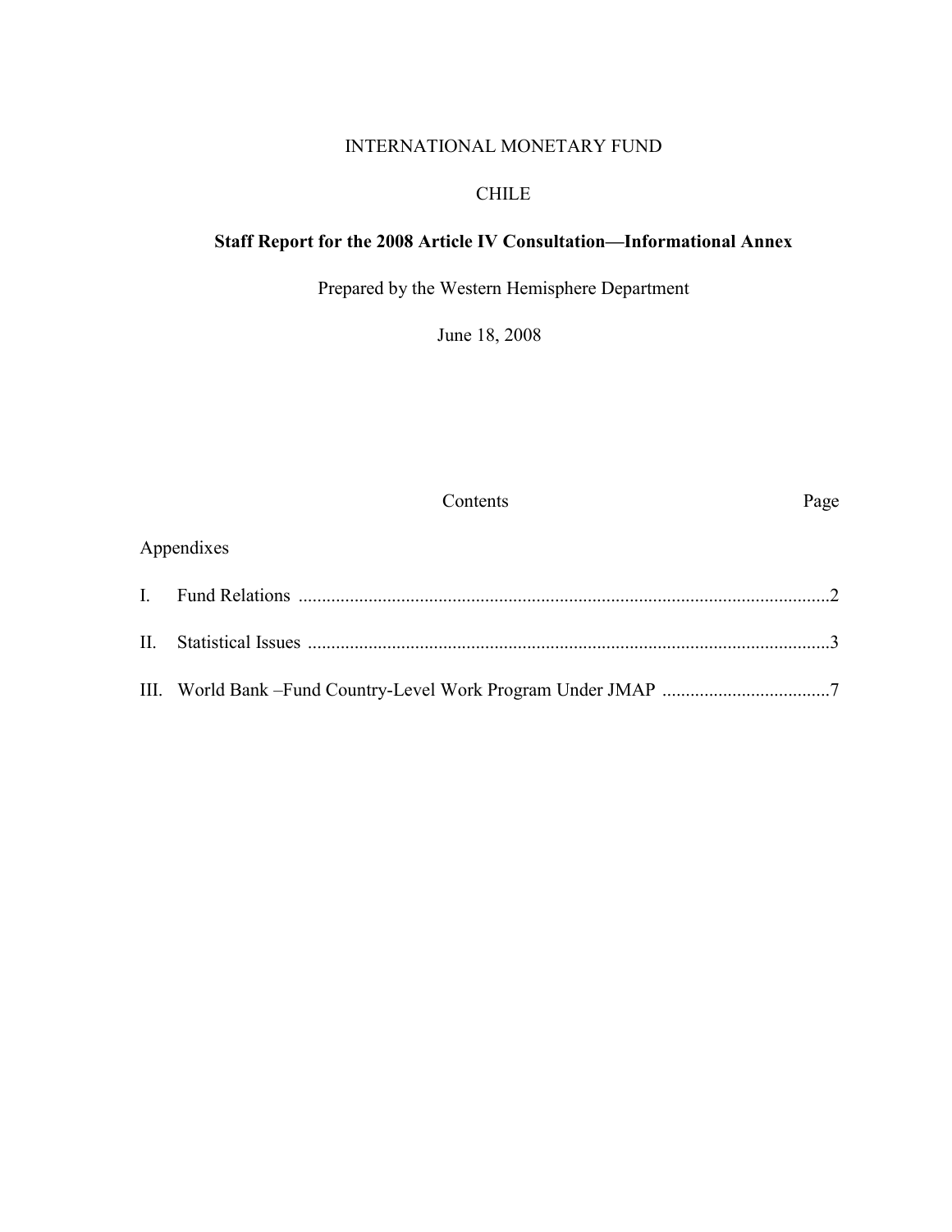INTERNATIONAL MONETARY FUND

CHILE

**Staff Report for the 2008 Article IV Consultation—Informational Annex**

Prepared by the Western Hemisphere Department

June 18, 2008

| Contents | Page |
|---|---|
| Appendixes | |
| I. Fund Relations | 2 |
| II. Statistical Issues | 3 |
| III. World Bank –Fund Country-Level Work Program Under JMAP | 7 |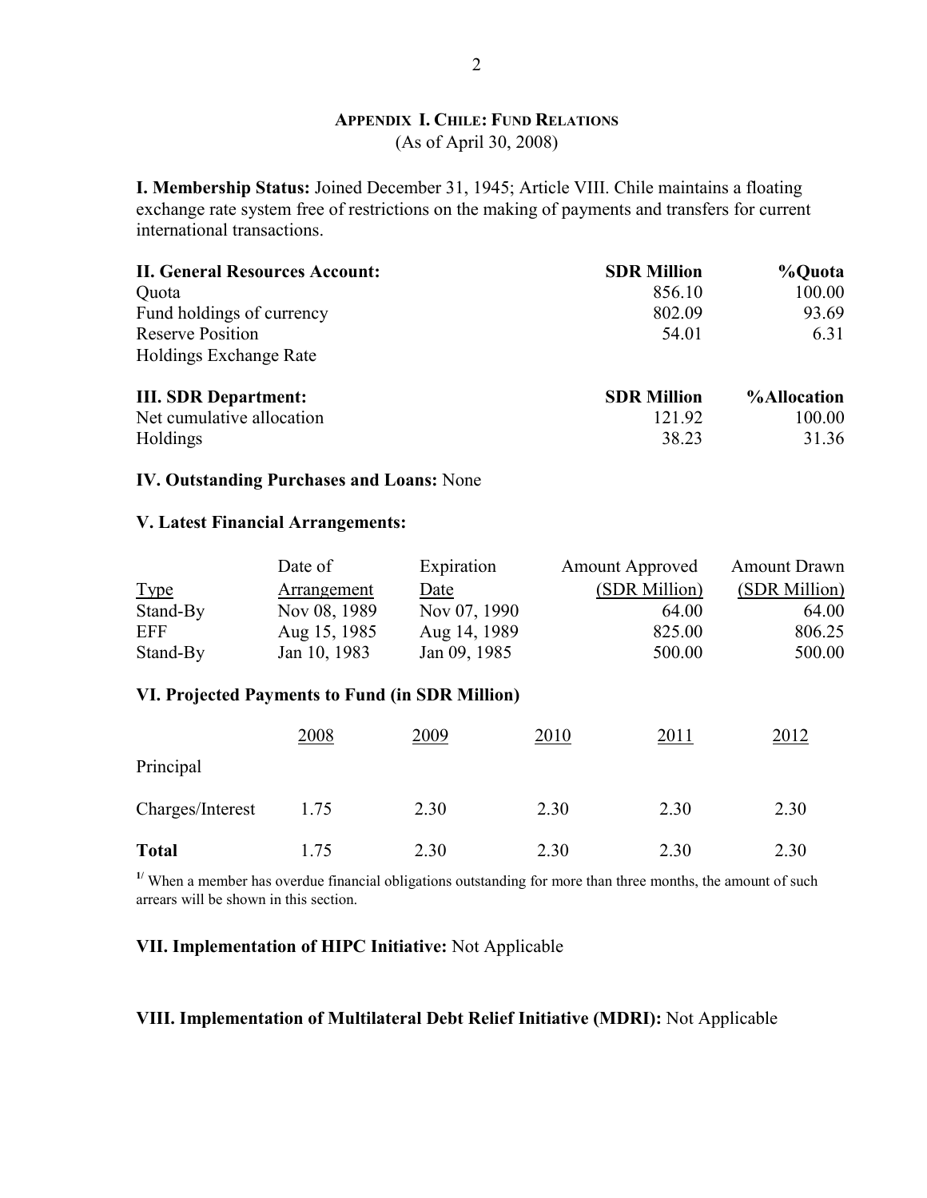## APPENDIX I. CHILE: FUND RELATIONS

(As of April 30, 2008)

**I. Membership Status:** Joined December 31, 1945; Article VIII. Chile maintains a floating exchange rate system free of restrictions on the making of payments and transfers for current international transactions.

| **II. General Resources Account:** | **SDR Million** | **%Quota** |
|---|---|---|
| Quota | 856.10 | 100.00 |
| Fund holdings of currency | 802.09 | 93.69 |
| Reserve Position | 54.01 | 6.31 |
| Holdings Exchange Rate | | |

| **III. SDR Department:** | **SDR Million** | **%Allocation** |
|---|---|---|
| Net cumulative allocation | 121.92 | 100.00 |
| Holdings | 38.23 | 31.36 |

**IV. Outstanding Purchases and Loans:** None

**V. Latest Financial Arrangements:**

| Type | Date of Arrangement | Expiration Date | Amount Approved (SDR Million) | Amount Drawn (SDR Million) |
|---|---|---|---|---|
| Stand-By | Nov 08, 1989 | Nov 07, 1990 | 64.00 | 64.00 |
| EFF | Aug 15, 1985 | Aug 14, 1989 | 825.00 | 806.25 |
| Stand-By | Jan 10, 1983 | Jan 09, 1985 | 500.00 | 500.00 |

**VI. Projected Payments to Fund (in SDR Million)**

| | 2008 | 2009 | 2010 | 2011 | 2012 |
|---|---|---|---|---|---|
| Principal | | | | | |
| Charges/Interest | 1.75 | 2.30 | 2.30 | 2.30 | 2.30 |
| **Total** | 1.75 | 2.30 | 2.30 | 2.30 | 2.30 |

[1/] When a member has overdue financial obligations outstanding for more than three months, the amount of such arrears will be shown in this section.

**VII. Implementation of HIPC Initiative:** Not Applicable

**VIII. Implementation of Multilateral Debt Relief Initiative (MDRI):** Not Applicable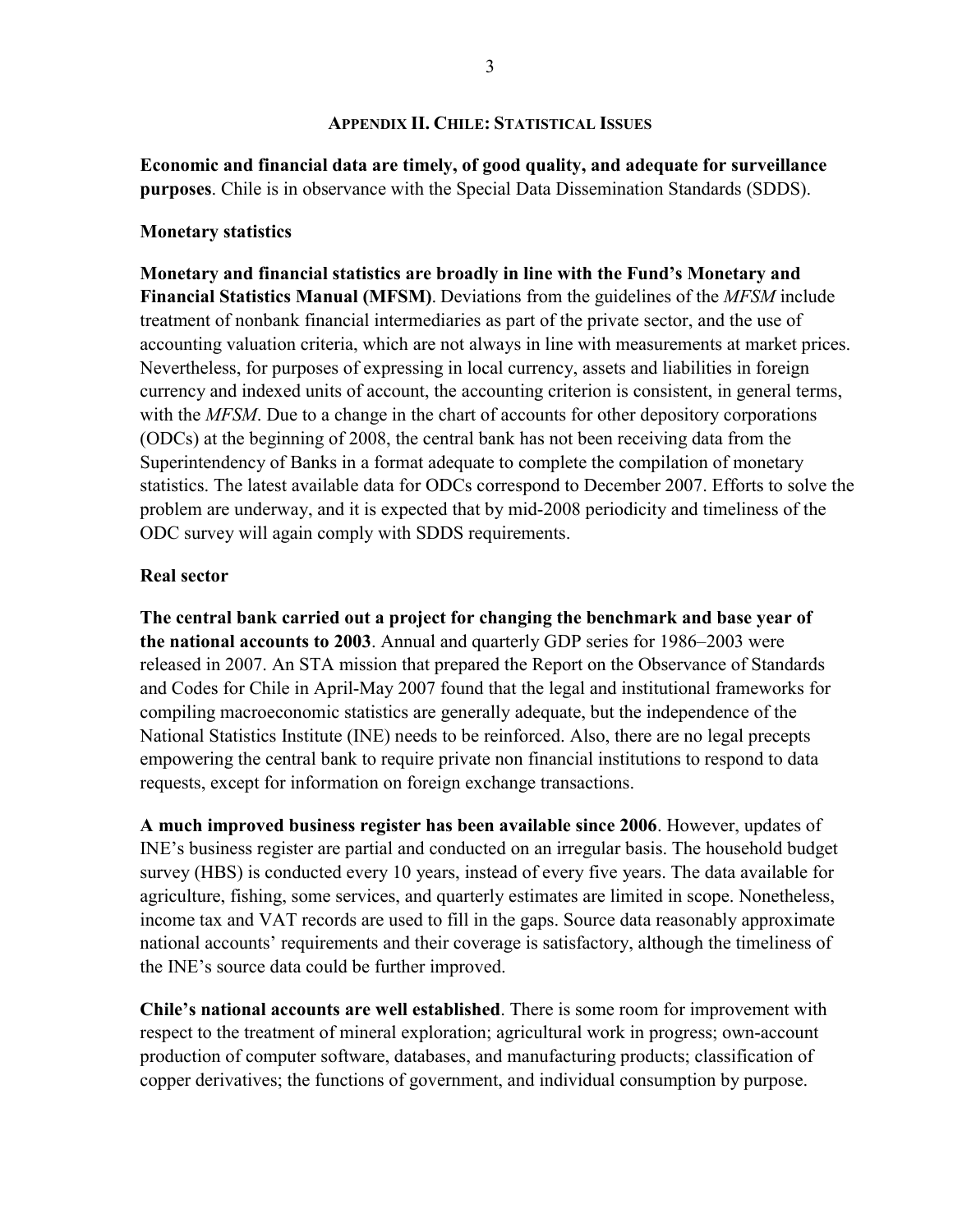## APPENDIX II. CHILE: STATISTICAL ISSUES

**Economic and financial data are timely, of good quality, and adequate for surveillance purposes**. Chile is in observance with the Special Data Dissemination Standards (SDDS).

### Monetary statistics

**Monetary and financial statistics are broadly in line with the Fund's Monetary and Financial Statistics Manual (MFSM)**. Deviations from the guidelines of the *MFSM* include treatment of nonbank financial intermediaries as part of the private sector, and the use of accounting valuation criteria, which are not always in line with measurements at market prices. Nevertheless, for purposes of expressing in local currency, assets and liabilities in foreign currency and indexed units of account, the accounting criterion is consistent, in general terms, with the *MFSM*. Due to a change in the chart of accounts for other depository corporations (ODCs) at the beginning of 2008, the central bank has not been receiving data from the Superintendency of Banks in a format adequate to complete the compilation of monetary statistics. The latest available data for ODCs correspond to December 2007. Efforts to solve the problem are underway, and it is expected that by mid-2008 periodicity and timeliness of the ODC survey will again comply with SDDS requirements.

### Real sector

**The central bank carried out a project for changing the benchmark and base year of the national accounts to 2003**. Annual and quarterly GDP series for 1986–2003 were released in 2007. An STA mission that prepared the Report on the Observance of Standards and Codes for Chile in April-May 2007 found that the legal and institutional frameworks for compiling macroeconomic statistics are generally adequate, but the independence of the National Statistics Institute (INE) needs to be reinforced. Also, there are no legal precepts empowering the central bank to require private non financial institutions to respond to data requests, except for information on foreign exchange transactions.

**A much improved business register has been available since 2006**. However, updates of INE's business register are partial and conducted on an irregular basis. The household budget survey (HBS) is conducted every 10 years, instead of every five years. The data available for agriculture, fishing, some services, and quarterly estimates are limited in scope. Nonetheless, income tax and VAT records are used to fill in the gaps. Source data reasonably approximate national accounts' requirements and their coverage is satisfactory, although the timeliness of the INE's source data could be further improved.

**Chile's national accounts are well established**. There is some room for improvement with respect to the treatment of mineral exploration; agricultural work in progress; own-account production of computer software, databases, and manufacturing products; classification of copper derivatives; the functions of government, and individual consumption by purpose.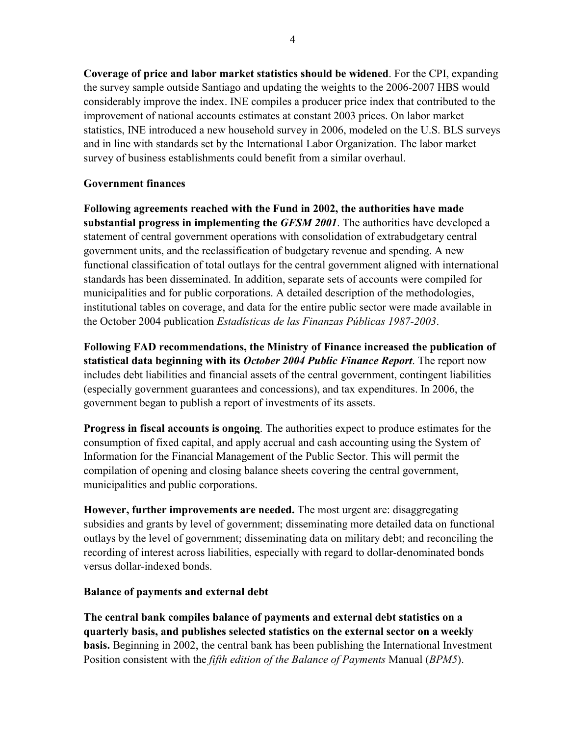**Coverage of price and labor market statistics should be widened**. For the CPI, expanding the survey sample outside Santiago and updating the weights to the 2006-2007 HBS would considerably improve the index. INE compiles a producer price index that contributed to the improvement of national accounts estimates at constant 2003 prices. On labor market statistics, INE introduced a new household survey in 2006, modeled on the U.S. BLS surveys and in line with standards set by the International Labor Organization. The labor market survey of business establishments could benefit from a similar overhaul.

**Government finances**

**Following agreements reached with the Fund in 2002, the authorities have made substantial progress in implementing the *GFSM 2001***. The authorities have developed a statement of central government operations with consolidation of extrabudgetary central government units, and the reclassification of budgetary revenue and spending. A new functional classification of total outlays for the central government aligned with international standards has been disseminated. In addition, separate sets of accounts were compiled for municipalities and for public corporations. A detailed description of the methodologies, institutional tables on coverage, and data for the entire public sector were made available in the October 2004 publication *Estadísticas de las Finanzas Públicas 1987-2003*.

**Following FAD recommendations, the Ministry of Finance increased the publication of statistical data beginning with its *October 2004 Public Finance Report***. The report now includes debt liabilities and financial assets of the central government, contingent liabilities (especially government guarantees and concessions), and tax expenditures. In 2006, the government began to publish a report of investments of its assets.

**Progress in fiscal accounts is ongoing**. The authorities expect to produce estimates for the consumption of fixed capital, and apply accrual and cash accounting using the System of Information for the Financial Management of the Public Sector. This will permit the compilation of opening and closing balance sheets covering the central government, municipalities and public corporations.

**However, further improvements are needed.** The most urgent are: disaggregating subsidies and grants by level of government; disseminating more detailed data on functional outlays by the level of government; disseminating data on military debt; and reconciling the recording of interest across liabilities, especially with regard to dollar-denominated bonds versus dollar-indexed bonds.

**Balance of payments and external debt**

**The central bank compiles balance of payments and external debt statistics on a quarterly basis, and publishes selected statistics on the external sector on a weekly basis.** Beginning in 2002, the central bank has been publishing the International Investment Position consistent with the *fifth edition of the Balance of Payments* Manual (*BPM5*).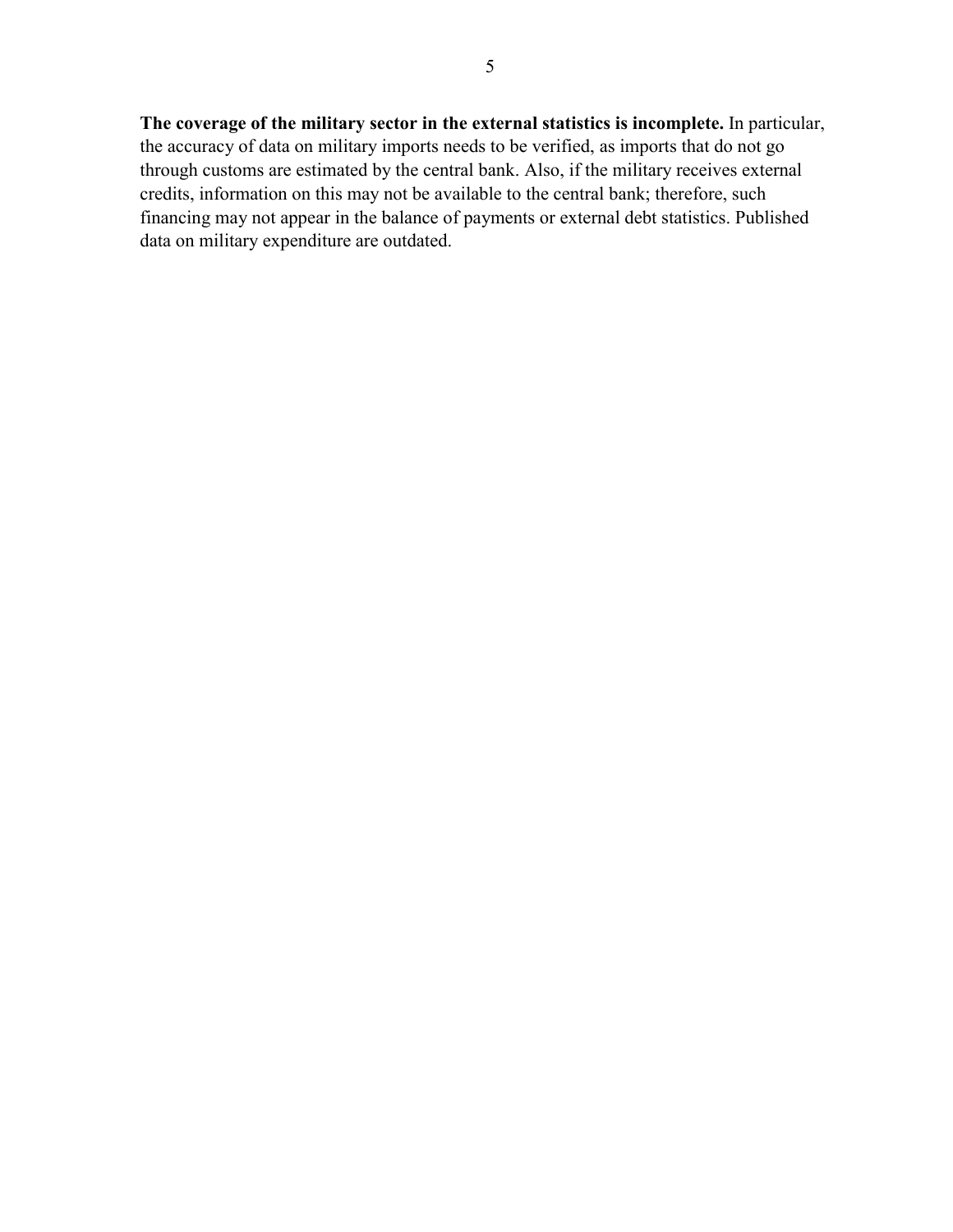**The coverage of the military sector in the external statistics is incomplete.** In particular, the accuracy of data on military imports needs to be verified, as imports that do not go through customs are estimated by the central bank. Also, if the military receives external credits, information on this may not be available to the central bank; therefore, such financing may not appear in the balance of payments or external debt statistics. Published data on military expenditure are outdated.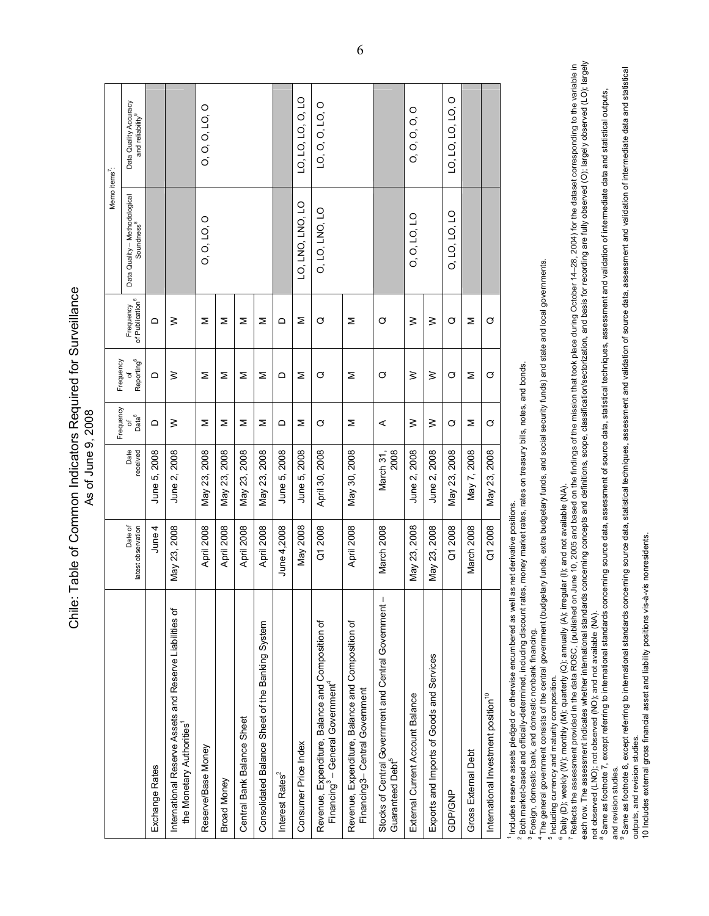# Chile: Table of Common Indicators Required for Surveillance

As of June 9, 2008

| | Date of latest observation | Date received | Frequency of Data[6] | Frequency of Reporting[6] | Frequency of Publication[6] | Memo items[7]: Data Quality – Methodological Soundness[8] | Data Quality Accuracy and reliability[9] |
|---|---|---|---|---|---|---|---|
| Exchange Rates | June 4 | June 5, 2008 | D | D | D | | |
| International Reserve Assets and Reserve Liabilities of the Monetary Authorities[1] | May 23, 2008 | June 2, 2008 | W | W | W | | |
| Reserve/Base Money | April 2008 | May 23, 2008 | M | M | M | O, O, LO, O | O, O, O, LO, O |
| Broad Money | April 2008 | May 23, 2008 | M | M | M | | |
| Central Bank Balance Sheet | April 2008 | May 23, 2008 | M | M | M | | |
| Consolidated Balance Sheet of the Banking System | April 2008 | May 23, 2008 | M | M | M | | |
| Interest Rates[2] | June 4,2008 | June 5, 2008 | D | D | D | | |
| Consumer Price Index | May 2008 | June 5, 2008 | M | M | M | LO, LNO, LNO, LO | LO, LO, LO, O, LO |
| Revenue, Expenditure, Balance and Composition of Financing[3] – General Government[4] | Q1 2008 | April 30, 2008 | Q | Q | Q | O, LO, LNO, LO | LO, O, O, LO, O |
| Revenue, Expenditure, Balance and Composition of Financing3– Central Government | April 2008 | May 30, 2008 | M | M | M | | |
| Stocks of Central Government and Central Government – Guaranteed Debt[5] | March 2008 | March 31, 2008 | A | Q | Q | | |
| External Current Account Balance | May 23, 2008 | June 2, 2008 | W | W | W | O, O, LO, LO | O, O, O, O, O |
| Exports and Imports of Goods and Services | May 23, 2008 | June 2, 2008 | W | W | W | | |
| GDP/GNP | Q1 2008 | May 23, 2008 | Q | Q | Q | O, LO, LO, LO | LO, LO, LO, LO, O |
| Gross External Debt | March 2008 | May 7, 2008 | M | M | M | | |
| International Investment position[10] | Q1 2008 | May 23, 2008 | Q | Q | Q | | |

[1] Includes reserve assets pledged or otherwise encumbered as well as net derivative positions.

[2] Both market-based and officially-determined, including discount rates, money market rates, rates on treasury bills, notes, and bonds.

[3] Foreign, domestic bank, and domestic nonbank financing.

[4] The general government consists of the central government (budgetary funds, extra budgetary funds, and social security funds) and state and local governments.

[5] Including currency and maturity composition.

[6] Daily (D); weekly (W); monthly (M); quarterly (Q); annually (A); irregular (I); and not available (NA).

[7] Reflects the assessment provided in the data ROSC, (published on June 10, 2005 and based on the findings of the mission that took place during October 14–28, 2004) for the dataset corresponding to the variable in each row. The assessment indicates whether international standards concerning concepts and definitions, scope, classification/sectorization, and basis for recording are fully observed (O); largely observed (LO); largely not observed (LNO); not observed (NO); and not available (NA).

[8] Same as footnote 7, except referring to international standards concerning source data, assessment of source data, statistical techniques, assessment and validation of intermediate data and statistical outputs, and revision studies.

[9] Same as footnote 8, except referring to international standards concerning source data, statistical techniques, assessment and validation of source data, assessment and validation of intermediate data and statistical outputs, and revision studies.

10 Includes external gross financial asset and liability positions vis-à-vis nonresidents.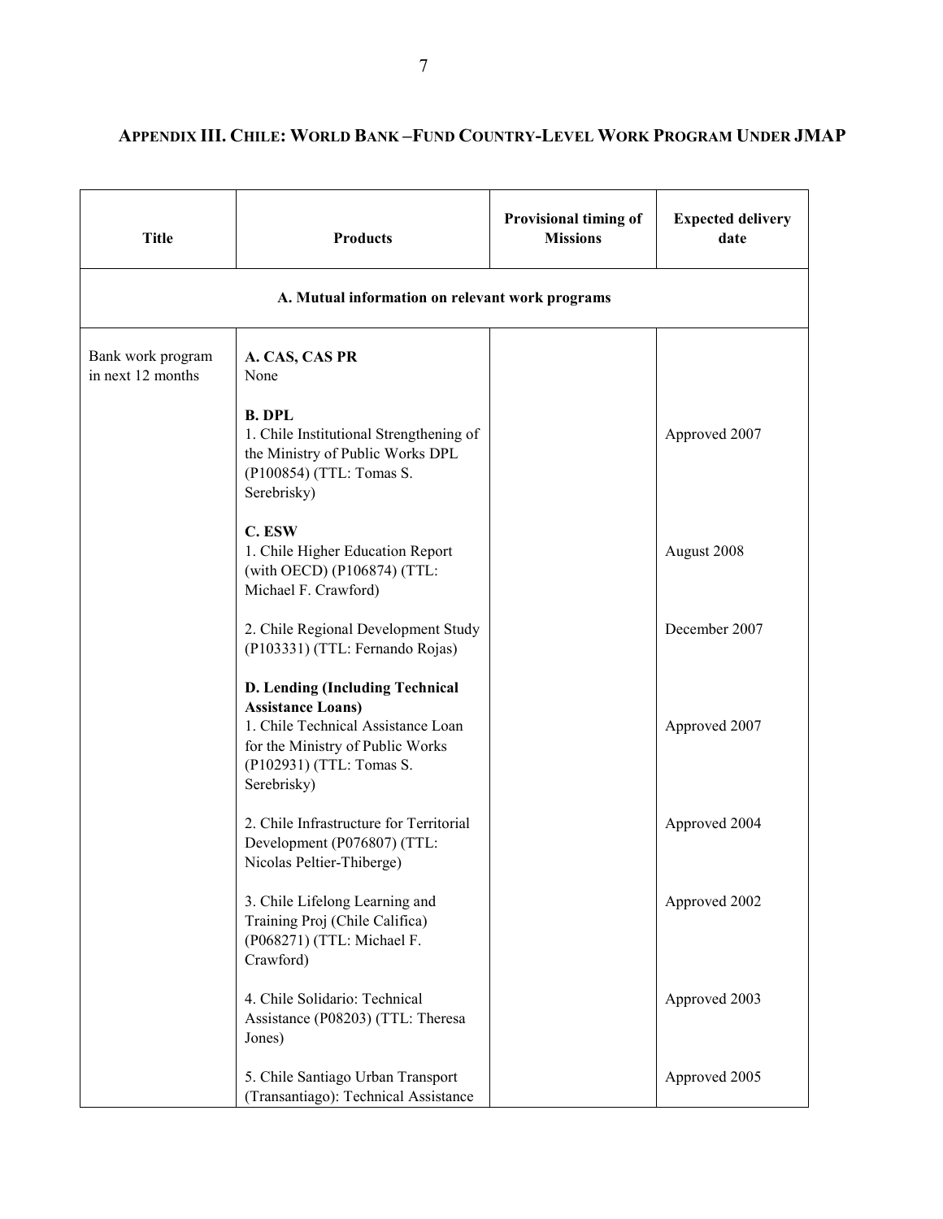## APPENDIX III. CHILE: WORLD BANK –FUND COUNTRY-LEVEL WORK PROGRAM UNDER JMAP

| Title | Products | Provisional timing of Missions | Expected delivery date |
|---|---|---|---|
| **A. Mutual information on relevant work programs** | | | |
| Bank work program in next 12 months | **A. CAS, CAS PR**<br>None | | |
| | **B. DPL**<br>1. Chile Institutional Strengthening of the Ministry of Public Works DPL (P100854) (TTL: Tomas S. Serebrisky) | | Approved 2007 |
| | **C. ESW**<br>1. Chile Higher Education Report (with OECD) (P106874) (TTL: Michael F. Crawford) | | August 2008 |
| | 2. Chile Regional Development Study (P103331) (TTL: Fernando Rojas) | | December 2007 |
| | **D. Lending (Including Technical Assistance Loans)**<br>1. Chile Technical Assistance Loan for the Ministry of Public Works (P102931) (TTL: Tomas S. Serebrisky) | | Approved 2007 |
| | 2. Chile Infrastructure for Territorial Development (P076807) (TTL: Nicolas Peltier-Thiberge) | | Approved 2004 |
| | 3. Chile Lifelong Learning and Training Proj (Chile Califica) (P068271) (TTL: Michael F. Crawford) | | Approved 2002 |
| | 4. Chile Solidario: Technical Assistance (P08203) (TTL: Theresa Jones) | | Approved 2003 |
| | 5. Chile Santiago Urban Transport (Transantiago): Technical Assistance | | Approved 2005 |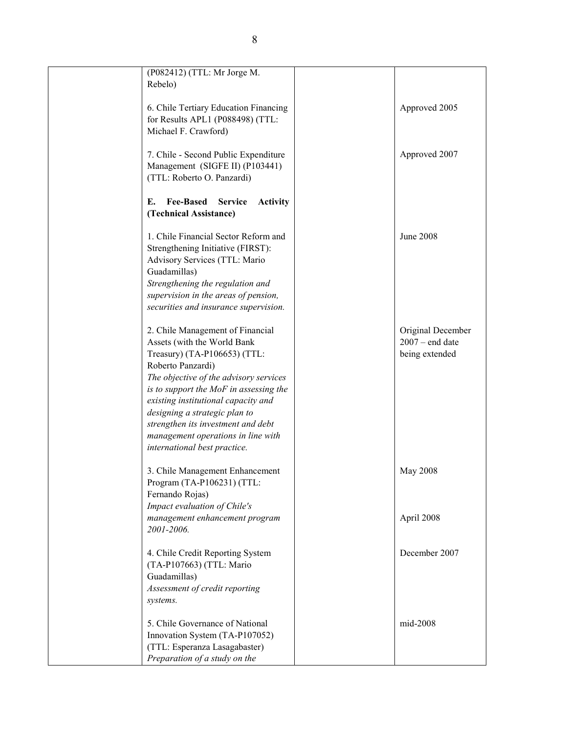| | | | |
|---|---|---|---|
| | (P082412) (TTL: Mr Jorge M. Rebelo) | | |
| | 6. Chile Tertiary Education Financing for Results APL1 (P088498) (TTL: Michael F. Crawford) | | Approved 2005 |
| | 7. Chile - Second Public Expenditure Management (SIGFE II) (P103441) (TTL: Roberto O. Panzardi) | | Approved 2007 |
| | **E. Fee-Based Service Activity (Technical Assistance)** | | |
| | 1. Chile Financial Sector Reform and Strengthening Initiative (FIRST): Advisory Services (TTL: Mario Guadamillas)<br>*Strengthening the regulation and supervision in the areas of pension, securities and insurance supervision.* | | June 2008 |
| | 2. Chile Management of Financial Assets (with the World Bank Treasury) (TA-P106653) (TTL: Roberto Panzardi)<br>*The objective of the advisory services is to support the MoF in assessing the existing institutional capacity and designing a strategic plan to strengthen its investment and debt management operations in line with international best practice.* | | Original December 2007 – end date being extended |
| | 3. Chile Management Enhancement Program (TA-P106231) (TTL: Fernando Rojas)<br>*Impact evaluation of Chile's management enhancement program 2001-2006.* | | May 2008<br><br>April 2008 |
| | 4. Chile Credit Reporting System (TA-P107663) (TTL: Mario Guadamillas)<br>*Assessment of credit reporting systems.* | | December 2007 |
| | 5. Chile Governance of National Innovation System (TA-P107052) (TTL: Esperanza Lasagabaster)<br>*Preparation of a study on the* | | mid-2008 |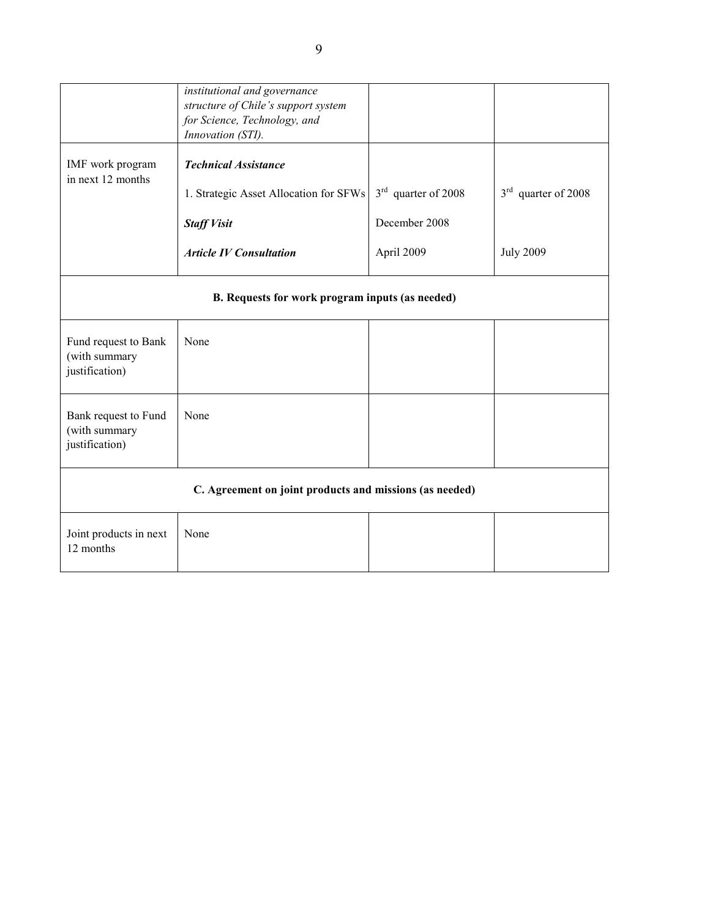| | | | |
|---|---|---|---|
| | *institutional and governance structure of Chile's support system for Science, Technology, and Innovation (STI).* | | |
| IMF work program in next 12 months | ***Technical Assistance*** | | |
| | 1. Strategic Asset Allocation for SFWs | 3rd quarter of 2008 | 3rd quarter of 2008 |
| | ***Staff Visit*** | December 2008 | |
| | ***Article IV Consultation*** | April 2009 | July 2009 |
| **B. Requests for work program inputs (as needed)** | | | |
| Fund request to Bank (with summary justification) | None | | |
| Bank request to Fund (with summary justification) | None | | |
| **C. Agreement on joint products and missions (as needed)** | | | |
| Joint products in next 12 months | None | | |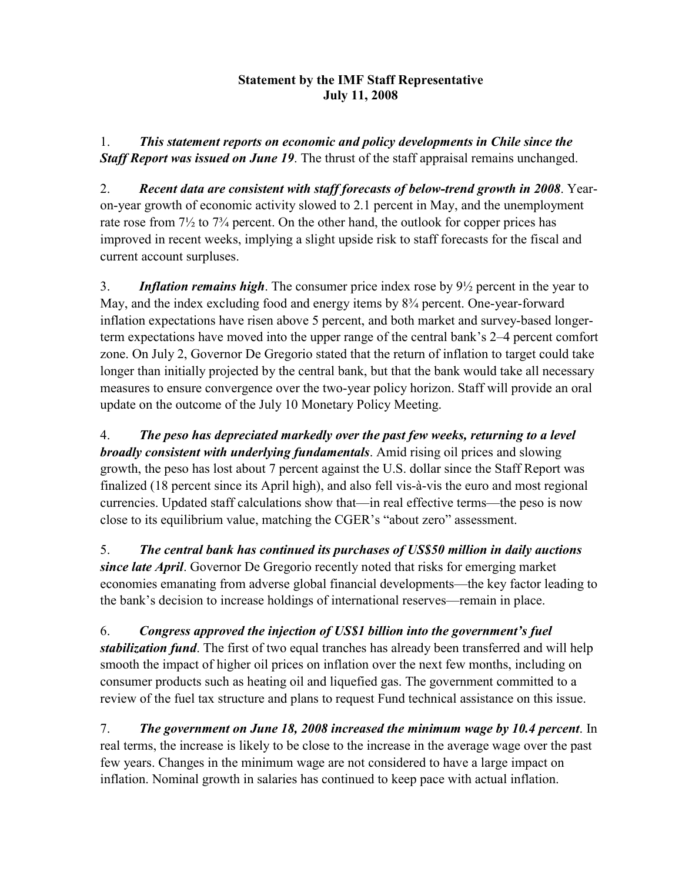# Statement by the IMF Staff Representative
## July 11, 2008

1. ***This statement reports on economic and policy developments in Chile since the Staff Report was issued on June 19***. The thrust of the staff appraisal remains unchanged.

2. ***Recent data are consistent with staff forecasts of below-trend growth in 2008***. Year-on-year growth of economic activity slowed to 2.1 percent in May, and the unemployment rate rose from 7½ to 7¾ percent. On the other hand, the outlook for copper prices has improved in recent weeks, implying a slight upside risk to staff forecasts for the fiscal and current account surpluses.

3. ***Inflation remains high***. The consumer price index rose by 9½ percent in the year to May, and the index excluding food and energy items by 8¾ percent. One-year-forward inflation expectations have risen above 5 percent, and both market and survey-based longer-term expectations have moved into the upper range of the central bank's 2–4 percent comfort zone. On July 2, Governor De Gregorio stated that the return of inflation to target could take longer than initially projected by the central bank, but that the bank would take all necessary measures to ensure convergence over the two-year policy horizon. Staff will provide an oral update on the outcome of the July 10 Monetary Policy Meeting.

4. ***The peso has depreciated markedly over the past few weeks, returning to a level broadly consistent with underlying fundamentals***. Amid rising oil prices and slowing growth, the peso has lost about 7 percent against the U.S. dollar since the Staff Report was finalized (18 percent since its April high), and also fell vis-à-vis the euro and most regional currencies. Updated staff calculations show that—in real effective terms—the peso is now close to its equilibrium value, matching the CGER's "about zero" assessment.

5. ***The central bank has continued its purchases of US$50 million in daily auctions since late April***. Governor De Gregorio recently noted that risks for emerging market economies emanating from adverse global financial developments—the key factor leading to the bank's decision to increase holdings of international reserves—remain in place.

6. ***Congress approved the injection of US$1 billion into the government's fuel stabilization fund***. The first of two equal tranches has already been transferred and will help smooth the impact of higher oil prices on inflation over the next few months, including on consumer products such as heating oil and liquefied gas. The government committed to a review of the fuel tax structure and plans to request Fund technical assistance on this issue.

7. ***The government on June 18, 2008 increased the minimum wage by 10.4 percent***. In real terms, the increase is likely to be close to the increase in the average wage over the past few years. Changes in the minimum wage are not considered to have a large impact on inflation. Nominal growth in salaries has continued to keep pace with actual inflation.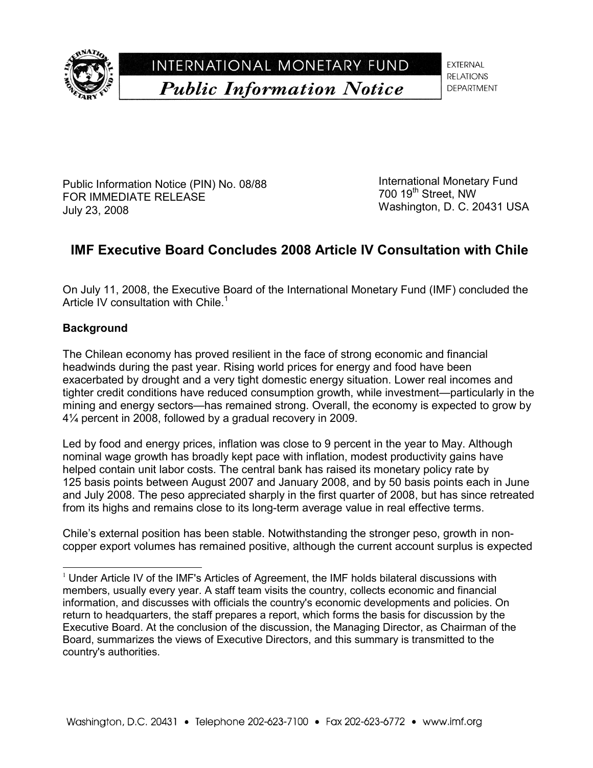INTERNATIONAL MONETARY FUND

*Public Information Notice*

EXTERNAL RELATIONS DEPARTMENT

Public Information Notice (PIN) No. 08/88
FOR IMMEDIATE RELEASE
July 23, 2008

International Monetary Fund
700 19th Street, NW
Washington, D. C. 20431 USA

# IMF Executive Board Concludes 2008 Article IV Consultation with Chile

On July 11, 2008, the Executive Board of the International Monetary Fund (IMF) concluded the Article IV consultation with Chile.[1]

**Background**

The Chilean economy has proved resilient in the face of strong economic and financial headwinds during the past year. Rising world prices for energy and food have been exacerbated by drought and a very tight domestic energy situation. Lower real incomes and tighter credit conditions have reduced consumption growth, while investment—particularly in the mining and energy sectors—has remained strong. Overall, the economy is expected to grow by 4¼ percent in 2008, followed by a gradual recovery in 2009.

Led by food and energy prices, inflation was close to 9 percent in the year to May. Although nominal wage growth has broadly kept pace with inflation, modest productivity gains have helped contain unit labor costs. The central bank has raised its monetary policy rate by 125 basis points between August 2007 and January 2008, and by 50 basis points each in June and July 2008. The peso appreciated sharply in the first quarter of 2008, but has since retreated from its highs and remains close to its long-term average value in real effective terms.

Chile's external position has been stable. Notwithstanding the stronger peso, growth in non-copper export volumes has remained positive, although the current account surplus is expected

[1] Under Article IV of the IMF's Articles of Agreement, the IMF holds bilateral discussions with members, usually every year. A staff team visits the country, collects economic and financial information, and discusses with officials the country's economic developments and policies. On return to headquarters, the staff prepares a report, which forms the basis for discussion by the Executive Board. At the conclusion of the discussion, the Managing Director, as Chairman of the Board, summarizes the views of Executive Directors, and this summary is transmitted to the country's authorities.

Washington, D.C. 20431 • Telephone 202-623-7100 • Fax 202-623-6772 • www.imf.org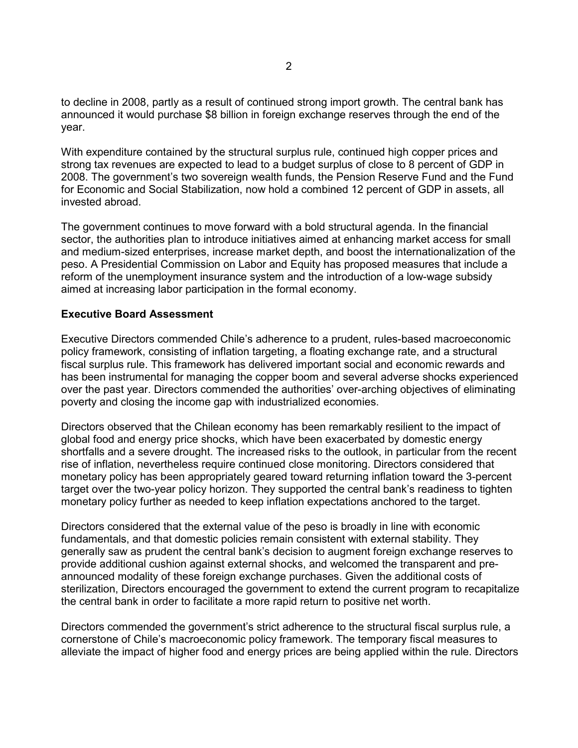to decline in 2008, partly as a result of continued strong import growth. The central bank has announced it would purchase $8 billion in foreign exchange reserves through the end of the year.

With expenditure contained by the structural surplus rule, continued high copper prices and strong tax revenues are expected to lead to a budget surplus of close to 8 percent of GDP in 2008. The government's two sovereign wealth funds, the Pension Reserve Fund and the Fund for Economic and Social Stabilization, now hold a combined 12 percent of GDP in assets, all invested abroad.

The government continues to move forward with a bold structural agenda. In the financial sector, the authorities plan to introduce initiatives aimed at enhancing market access for small and medium-sized enterprises, increase market depth, and boost the internationalization of the peso. A Presidential Commission on Labor and Equity has proposed measures that include a reform of the unemployment insurance system and the introduction of a low-wage subsidy aimed at increasing labor participation in the formal economy.

**Executive Board Assessment**

Executive Directors commended Chile's adherence to a prudent, rules-based macroeconomic policy framework, consisting of inflation targeting, a floating exchange rate, and a structural fiscal surplus rule. This framework has delivered important social and economic rewards and has been instrumental for managing the copper boom and several adverse shocks experienced over the past year. Directors commended the authorities' over-arching objectives of eliminating poverty and closing the income gap with industrialized economies.

Directors observed that the Chilean economy has been remarkably resilient to the impact of global food and energy price shocks, which have been exacerbated by domestic energy shortfalls and a severe drought. The increased risks to the outlook, in particular from the recent rise of inflation, nevertheless require continued close monitoring. Directors considered that monetary policy has been appropriately geared toward returning inflation toward the 3-percent target over the two-year policy horizon. They supported the central bank's readiness to tighten monetary policy further as needed to keep inflation expectations anchored to the target.

Directors considered that the external value of the peso is broadly in line with economic fundamentals, and that domestic policies remain consistent with external stability. They generally saw as prudent the central bank's decision to augment foreign exchange reserves to provide additional cushion against external shocks, and welcomed the transparent and pre-announced modality of these foreign exchange purchases. Given the additional costs of sterilization, Directors encouraged the government to extend the current program to recapitalize the central bank in order to facilitate a more rapid return to positive net worth.

Directors commended the government's strict adherence to the structural fiscal surplus rule, a cornerstone of Chile's macroeconomic policy framework. The temporary fiscal measures to alleviate the impact of higher food and energy prices are being applied within the rule. Directors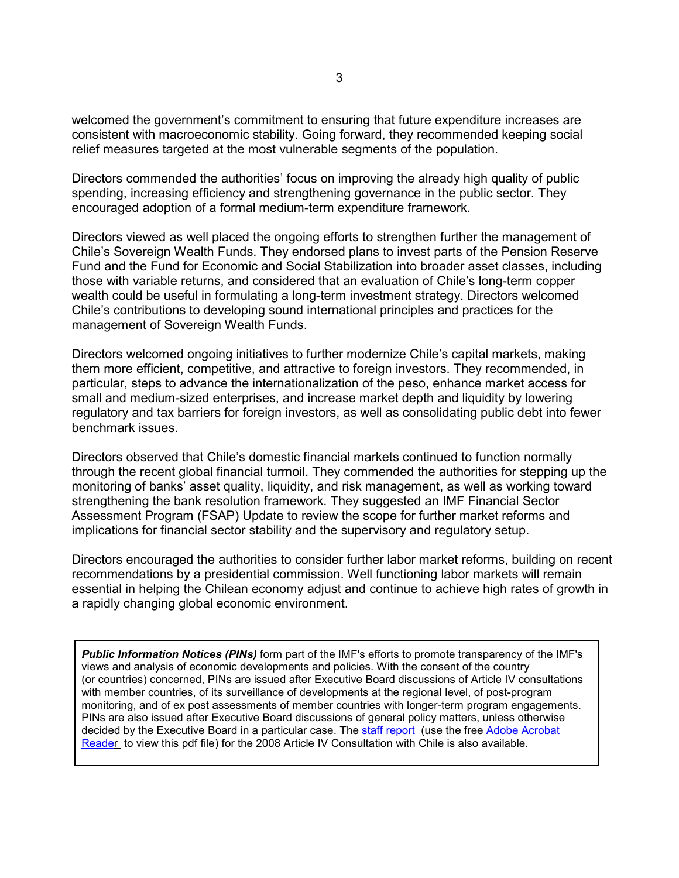welcomed the government's commitment to ensuring that future expenditure increases are consistent with macroeconomic stability. Going forward, they recommended keeping social relief measures targeted at the most vulnerable segments of the population.

Directors commended the authorities' focus on improving the already high quality of public spending, increasing efficiency and strengthening governance in the public sector. They encouraged adoption of a formal medium-term expenditure framework.

Directors viewed as well placed the ongoing efforts to strengthen further the management of Chile's Sovereign Wealth Funds. They endorsed plans to invest parts of the Pension Reserve Fund and the Fund for Economic and Social Stabilization into broader asset classes, including those with variable returns, and considered that an evaluation of Chile's long-term copper wealth could be useful in formulating a long-term investment strategy. Directors welcomed Chile's contributions to developing sound international principles and practices for the management of Sovereign Wealth Funds.

Directors welcomed ongoing initiatives to further modernize Chile's capital markets, making them more efficient, competitive, and attractive to foreign investors. They recommended, in particular, steps to advance the internationalization of the peso, enhance market access for small and medium-sized enterprises, and increase market depth and liquidity by lowering regulatory and tax barriers for foreign investors, as well as consolidating public debt into fewer benchmark issues.

Directors observed that Chile's domestic financial markets continued to function normally through the recent global financial turmoil. They commended the authorities for stepping up the monitoring of banks' asset quality, liquidity, and risk management, as well as working toward strengthening the bank resolution framework. They suggested an IMF Financial Sector Assessment Program (FSAP) Update to review the scope for further market reforms and implications for financial sector stability and the supervisory and regulatory setup.

Directors encouraged the authorities to consider further labor market reforms, building on recent recommendations by a presidential commission. Well functioning labor markets will remain essential in helping the Chilean economy adjust and continue to achieve high rates of growth in a rapidly changing global economic environment.

***Public Information Notices (PINs)*** form part of the IMF's efforts to promote transparency of the IMF's views and analysis of economic developments and policies. With the consent of the country (or countries) concerned, PINs are issued after Executive Board discussions of Article IV consultations with member countries, of its surveillance of developments at the regional level, of post-program monitoring, and of ex post assessments of member countries with longer-term program engagements. PINs are also issued after Executive Board discussions of general policy matters, unless otherwise decided by the Executive Board in a particular case. The staff report (use the free Adobe Acrobat Reader to view this pdf file) for the 2008 Article IV Consultation with Chile is also available.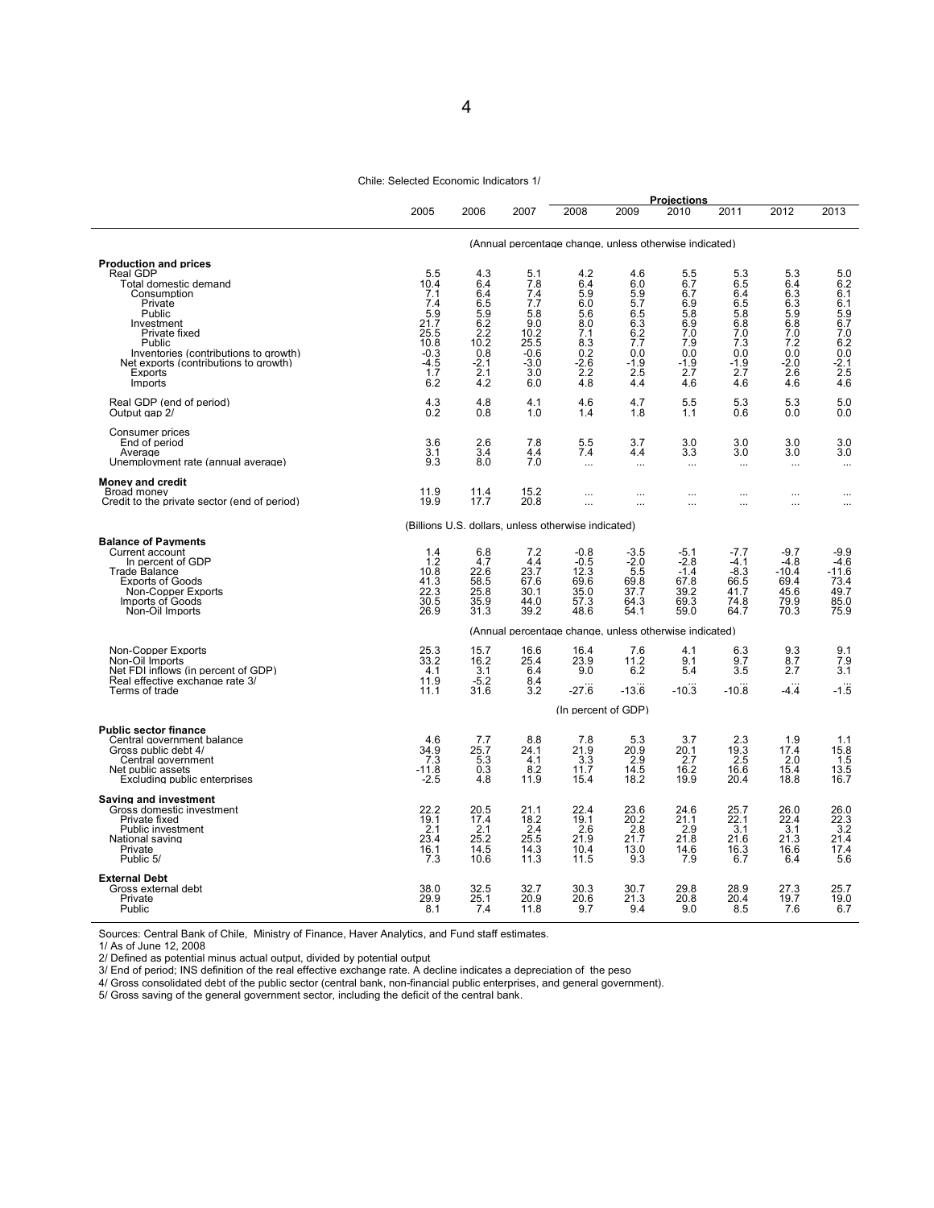Chile: Selected Economic Indicators 1/

| | 2005 | 2006 | 2007 | Projections 2008 | 2009 | 2010 | 2011 | 2012 | 2013 |
|---|---|---|---|---|---|---|---|---|---|
| | (Annual percentage change, unless otherwise indicated) | | | | | | | | |
| **Production and prices** | | | | | | | | | |
| Real GDP | 5.5 | 4.3 | 5.1 | 4.2 | 4.6 | 5.5 | 5.3 | 5.3 | 5.0 |
| Total domestic demand | 10.4 | 6.4 | 7.8 | 6.4 | 6.0 | 6.7 | 6.5 | 6.4 | 6.2 |
| Consumption | 7.1 | 6.4 | 7.4 | 5.9 | 5.9 | 6.7 | 6.4 | 6.3 | 6.1 |
| Private | 7.4 | 6.5 | 7.7 | 6.0 | 5.7 | 6.9 | 6.5 | 6.3 | 6.1 |
| Public | 5.9 | 5.9 | 5.8 | 5.6 | 6.5 | 5.8 | 5.8 | 5.9 | 5.9 |
| Investment | 21.7 | 6.2 | 9.0 | 8.0 | 6.3 | 6.9 | 6.8 | 6.8 | 6.7 |
| Private fixed | 25.5 | 2.2 | 10.2 | 7.1 | 6.2 | 7.0 | 7.0 | 7.0 | 7.0 |
| Public | 10.8 | 10.2 | 25.5 | 8.3 | 7.7 | 7.9 | 7.3 | 7.2 | 6.2 |
| Inventories (contributions to growth) | -0.3 | 0.8 | -0.6 | 0.2 | 0.0 | 0.0 | 0.0 | 0.0 | 0.0 |
| Net exports (contributions to growth) | -4.5 | -2.1 | -3.0 | -2.6 | -1.9 | -1.9 | -1.9 | -2.0 | -2.1 |
| Exports | 1.7 | 2.1 | 3.0 | 2.2 | 2.5 | 2.7 | 2.7 | 2.6 | 2.5 |
| Imports | 6.2 | 4.2 | 6.0 | 4.8 | 4.4 | 4.6 | 4.6 | 4.6 | 4.6 |
| Real GDP (end of period) | 4.3 | 4.8 | 4.1 | 4.6 | 4.7 | 5.5 | 5.3 | 5.3 | 5.0 |
| Output gap 2/ | 0.2 | 0.8 | 1.0 | 1.4 | 1.8 | 1.1 | 0.6 | 0.0 | 0.0 |
| Consumer prices | | | | | | | | | |
| End of period | 3.6 | 2.6 | 7.8 | 5.5 | 3.7 | 3.0 | 3.0 | 3.0 | 3.0 |
| Average | 3.1 | 3.4 | 4.4 | 7.4 | 4.4 | 3.3 | 3.0 | 3.0 | 3.0 |
| Unemployment rate (annual average) | 9.3 | 8.0 | 7.0 | ... | ... | ... | ... | ... | ... |
| **Money and credit** | | | | | | | | | |
| Broad money | 11.9 | 11.4 | 15.2 | ... | ... | ... | ... | ... | ... |
| Credit to the private sector (end of period) | 19.9 | 17.7 | 20.8 | ... | ... | ... | ... | ... | ... |
| | (Billions U.S. dollars, unless otherwise indicated) | | | | | | | | |
| **Balance of Payments** | | | | | | | | | |
| Current account | 1.4 | 6.8 | 7.2 | -0.8 | -3.5 | -5.1 | -7.7 | -9.7 | -9.9 |
| In percent of GDP | 1.2 | 4.7 | 4.4 | -0.5 | -2.0 | -2.8 | -4.1 | -4.8 | -4.6 |
| Trade Balance | 10.8 | 22.6 | 23.7 | 12.3 | 5.5 | -1.4 | -8.3 | -10.4 | -11.6 |
| Exports of Goods | 41.3 | 58.5 | 67.6 | 69.6 | 69.8 | 67.8 | 66.5 | 69.4 | 73.4 |
| Non-Copper Exports | 22.3 | 25.8 | 30.1 | 35.0 | 37.7 | 39.2 | 41.7 | 45.6 | 49.7 |
| Imports of Goods | 30.5 | 35.9 | 44.0 | 57.3 | 64.3 | 69.3 | 74.8 | 79.9 | 85.0 |
| Non-Oil Imports | 26.9 | 31.3 | 39.2 | 48.6 | 54.1 | 59.0 | 64.7 | 70.3 | 75.9 |
| | (Annual percentage change, unless otherwise indicated) | | | | | | | | |
| Non-Copper Exports | 25.3 | 15.7 | 16.6 | 16.4 | 7.6 | 4.1 | 6.3 | 9.3 | 9.1 |
| Non-Oil Imports | 33.2 | 16.2 | 25.4 | 23.9 | 11.2 | 9.1 | 9.7 | 8.7 | 7.9 |
| Net FDI inflows (in percent of GDP) | 4.1 | 3.1 | 6.4 | 9.0 | 6.2 | 5.4 | 3.5 | 2.7 | 3.1 |
| Real effective exchange rate 3/ | 11.9 | -5.2 | 8.4 | ... | ... | ... | ... | ... | ... |
| Terms of trade | 11.1 | 31.6 | 3.2 | -27.6 | -13.6 | -10.3 | -10.8 | -4.4 | -1.5 |
| | (In percent of GDP) | | | | | | | | |
| **Public sector finance** | | | | | | | | | |
| Central government balance | 4.6 | 7.7 | 8.8 | 7.8 | 5.3 | 3.7 | 2.3 | 1.9 | 1.1 |
| Gross public debt 4/ | 34.9 | 25.7 | 24.1 | 21.9 | 20.9 | 20.1 | 19.3 | 17.4 | 15.8 |
| Central government | 7.3 | 5.3 | 4.1 | 3.3 | 2.9 | 2.7 | 2.5 | 2.0 | 1.5 |
| Net public assets | -11.8 | 0.3 | 8.2 | 11.7 | 14.5 | 16.2 | 16.6 | 15.4 | 13.5 |
| Excluding public enterprises | -2.5 | 4.8 | 11.9 | 15.4 | 18.2 | 19.9 | 20.4 | 18.8 | 16.7 |
| **Saving and investment** | | | | | | | | | |
| Gross domestic investment | 22.2 | 20.5 | 21.1 | 22.4 | 23.6 | 24.6 | 25.7 | 26.0 | 26.0 |
| Private fixed | 19.1 | 17.4 | 18.2 | 19.1 | 20.2 | 21.1 | 22.1 | 22.4 | 22.3 |
| Public investment | 2.1 | 2.1 | 2.4 | 2.6 | 2.8 | 2.9 | 3.1 | 3.1 | 3.2 |
| National saving | 23.4 | 25.2 | 25.5 | 21.9 | 21.7 | 21.8 | 21.6 | 21.3 | 21.4 |
| Private | 16.1 | 14.5 | 14.3 | 10.4 | 13.0 | 14.6 | 16.3 | 16.6 | 17.4 |
| Public 5/ | 7.3 | 10.6 | 11.3 | 11.5 | 9.3 | 7.9 | 6.7 | 6.4 | 5.6 |
| **External Debt** | | | | | | | | | |
| Gross external debt | 38.0 | 32.5 | 32.7 | 30.3 | 30.7 | 29.8 | 28.9 | 27.3 | 25.7 |
| Private | 29.9 | 25.1 | 20.9 | 20.6 | 21.3 | 20.8 | 20.4 | 19.7 | 19.0 |
| Public | 8.1 | 7.4 | 11.8 | 9.7 | 9.4 | 9.0 | 8.5 | 7.6 | 6.7 |

Sources: Central Bank of Chile, Ministry of Finance, Haver Analytics, and Fund staff estimates.

1/ As of June 12, 2008

2/ Defined as potential minus actual output, divided by potential output

3/ End of period; INS definition of the real effective exchange rate. A decline indicates a depreciation of the peso

4/ Gross consolidated debt of the public sector (central bank, non-financial public enterprises, and general government).

5/ Gross saving of the general government sector, including the deficit of the central bank.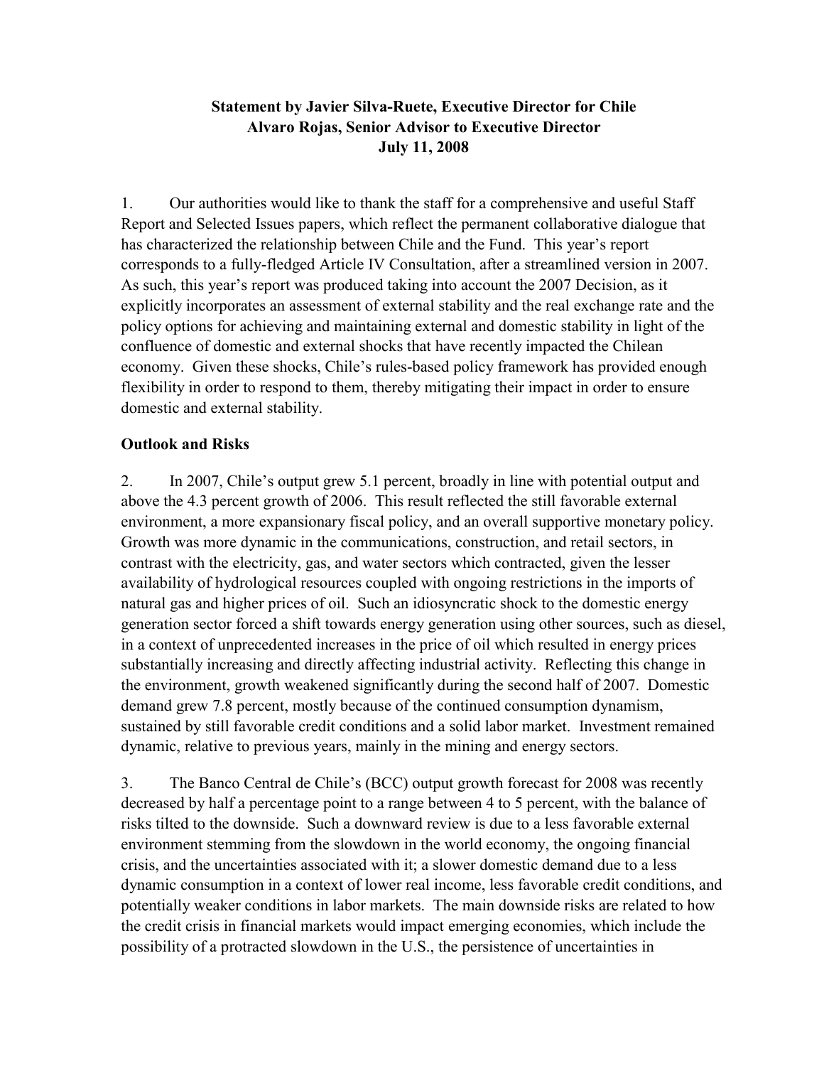**Statement by Javier Silva-Ruete, Executive Director for Chile**
**Alvaro Rojas, Senior Advisor to Executive Director**
**July 11, 2008**

1. Our authorities would like to thank the staff for a comprehensive and useful Staff Report and Selected Issues papers, which reflect the permanent collaborative dialogue that has characterized the relationship between Chile and the Fund. This year's report corresponds to a fully-fledged Article IV Consultation, after a streamlined version in 2007. As such, this year's report was produced taking into account the 2007 Decision, as it explicitly incorporates an assessment of external stability and the real exchange rate and the policy options for achieving and maintaining external and domestic stability in light of the confluence of domestic and external shocks that have recently impacted the Chilean economy. Given these shocks, Chile's rules-based policy framework has provided enough flexibility in order to respond to them, thereby mitigating their impact in order to ensure domestic and external stability.

## Outlook and Risks

2. In 2007, Chile's output grew 5.1 percent, broadly in line with potential output and above the 4.3 percent growth of 2006. This result reflected the still favorable external environment, a more expansionary fiscal policy, and an overall supportive monetary policy. Growth was more dynamic in the communications, construction, and retail sectors, in contrast with the electricity, gas, and water sectors which contracted, given the lesser availability of hydrological resources coupled with ongoing restrictions in the imports of natural gas and higher prices of oil. Such an idiosyncratic shock to the domestic energy generation sector forced a shift towards energy generation using other sources, such as diesel, in a context of unprecedented increases in the price of oil which resulted in energy prices substantially increasing and directly affecting industrial activity. Reflecting this change in the environment, growth weakened significantly during the second half of 2007. Domestic demand grew 7.8 percent, mostly because of the continued consumption dynamism, sustained by still favorable credit conditions and a solid labor market. Investment remained dynamic, relative to previous years, mainly in the mining and energy sectors.

3. The Banco Central de Chile's (BCC) output growth forecast for 2008 was recently decreased by half a percentage point to a range between 4 to 5 percent, with the balance of risks tilted to the downside. Such a downward review is due to a less favorable external environment stemming from the slowdown in the world economy, the ongoing financial crisis, and the uncertainties associated with it; a slower domestic demand due to a less dynamic consumption in a context of lower real income, less favorable credit conditions, and potentially weaker conditions in labor markets. The main downside risks are related to how the credit crisis in financial markets would impact emerging economies, which include the possibility of a protracted slowdown in the U.S., the persistence of uncertainties in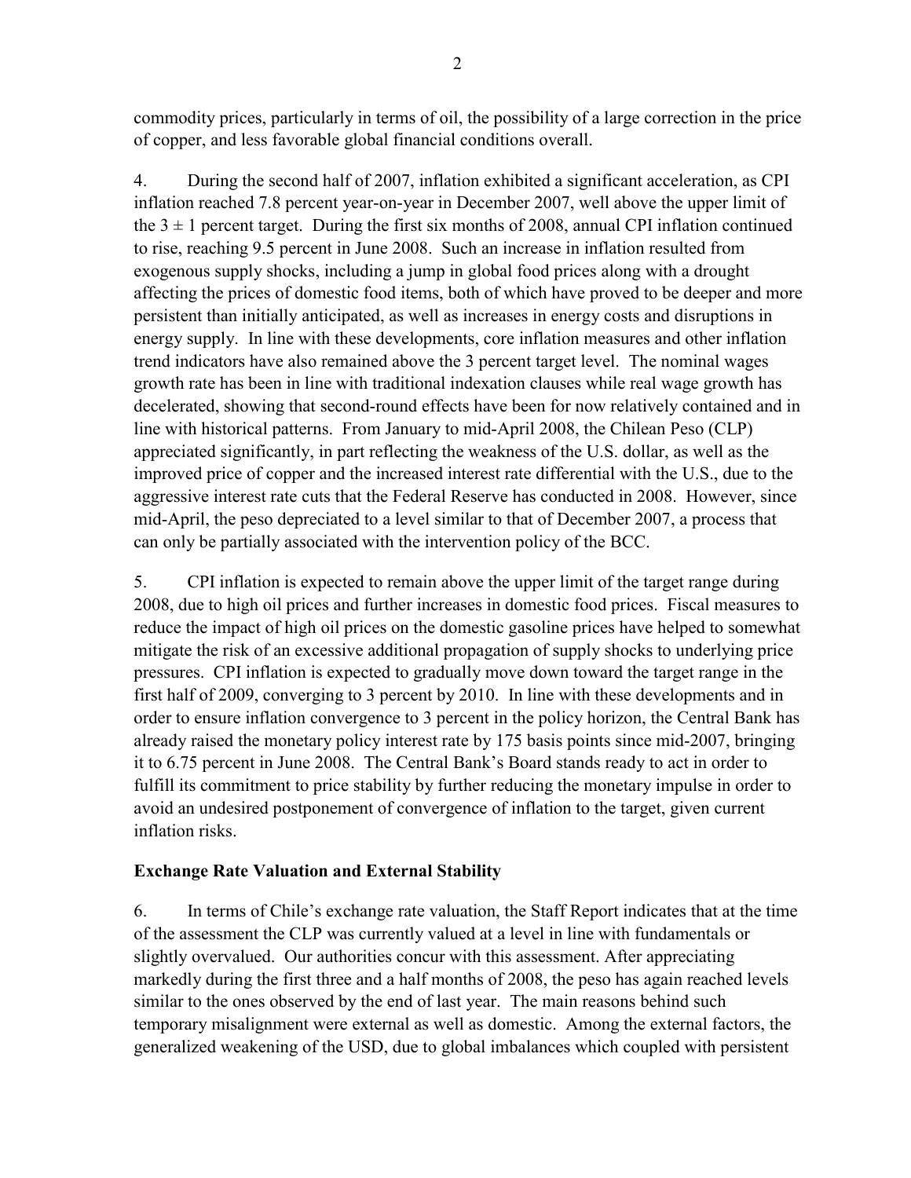commodity prices, particularly in terms of oil, the possibility of a large correction in the price of copper, and less favorable global financial conditions overall.

4. During the second half of 2007, inflation exhibited a significant acceleration, as CPI inflation reached 7.8 percent year-on-year in December 2007, well above the upper limit of the $3 \pm 1$ percent target. During the first six months of 2008, annual CPI inflation continued to rise, reaching 9.5 percent in June 2008. Such an increase in inflation resulted from exogenous supply shocks, including a jump in global food prices along with a drought affecting the prices of domestic food items, both of which have proved to be deeper and more persistent than initially anticipated, as well as increases in energy costs and disruptions in energy supply. In line with these developments, core inflation measures and other inflation trend indicators have also remained above the 3 percent target level. The nominal wages growth rate has been in line with traditional indexation clauses while real wage growth has decelerated, showing that second-round effects have been for now relatively contained and in line with historical patterns. From January to mid-April 2008, the Chilean Peso (CLP) appreciated significantly, in part reflecting the weakness of the U.S. dollar, as well as the improved price of copper and the increased interest rate differential with the U.S., due to the aggressive interest rate cuts that the Federal Reserve has conducted in 2008. However, since mid-April, the peso depreciated to a level similar to that of December 2007, a process that can only be partially associated with the intervention policy of the BCC.

5. CPI inflation is expected to remain above the upper limit of the target range during 2008, due to high oil prices and further increases in domestic food prices. Fiscal measures to reduce the impact of high oil prices on the domestic gasoline prices have helped to somewhat mitigate the risk of an excessive additional propagation of supply shocks to underlying price pressures. CPI inflation is expected to gradually move down toward the target range in the first half of 2009, converging to 3 percent by 2010. In line with these developments and in order to ensure inflation convergence to 3 percent in the policy horizon, the Central Bank has already raised the monetary policy interest rate by 175 basis points since mid-2007, bringing it to 6.75 percent in June 2008. The Central Bank's Board stands ready to act in order to fulfill its commitment to price stability by further reducing the monetary impulse in order to avoid an undesired postponement of convergence of inflation to the target, given current inflation risks.

**Exchange Rate Valuation and External Stability**

6. In terms of Chile's exchange rate valuation, the Staff Report indicates that at the time of the assessment the CLP was currently valued at a level in line with fundamentals or slightly overvalued. Our authorities concur with this assessment. After appreciating markedly during the first three and a half months of 2008, the peso has again reached levels similar to the ones observed by the end of last year. The main reasons behind such temporary misalignment were external as well as domestic. Among the external factors, the generalized weakening of the USD, due to global imbalances which coupled with persistent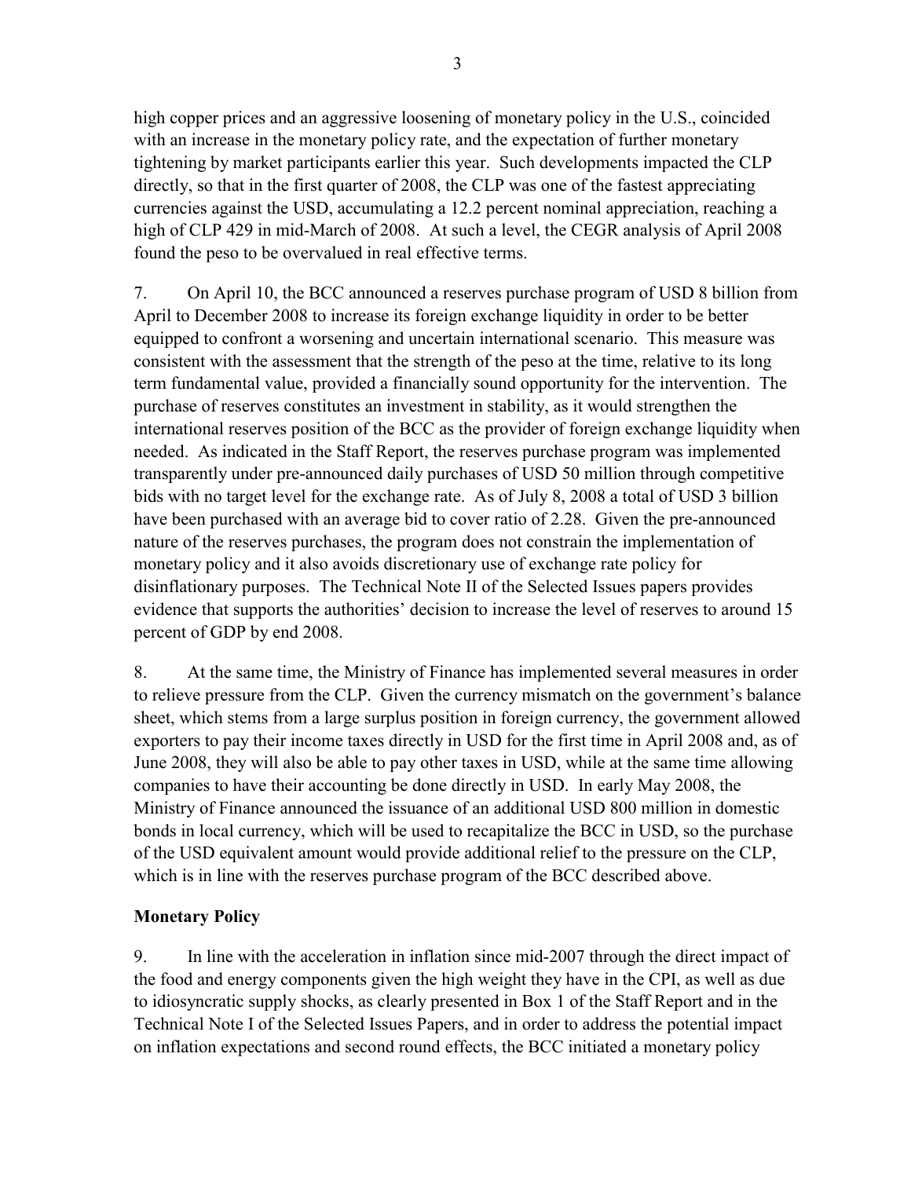high copper prices and an aggressive loosening of monetary policy in the U.S., coincided with an increase in the monetary policy rate, and the expectation of further monetary tightening by market participants earlier this year. Such developments impacted the CLP directly, so that in the first quarter of 2008, the CLP was one of the fastest appreciating currencies against the USD, accumulating a 12.2 percent nominal appreciation, reaching a high of CLP 429 in mid-March of 2008. At such a level, the CEGR analysis of April 2008 found the peso to be overvalued in real effective terms.

7. On April 10, the BCC announced a reserves purchase program of USD 8 billion from April to December 2008 to increase its foreign exchange liquidity in order to be better equipped to confront a worsening and uncertain international scenario. This measure was consistent with the assessment that the strength of the peso at the time, relative to its long term fundamental value, provided a financially sound opportunity for the intervention. The purchase of reserves constitutes an investment in stability, as it would strengthen the international reserves position of the BCC as the provider of foreign exchange liquidity when needed. As indicated in the Staff Report, the reserves purchase program was implemented transparently under pre-announced daily purchases of USD 50 million through competitive bids with no target level for the exchange rate. As of July 8, 2008 a total of USD 3 billion have been purchased with an average bid to cover ratio of 2.28. Given the pre-announced nature of the reserves purchases, the program does not constrain the implementation of monetary policy and it also avoids discretionary use of exchange rate policy for disinflationary purposes. The Technical Note II of the Selected Issues papers provides evidence that supports the authorities' decision to increase the level of reserves to around 15 percent of GDP by end 2008.

8. At the same time, the Ministry of Finance has implemented several measures in order to relieve pressure from the CLP. Given the currency mismatch on the government's balance sheet, which stems from a large surplus position in foreign currency, the government allowed exporters to pay their income taxes directly in USD for the first time in April 2008 and, as of June 2008, they will also be able to pay other taxes in USD, while at the same time allowing companies to have their accounting be done directly in USD. In early May 2008, the Ministry of Finance announced the issuance of an additional USD 800 million in domestic bonds in local currency, which will be used to recapitalize the BCC in USD, so the purchase of the USD equivalent amount would provide additional relief to the pressure on the CLP, which is in line with the reserves purchase program of the BCC described above.

**Monetary Policy**

9. In line with the acceleration in inflation since mid-2007 through the direct impact of the food and energy components given the high weight they have in the CPI, as well as due to idiosyncratic supply shocks, as clearly presented in Box 1 of the Staff Report and in the Technical Note I of the Selected Issues Papers, and in order to address the potential impact on inflation expectations and second round effects, the BCC initiated a monetary policy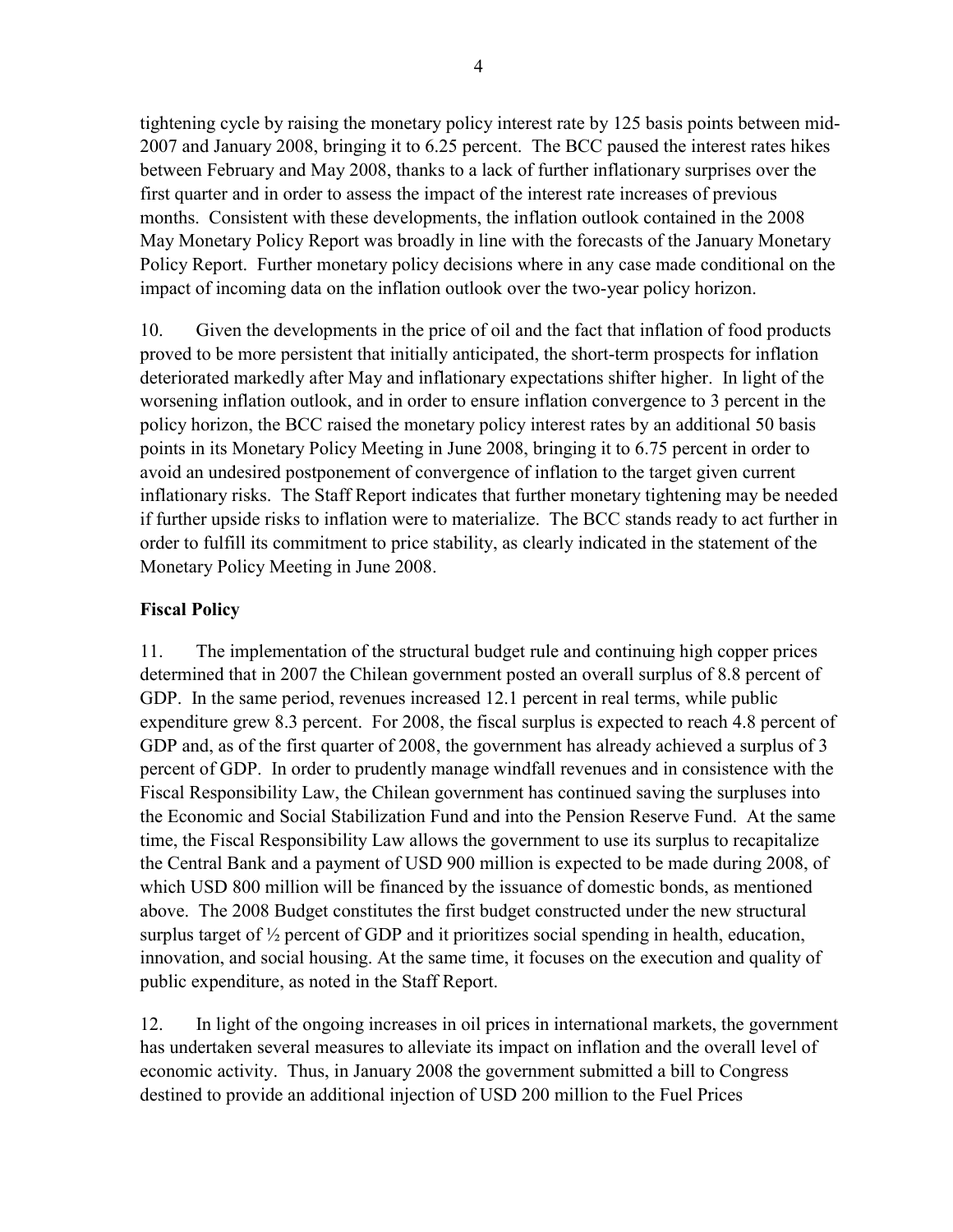tightening cycle by raising the monetary policy interest rate by 125 basis points between mid-2007 and January 2008, bringing it to 6.25 percent. The BCC paused the interest rates hikes between February and May 2008, thanks to a lack of further inflationary surprises over the first quarter and in order to assess the impact of the interest rate increases of previous months. Consistent with these developments, the inflation outlook contained in the 2008 May Monetary Policy Report was broadly in line with the forecasts of the January Monetary Policy Report. Further monetary policy decisions where in any case made conditional on the impact of incoming data on the inflation outlook over the two-year policy horizon.

10. Given the developments in the price of oil and the fact that inflation of food products proved to be more persistent that initially anticipated, the short-term prospects for inflation deteriorated markedly after May and inflationary expectations shifter higher. In light of the worsening inflation outlook, and in order to ensure inflation convergence to 3 percent in the policy horizon, the BCC raised the monetary policy interest rates by an additional 50 basis points in its Monetary Policy Meeting in June 2008, bringing it to 6.75 percent in order to avoid an undesired postponement of convergence of inflation to the target given current inflationary risks. The Staff Report indicates that further monetary tightening may be needed if further upside risks to inflation were to materialize. The BCC stands ready to act further in order to fulfill its commitment to price stability, as clearly indicated in the statement of the Monetary Policy Meeting in June 2008.

**Fiscal Policy**

11. The implementation of the structural budget rule and continuing high copper prices determined that in 2007 the Chilean government posted an overall surplus of 8.8 percent of GDP. In the same period, revenues increased 12.1 percent in real terms, while public expenditure grew 8.3 percent. For 2008, the fiscal surplus is expected to reach 4.8 percent of GDP and, as of the first quarter of 2008, the government has already achieved a surplus of 3 percent of GDP. In order to prudently manage windfall revenues and in consistence with the Fiscal Responsibility Law, the Chilean government has continued saving the surpluses into the Economic and Social Stabilization Fund and into the Pension Reserve Fund. At the same time, the Fiscal Responsibility Law allows the government to use its surplus to recapitalize the Central Bank and a payment of USD 900 million is expected to be made during 2008, of which USD 800 million will be financed by the issuance of domestic bonds, as mentioned above. The 2008 Budget constitutes the first budget constructed under the new structural surplus target of ½ percent of GDP and it prioritizes social spending in health, education, innovation, and social housing. At the same time, it focuses on the execution and quality of public expenditure, as noted in the Staff Report.

12. In light of the ongoing increases in oil prices in international markets, the government has undertaken several measures to alleviate its impact on inflation and the overall level of economic activity. Thus, in January 2008 the government submitted a bill to Congress destined to provide an additional injection of USD 200 million to the Fuel Prices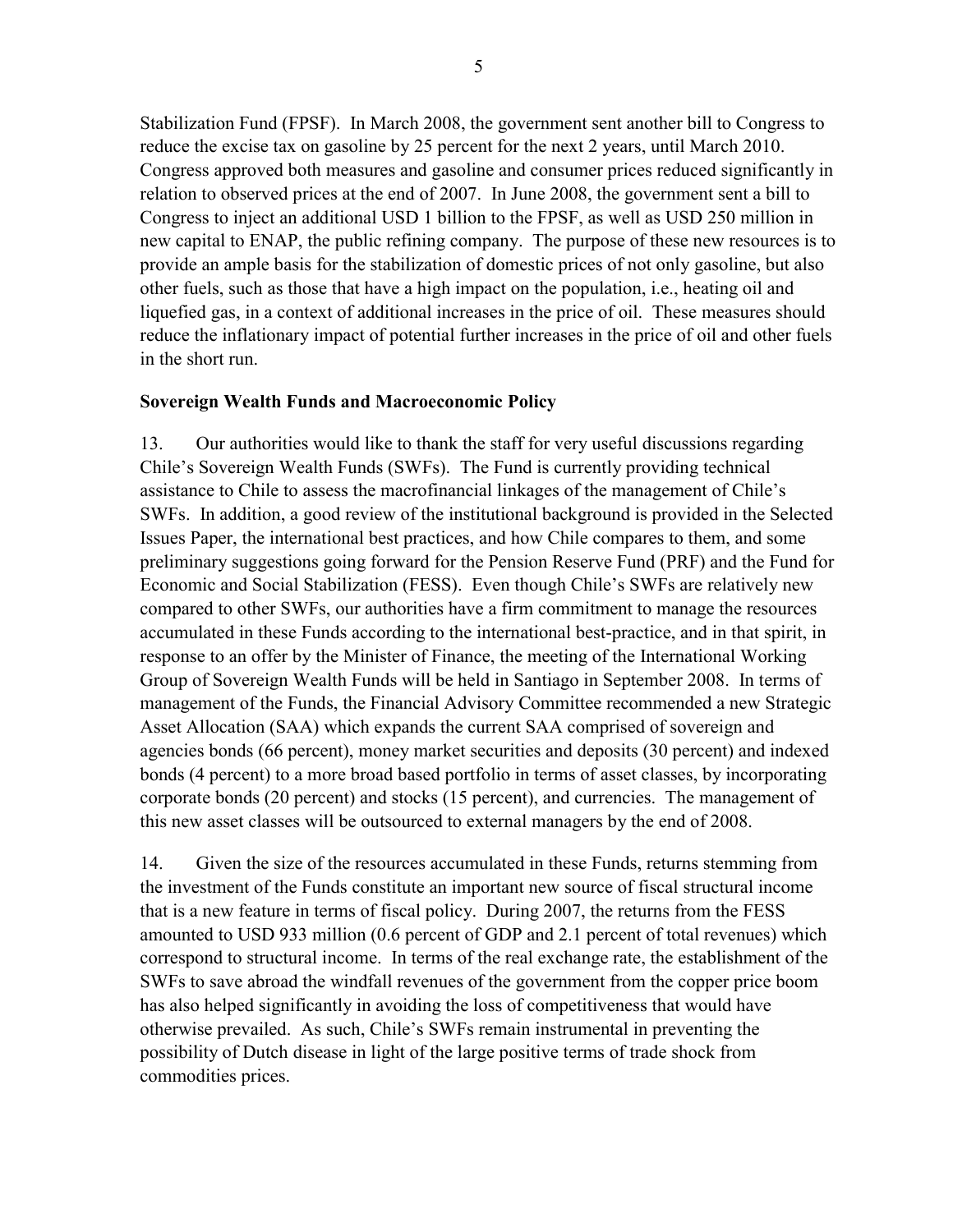Stabilization Fund (FPSF). In March 2008, the government sent another bill to Congress to reduce the excise tax on gasoline by 25 percent for the next 2 years, until March 2010. Congress approved both measures and gasoline and consumer prices reduced significantly in relation to observed prices at the end of 2007. In June 2008, the government sent a bill to Congress to inject an additional USD 1 billion to the FPSF, as well as USD 250 million in new capital to ENAP, the public refining company. The purpose of these new resources is to provide an ample basis for the stabilization of domestic prices of not only gasoline, but also other fuels, such as those that have a high impact on the population, i.e., heating oil and liquefied gas, in a context of additional increases in the price of oil. These measures should reduce the inflationary impact of potential further increases in the price of oil and other fuels in the short run.

**Sovereign Wealth Funds and Macroeconomic Policy**

13. Our authorities would like to thank the staff for very useful discussions regarding Chile's Sovereign Wealth Funds (SWFs). The Fund is currently providing technical assistance to Chile to assess the macrofinancial linkages of the management of Chile's SWFs. In addition, a good review of the institutional background is provided in the Selected Issues Paper, the international best practices, and how Chile compares to them, and some preliminary suggestions going forward for the Pension Reserve Fund (PRF) and the Fund for Economic and Social Stabilization (FESS). Even though Chile's SWFs are relatively new compared to other SWFs, our authorities have a firm commitment to manage the resources accumulated in these Funds according to the international best-practice, and in that spirit, in response to an offer by the Minister of Finance, the meeting of the International Working Group of Sovereign Wealth Funds will be held in Santiago in September 2008. In terms of management of the Funds, the Financial Advisory Committee recommended a new Strategic Asset Allocation (SAA) which expands the current SAA comprised of sovereign and agencies bonds (66 percent), money market securities and deposits (30 percent) and indexed bonds (4 percent) to a more broad based portfolio in terms of asset classes, by incorporating corporate bonds (20 percent) and stocks (15 percent), and currencies. The management of this new asset classes will be outsourced to external managers by the end of 2008.

14. Given the size of the resources accumulated in these Funds, returns stemming from the investment of the Funds constitute an important new source of fiscal structural income that is a new feature in terms of fiscal policy. During 2007, the returns from the FESS amounted to USD 933 million (0.6 percent of GDP and 2.1 percent of total revenues) which correspond to structural income. In terms of the real exchange rate, the establishment of the SWFs to save abroad the windfall revenues of the government from the copper price boom has also helped significantly in avoiding the loss of competitiveness that would have otherwise prevailed. As such, Chile's SWFs remain instrumental in preventing the possibility of Dutch disease in light of the large positive terms of trade shock from commodities prices.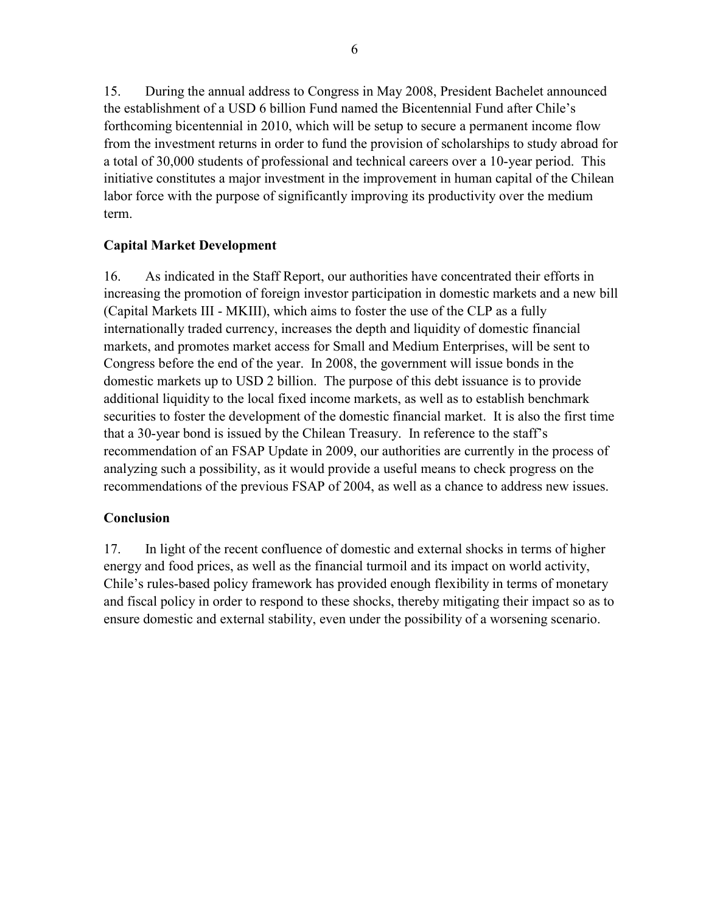15. During the annual address to Congress in May 2008, President Bachelet announced the establishment of a USD 6 billion Fund named the Bicentennial Fund after Chile's forthcoming bicentennial in 2010, which will be setup to secure a permanent income flow from the investment returns in order to fund the provision of scholarships to study abroad for a total of 30,000 students of professional and technical careers over a 10-year period. This initiative constitutes a major investment in the improvement in human capital of the Chilean labor force with the purpose of significantly improving its productivity over the medium term.

**Capital Market Development**

16. As indicated in the Staff Report, our authorities have concentrated their efforts in increasing the promotion of foreign investor participation in domestic markets and a new bill (Capital Markets III - MKIII), which aims to foster the use of the CLP as a fully internationally traded currency, increases the depth and liquidity of domestic financial markets, and promotes market access for Small and Medium Enterprises, will be sent to Congress before the end of the year. In 2008, the government will issue bonds in the domestic markets up to USD 2 billion. The purpose of this debt issuance is to provide additional liquidity to the local fixed income markets, as well as to establish benchmark securities to foster the development of the domestic financial market. It is also the first time that a 30-year bond is issued by the Chilean Treasury. In reference to the staff's recommendation of an FSAP Update in 2009, our authorities are currently in the process of analyzing such a possibility, as it would provide a useful means to check progress on the recommendations of the previous FSAP of 2004, as well as a chance to address new issues.

**Conclusion**

17. In light of the recent confluence of domestic and external shocks in terms of higher energy and food prices, as well as the financial turmoil and its impact on world activity, Chile's rules-based policy framework has provided enough flexibility in terms of monetary and fiscal policy in order to respond to these shocks, thereby mitigating their impact so as to ensure domestic and external stability, even under the possibility of a worsening scenario.